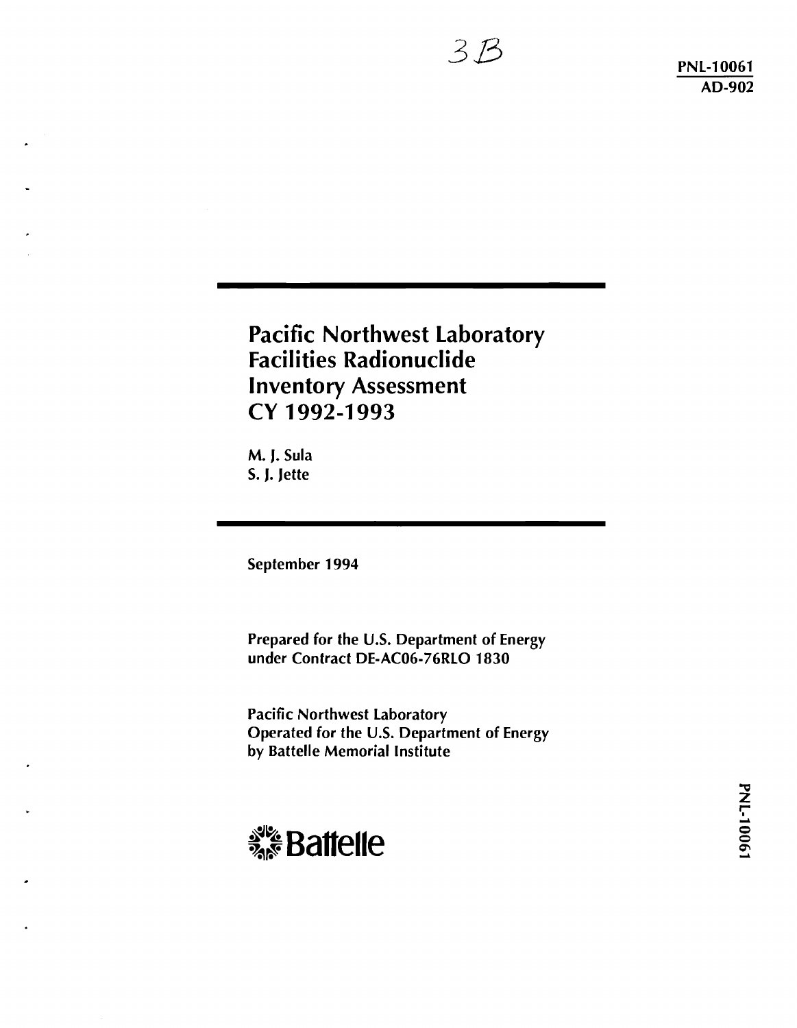3B

PNL-10061
AD-902

# Pacific Northwest Laboratory Facilities Radionuclide Inventory Assessment CY 1992-1993

M. J. Sula
S. J. Jette

September 1994

Prepared for the U.S. Department of Energy
under Contract DE-AC06-76RLO 1830

Pacific Northwest Laboratory
Operated for the U.S. Department of Energy
by Battelle Memorial Institute

Battelle

PNL-10061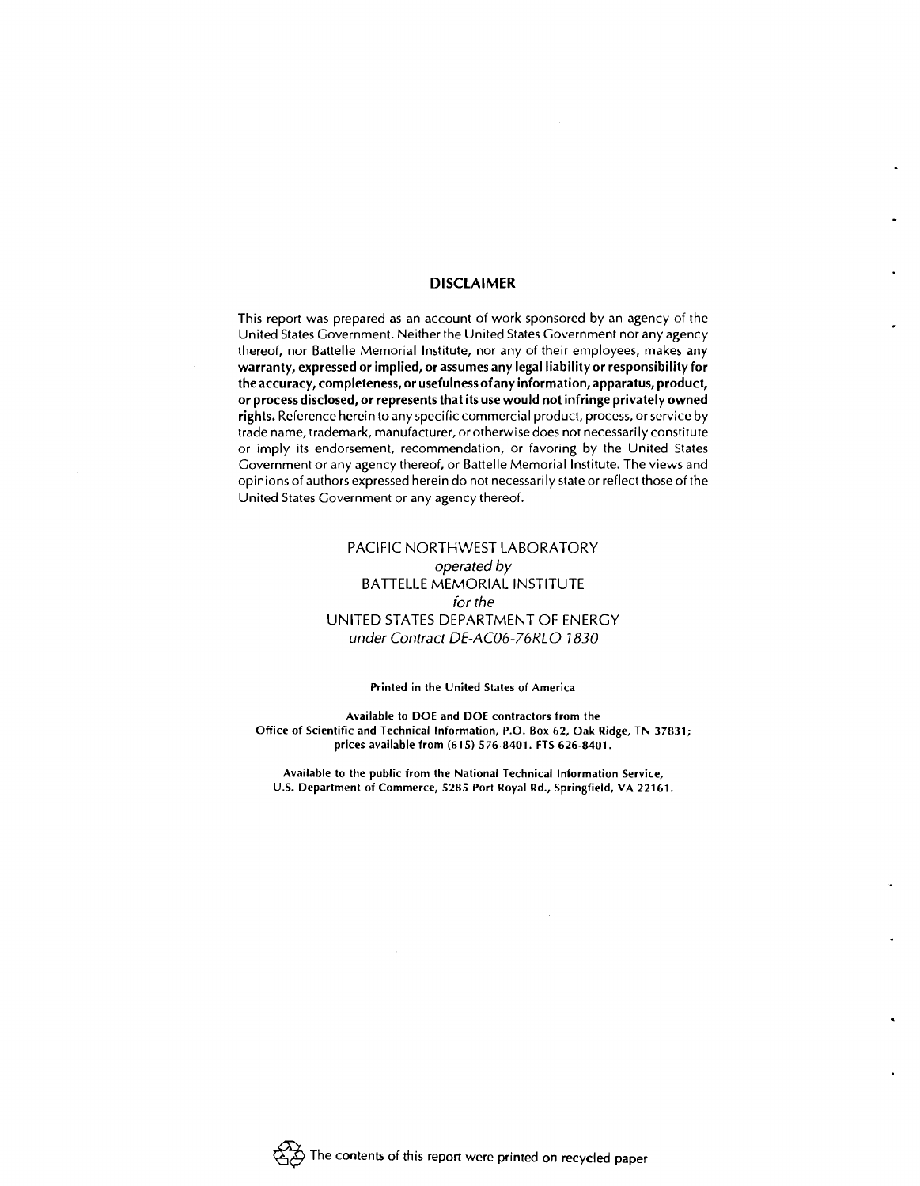## DISCLAIMER

This report was prepared as an account of work sponsored by an agency of the United States Government. Neither the United States Government nor any agency thereof, nor Battelle Memorial Institute, nor any of their employees, makes **any warranty, expressed or implied, or assumes any legal liability or responsibility for the accuracy, completeness, or usefulness of any information, apparatus, product, or process disclosed, or represents that its use would not infringe privately owned rights.** Reference herein to any specific commercial product, process, or service by trade name, trademark, manufacturer, or otherwise does not necessarily constitute or imply its endorsement, recommendation, or favoring by the United States Government or any agency thereof, or Battelle Memorial Institute. The views and opinions of authors expressed herein do not necessarily state or reflect those of the United States Government or any agency thereof.

PACIFIC NORTHWEST LABORATORY
*operated by*
BATTELLE MEMORIAL INSTITUTE
*for the*
UNITED STATES DEPARTMENT OF ENERGY
*under Contract DE-AC06-76RLO 1830*

**Printed in the United States of America**

**Available to DOE and DOE contractors from the Office of Scientific and Technical Information, P.O. Box 62, Oak Ridge, TN 37831; prices available from (615) 576-8401. FTS 626-8401.**

**Available to the public from the National Technical Information Service, U.S. Department of Commerce, 5285 Port Royal Rd., Springfield, VA 22161.**

The contents of this report were printed on recycled paper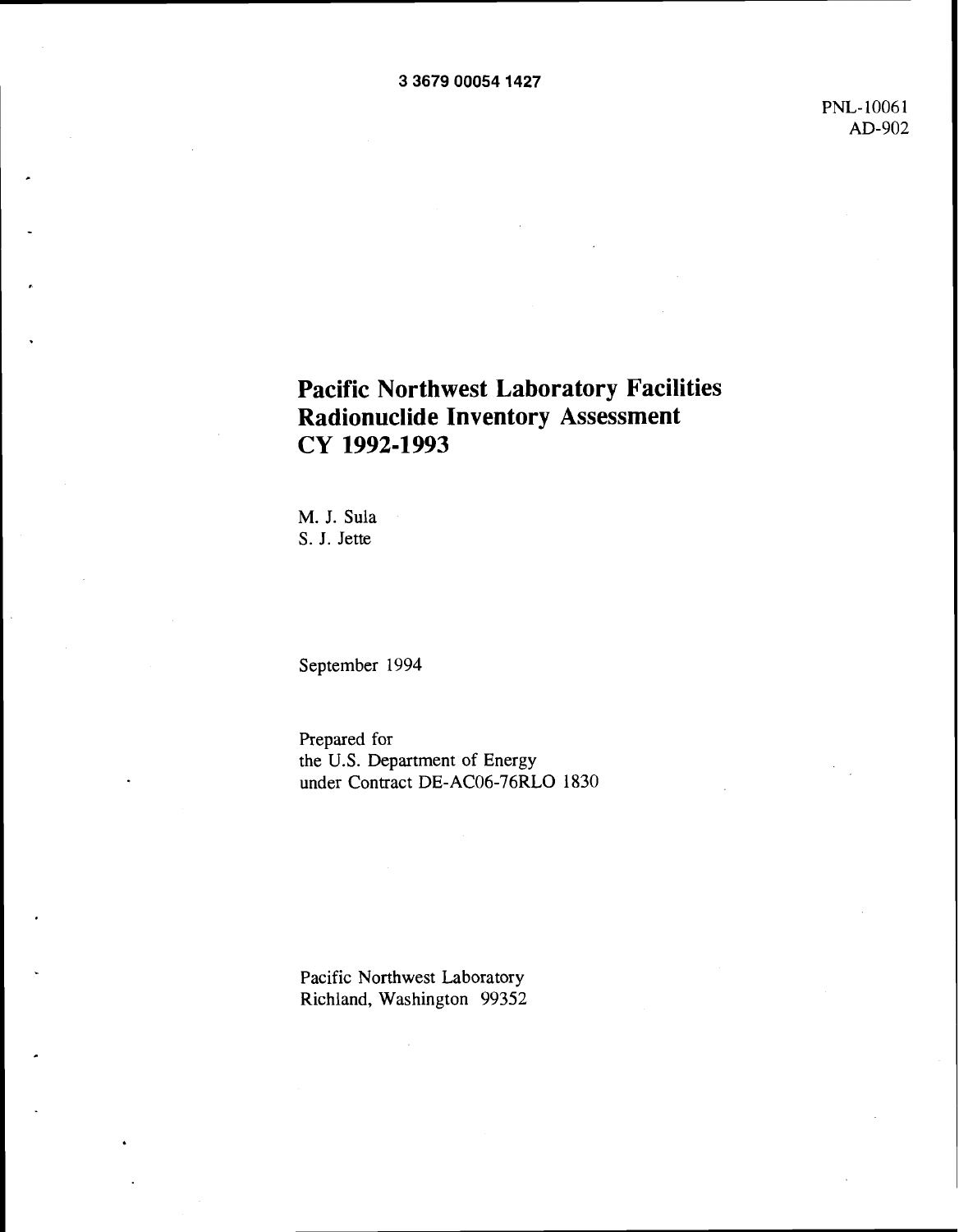3 3679 00054 1427

PNL-10061
AD-902

# Pacific Northwest Laboratory Facilities Radionuclide Inventory Assessment CY 1992-1993

M. J. Sula
S. J. Jette

September 1994

Prepared for
the U.S. Department of Energy
under Contract DE-AC06-76RLO 1830

Pacific Northwest Laboratory
Richland, Washington 99352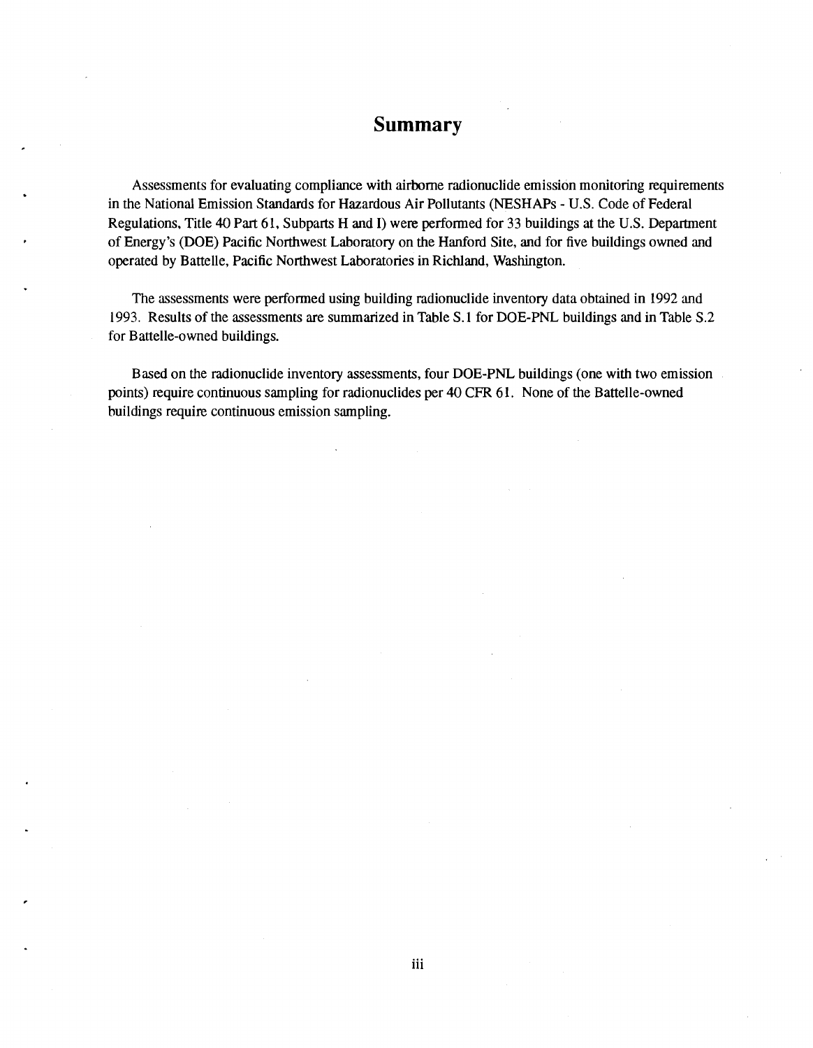# Summary

Assessments for evaluating compliance with airborne radionuclide emission monitoring requirements in the National Emission Standards for Hazardous Air Pollutants (NESHAPs - U.S. Code of Federal Regulations, Title 40 Part 61, Subparts H and I) were performed for 33 buildings at the U.S. Department of Energy's (DOE) Pacific Northwest Laboratory on the Hanford Site, and for five buildings owned and operated by Battelle, Pacific Northwest Laboratories in Richland, Washington.

The assessments were performed using building radionuclide inventory data obtained in 1992 and 1993. Results of the assessments are summarized in Table S.1 for DOE-PNL buildings and in Table S.2 for Battelle-owned buildings.

Based on the radionuclide inventory assessments, four DOE-PNL buildings (one with two emission points) require continuous sampling for radionuclides per 40 CFR 61. None of the Battelle-owned buildings require continuous emission sampling.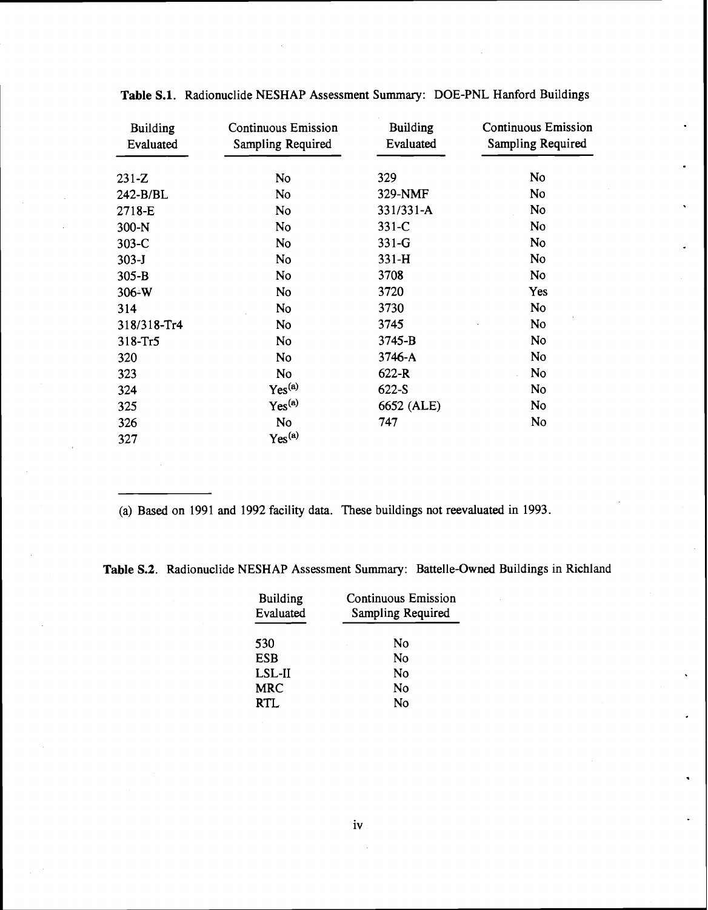**Table S.1.** Radionuclide NESHAP Assessment Summary: DOE-PNL Hanford Buildings

| Building Evaluated | Continuous Emission Sampling Required | Building Evaluated | Continuous Emission Sampling Required |
|---|---|---|---|
| 231-Z | No | 329 | No |
| 242-B/BL | No | 329-NMF | No |
| 2718-E | No | 331/331-A | No |
| 300-N | No | 331-C | No |
| 303-C | No | 331-G | No |
| 303-J | No | 331-H | No |
| 305-B | No | 3708 | No |
| 306-W | No | 3720 | Yes |
| 314 | No | 3730 | No |
| 318/318-Tr4 | No | 3745 | No |
| 318-Tr5 | No | 3745-B | No |
| 320 | No | 3746-A | No |
| 323 | No | 622-R | No |
| 324 | Yes[(a)] | 622-S | No |
| 325 | Yes[(a)] | 6652 (ALE) | No |
| 326 | No | 747 | No |
| 327 | Yes[(a)] | | |

(a) Based on 1991 and 1992 facility data. These buildings not reevaluated in 1993.

**Table S.2.** Radionuclide NESHAP Assessment Summary: Battelle-Owned Buildings in Richland

| Building Evaluated | Continuous Emission Sampling Required |
|---|---|
| 530 | No |
| ESB | No |
| LSL-II | No |
| MRC | No |
| RTL | No |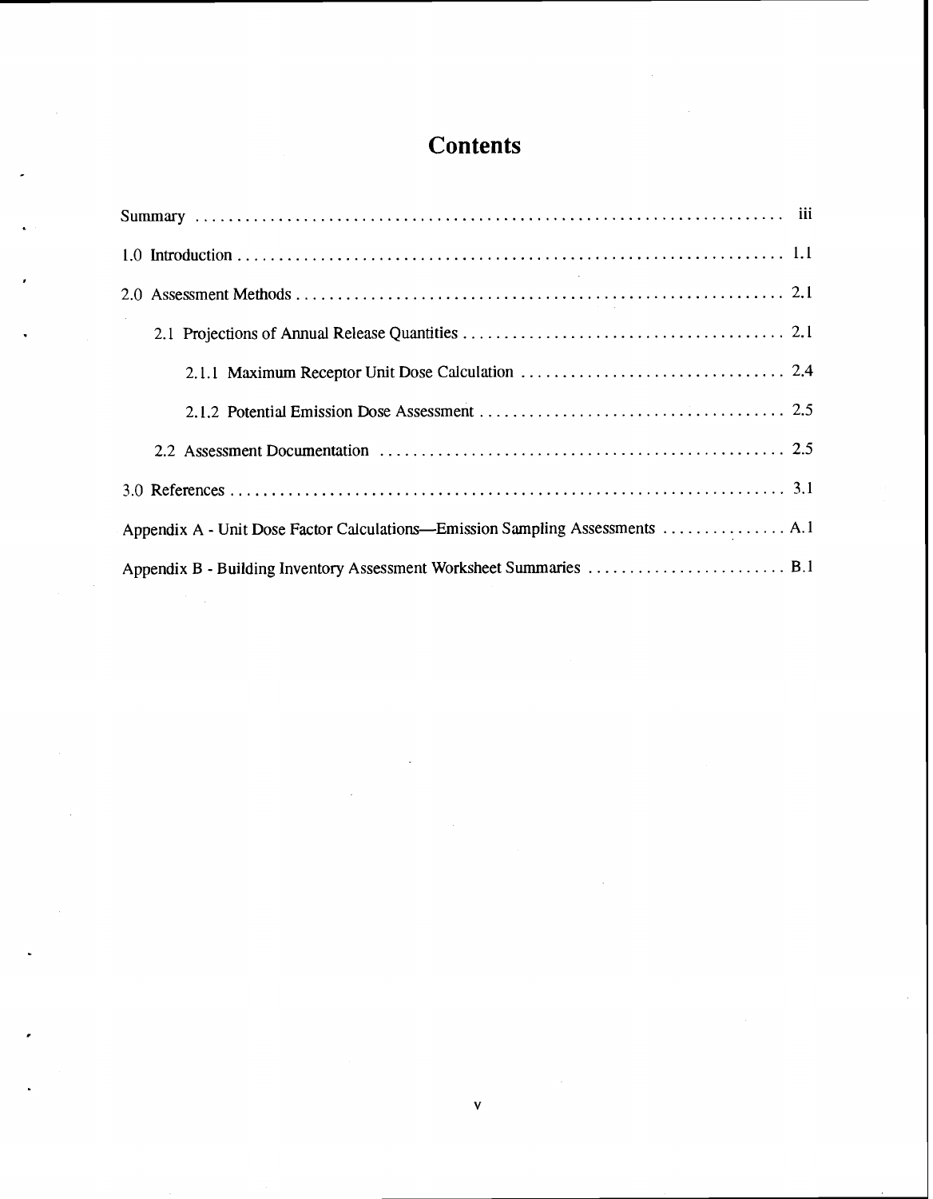# Contents

Summary ........................................................................ iii

1.0 Introduction ........................................................................ 1.1

2.0 Assessment Methods ........................................................................ 2.1

2.1 Projections of Annual Release Quantities ........................................................................ 2.1

2.1.1 Maximum Receptor Unit Dose Calculation ........................................................................ 2.4

2.1.2 Potential Emission Dose Assessment ........................................................................ 2.5

2.2 Assessment Documentation ........................................................................ 2.5

3.0 References ........................................................................ 3.1

Appendix A - Unit Dose Factor Calculations—Emission Sampling Assessments ........................................................................ A.1

Appendix B - Building Inventory Assessment Worksheet Summaries ........................................................................ B.1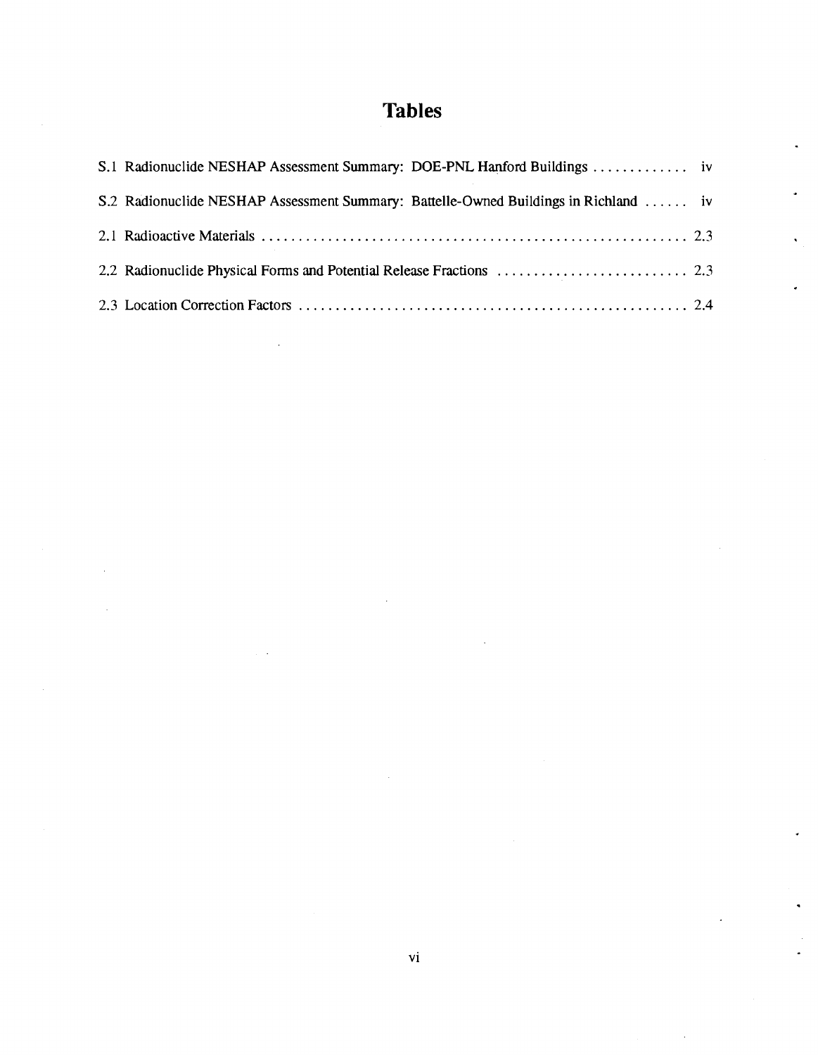# Tables

S.1 Radionuclide NESHAP Assessment Summary: DOE-PNL Hanford Buildings ............. iv

S.2 Radionuclide NESHAP Assessment Summary: Battelle-Owned Buildings in Richland ...... iv

2.1 Radioactive Materials ........................................................ 2.3

2.2 Radionuclide Physical Forms and Potential Release Fractions .......................... 2.3

2.3 Location Correction Factors ..................................................... 2.4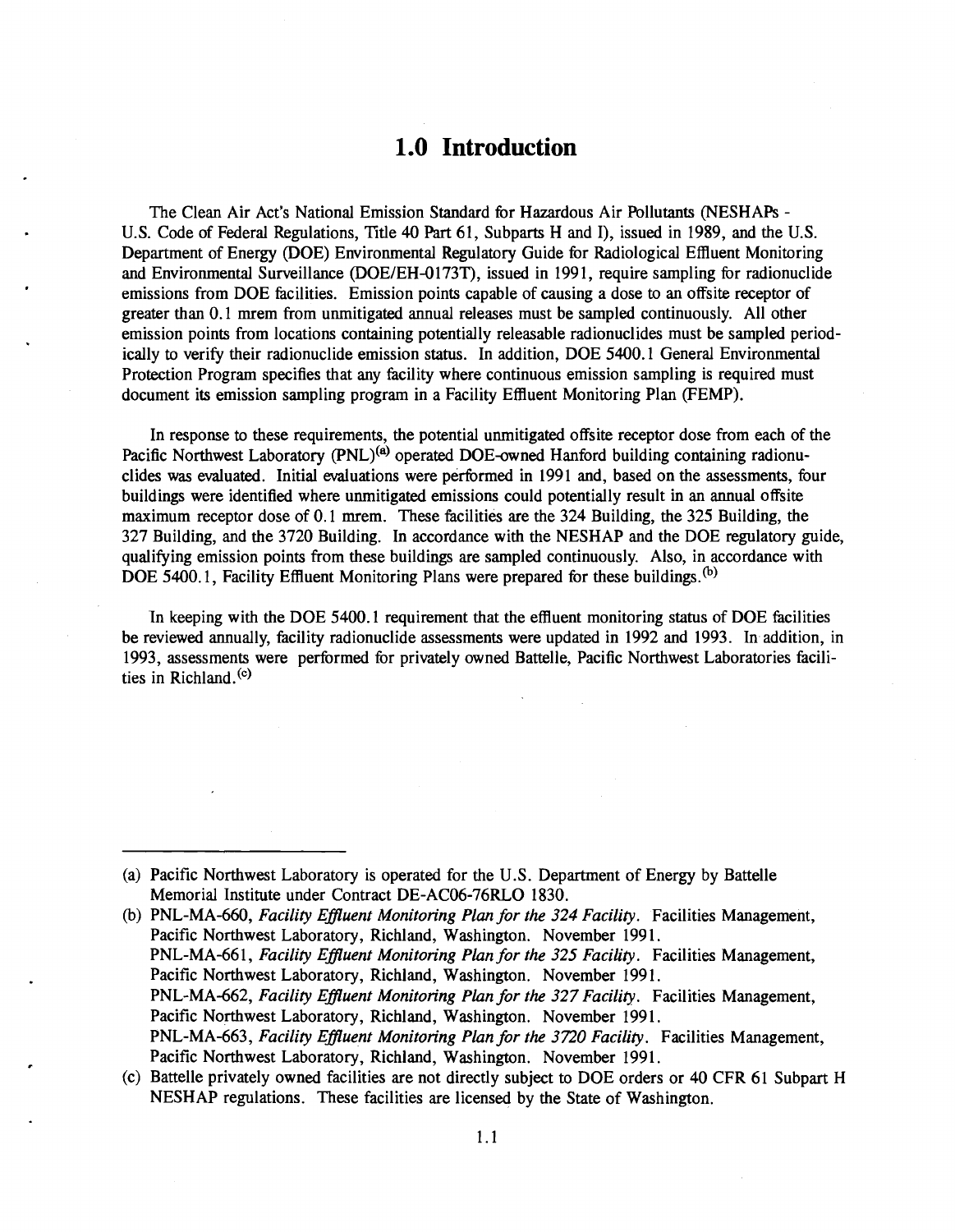# 1.0 Introduction

The Clean Air Act's National Emission Standard for Hazardous Air Pollutants (NESHAPs - U.S. Code of Federal Regulations, Title 40 Part 61, Subparts H and I), issued in 1989, and the U.S. Department of Energy (DOE) Environmental Regulatory Guide for Radiological Effluent Monitoring and Environmental Surveillance (DOE/EH-0173T), issued in 1991, require sampling for radionuclide emissions from DOE facilities. Emission points capable of causing a dose to an offsite receptor of greater than 0.1 mrem from unmitigated annual releases must be sampled continuously. All other emission points from locations containing potentially releasable radionuclides must be sampled periodically to verify their radionuclide emission status. In addition, DOE 5400.1 General Environmental Protection Program specifies that any facility where continuous emission sampling is required must document its emission sampling program in a Facility Effluent Monitoring Plan (FEMP).

In response to these requirements, the potential unmitigated offsite receptor dose from each of the Pacific Northwest Laboratory (PNL)[a] operated DOE-owned Hanford building containing radionuclides was evaluated. Initial evaluations were performed in 1991 and, based on the assessments, four buildings were identified where unmitigated emissions could potentially result in an annual offsite maximum receptor dose of 0.1 mrem. These facilities are the 324 Building, the 325 Building, the 327 Building, and the 3720 Building. In accordance with the NESHAP and the DOE regulatory guide, qualifying emission points from these buildings are sampled continuously. Also, in accordance with DOE 5400.1, Facility Effluent Monitoring Plans were prepared for these buildings.[b]

In keeping with the DOE 5400.1 requirement that the effluent monitoring status of DOE facilities be reviewed annually, facility radionuclide assessments were updated in 1992 and 1993. In addition, in 1993, assessments were performed for privately owned Battelle, Pacific Northwest Laboratories facilities in Richland.[c]

---

(a) Pacific Northwest Laboratory is operated for the U.S. Department of Energy by Battelle Memorial Institute under Contract DE-AC06-76RLO 1830.

(b) PNL-MA-660, *Facility Effluent Monitoring Plan for the 324 Facility*. Facilities Management, Pacific Northwest Laboratory, Richland, Washington. November 1991.
PNL-MA-661, *Facility Effluent Monitoring Plan for the 325 Facility*. Facilities Management, Pacific Northwest Laboratory, Richland, Washington. November 1991.
PNL-MA-662, *Facility Effluent Monitoring Plan for the 327 Facility*. Facilities Management, Pacific Northwest Laboratory, Richland, Washington. November 1991.
PNL-MA-663, *Facility Effluent Monitoring Plan for the 3720 Facility*. Facilities Management, Pacific Northwest Laboratory, Richland, Washington. November 1991.

(c) Battelle privately owned facilities are not directly subject to DOE orders or 40 CFR 61 Subpart H NESHAP regulations. These facilities are licensed by the State of Washington.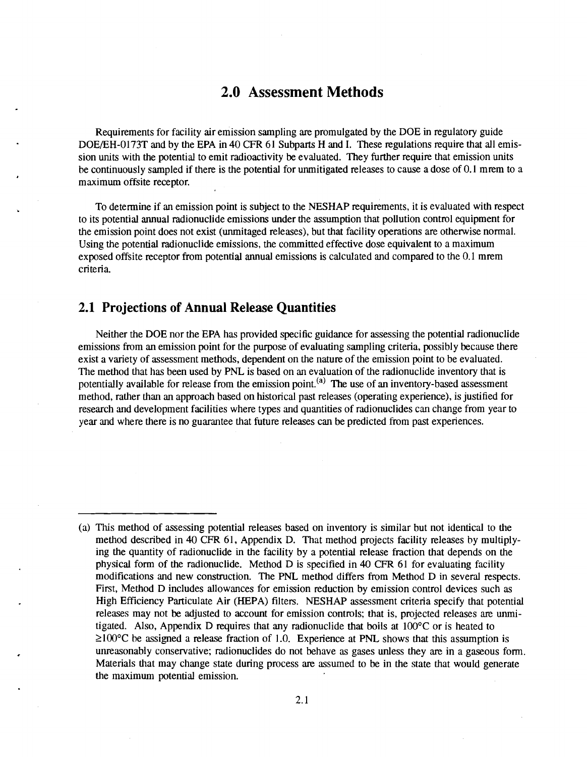# 2.0 Assessment Methods

Requirements for facility air emission sampling are promulgated by the DOE in regulatory guide DOE/EH-0173T and by the EPA in 40 CFR 61 Subparts H and I. These regulations require that all emission units with the potential to emit radioactivity be evaluated. They further require that emission units be continuously sampled if there is the potential for unmitigated releases to cause a dose of 0.1 mrem to a maximum offsite receptor.

To determine if an emission point is subject to the NESHAP requirements, it is evaluated with respect to its potential annual radionuclide emissions under the assumption that pollution control equipment for the emission point does not exist (unmitaged releases), but that facility operations are otherwise normal. Using the potential radionuclide emissions, the committed effective dose equivalent to a maximum exposed offsite receptor from potential annual emissions is calculated and compared to the 0.1 mrem criteria.

## 2.1 Projections of Annual Release Quantities

Neither the DOE nor the EPA has provided specific guidance for assessing the potential radionuclide emissions from an emission point for the purpose of evaluating sampling criteria, possibly because there exist a variety of assessment methods, dependent on the nature of the emission point to be evaluated. The method that has been used by PNL is based on an evaluation of the radionuclide inventory that is potentially available for release from the emission point.[(a)] The use of an inventory-based assessment method, rather than an approach based on historical past releases (operating experience), is justified for research and development facilities where types and quantities of radionuclides can change from year to year and where there is no guarantee that future releases can be predicted from past experiences.

---

(a) This method of assessing potential releases based on inventory is similar but not identical to the method described in 40 CFR 61, Appendix D. That method projects facility releases by multiplying the quantity of radionuclide in the facility by a potential release fraction that depends on the physical form of the radionuclide. Method D is specified in 40 CFR 61 for evaluating facility modifications and new construction. The PNL method differs from Method D in several respects. First, Method D includes allowances for emission reduction by emission control devices such as High Efficiency Particulate Air (HEPA) filters. NESHAP assessment criteria specify that potential releases may not be adjusted to account for emission controls; that is, projected releases are unmitigated. Also, Appendix D requires that any radionuclide that boils at 100°C or is heated to ≥100°C be assigned a release fraction of 1.0. Experience at PNL shows that this assumption is unreasonably conservative; radionuclides do not behave as gases unless they are in a gaseous form. Materials that may change state during process are assumed to be in the state that would generate the maximum potential emission.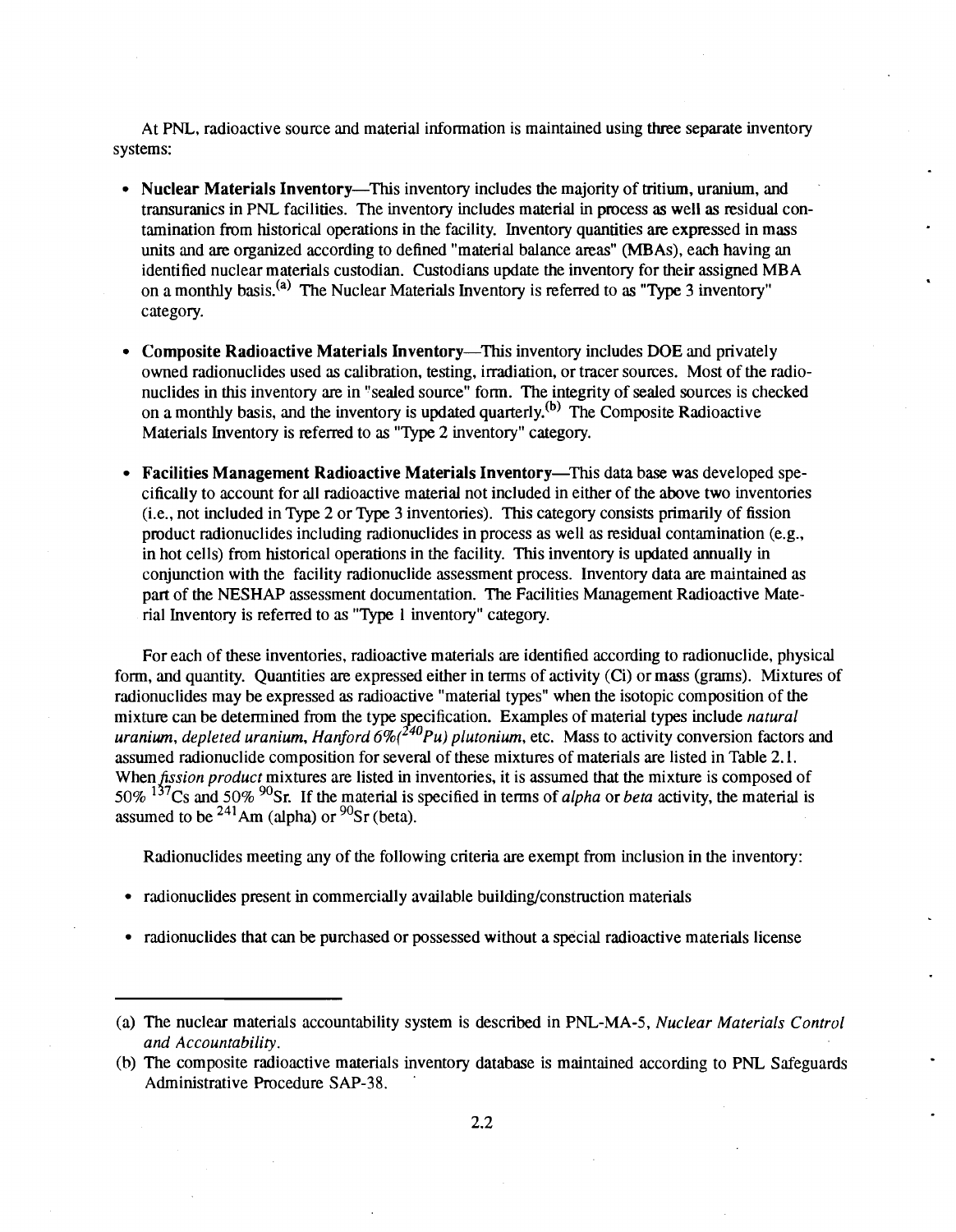At PNL, radioactive source and material information is maintained using three separate inventory systems:

- **Nuclear Materials Inventory**—This inventory includes the majority of tritium, uranium, and transuranics in PNL facilities. The inventory includes material in process as well as residual contamination from historical operations in the facility. Inventory quantities are expressed in mass units and are organized according to defined "material balance areas" (MBAs), each having an identified nuclear materials custodian. Custodians update the inventory for their assigned MBA on a monthly basis.[a] The Nuclear Materials Inventory is referred to as "Type 3 inventory" category.

- **Composite Radioactive Materials Inventory**—This inventory includes DOE and privately owned radionuclides used as calibration, testing, irradiation, or tracer sources. Most of the radionuclides in this inventory are in "sealed source" form. The integrity of sealed sources is checked on a monthly basis, and the inventory is updated quarterly.[b] The Composite Radioactive Materials Inventory is referred to as "Type 2 inventory" category.

- **Facilities Management Radioactive Materials Inventory**—This data base was developed specifically to account for all radioactive material not included in either of the above two inventories (i.e., not included in Type 2 or Type 3 inventories). This category consists primarily of fission product radionuclides including radionuclides in process as well as residual contamination (e.g., in hot cells) from historical operations in the facility. This inventory is updated annually in conjunction with the facility radionuclide assessment process. Inventory data are maintained as part of the NESHAP assessment documentation. The Facilities Management Radioactive Material Inventory is referred to as "Type 1 inventory" category.

For each of these inventories, radioactive materials are identified according to radionuclide, physical form, and quantity. Quantities are expressed either in terms of activity (Ci) or mass (grams). Mixtures of radionuclides may be expressed as radioactive "material types" when the isotopic composition of the mixture can be determined from the type specification. Examples of material types include *natural uranium*, *depleted uranium*, *Hanford 6%($^{240}$Pu) plutonium*, etc. Mass to activity conversion factors and assumed radionuclide composition for several of these mixtures of materials are listed in Table 2.1. When *fission product* mixtures are listed in inventories, it is assumed that the mixture is composed of 50% $^{137}$Cs and 50% $^{90}$Sr. If the material is specified in terms of *alpha* or *beta* activity, the material is assumed to be $^{241}$Am (alpha) or $^{90}$Sr (beta).

Radionuclides meeting any of the following criteria are exempt from inclusion in the inventory:

- radionuclides present in commercially available building/construction materials

- radionuclides that can be purchased or possessed without a special radioactive materials license

---

(a) The nuclear materials accountability system is described in PNL-MA-5, *Nuclear Materials Control and Accountability*.

(b) The composite radioactive materials inventory database is maintained according to PNL Safeguards Administrative Procedure SAP-38.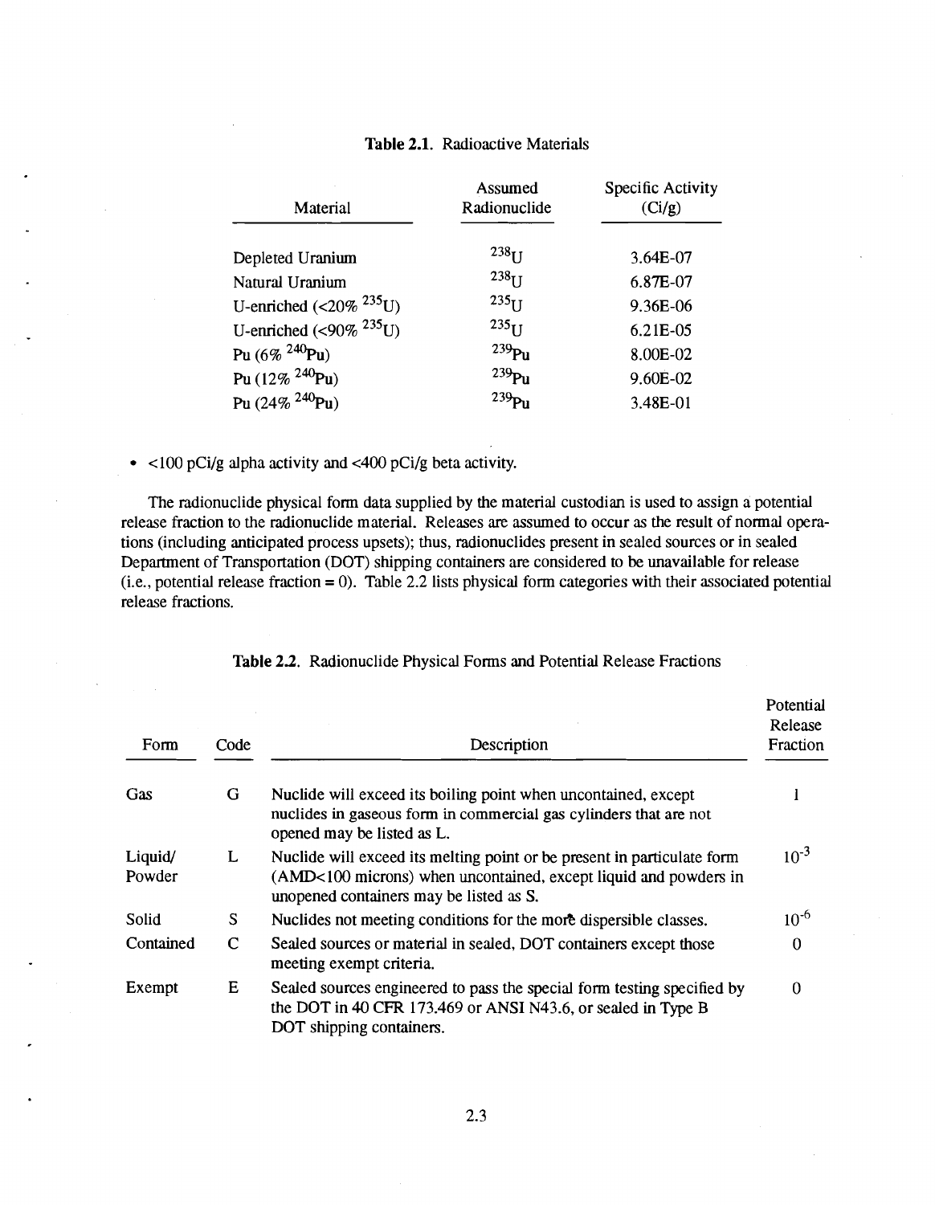**Table 2.1.** Radioactive Materials

| Material | Assumed Radionuclide | Specific Activity (Ci/g) |
|---|---|---|
| Depleted Uranium | $^{238}U$ | 3.64E-07 |
| Natural Uranium | $^{238}U$ | 6.87E-07 |
| U-enriched (<20% $^{235}U$) | $^{235}U$ | 9.36E-06 |
| U-enriched (<90% $^{235}U$) | $^{235}U$ | 6.21E-05 |
| Pu (6% $^{240}Pu$) | $^{239}Pu$ | 8.00E-02 |
| Pu (12% $^{240}Pu$) | $^{239}Pu$ | 9.60E-02 |
| Pu (24% $^{240}Pu$) | $^{239}Pu$ | 3.48E-01 |

- <100 pCi/g alpha activity and <400 pCi/g beta activity.

The radionuclide physical form data supplied by the material custodian is used to assign a potential release fraction to the radionuclide material. Releases are assumed to occur as the result of normal operations (including anticipated process upsets); thus, radionuclides present in sealed sources or in sealed Department of Transportation (DOT) shipping containers are considered to be unavailable for release (i.e., potential release fraction = 0). Table 2.2 lists physical form categories with their associated potential release fractions.

**Table 2.2.** Radionuclide Physical Forms and Potential Release Fractions

| Form | Code | Description | Potential Release Fraction |
|---|---|---|---|
| Gas | G | Nuclide will exceed its boiling point when uncontained, except nuclides in gaseous form in commercial gas cylinders that are not opened may be listed as L. | 1 |
| Liquid/ Powder | L | Nuclide will exceed its melting point or be present in particulate form (AMD<100 microns) when uncontained, except liquid and powders in unopened containers may be listed as S. | $10^{-3}$ |
| Solid | S | Nuclides not meeting conditions for the more dispersible classes. | $10^{-6}$ |
| Contained | C | Sealed sources or material in sealed, DOT containers except those meeting exempt criteria. | 0 |
| Exempt | E | Sealed sources engineered to pass the special form testing specified by the DOT in 40 CFR 173.469 or ANSI N43.6, or sealed in Type B DOT shipping containers. | 0 |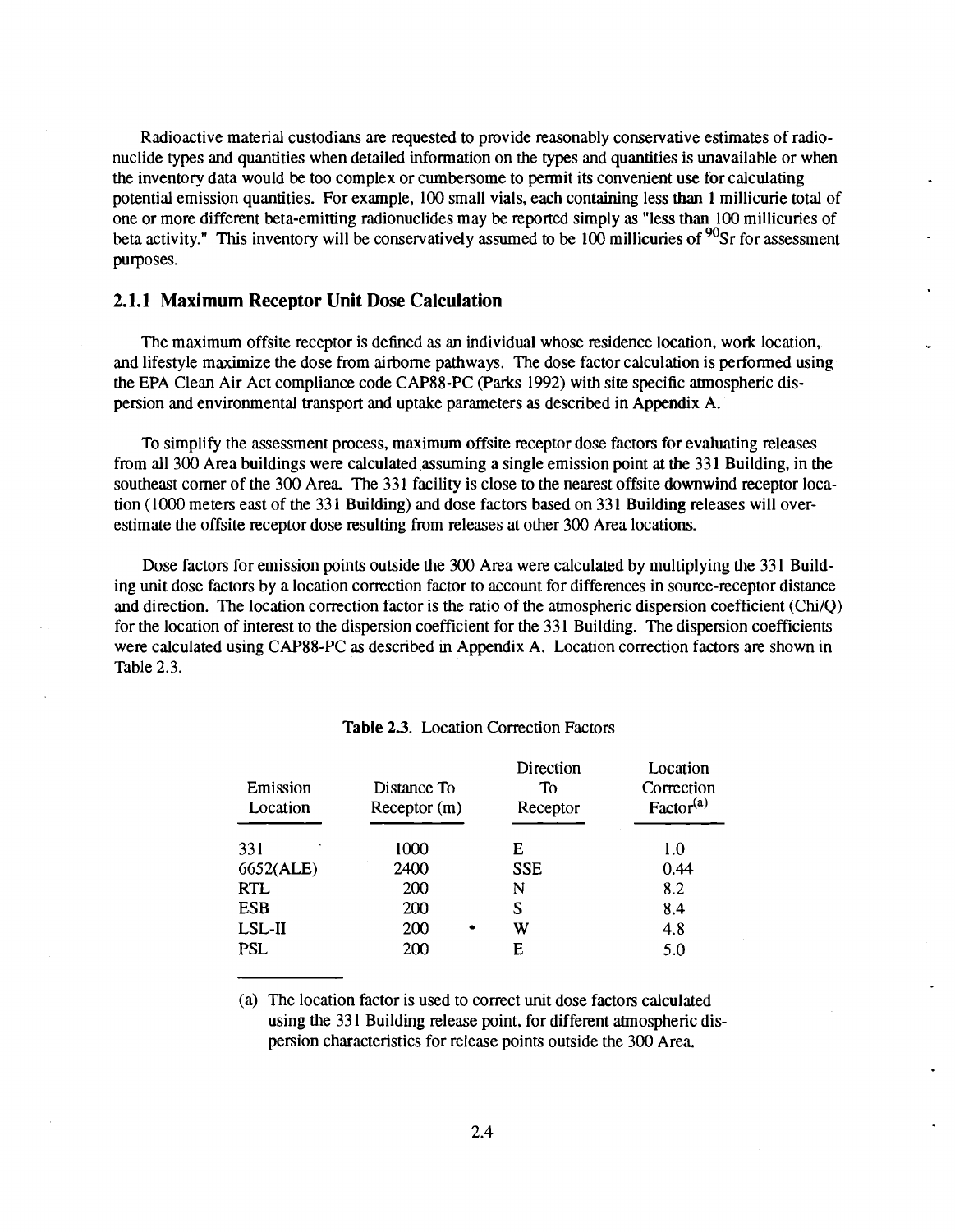Radioactive material custodians are requested to provide reasonably conservative estimates of radionuclide types and quantities when detailed information on the types and quantities is unavailable or when the inventory data would be too complex or cumbersome to permit its convenient use for calculating potential emission quantities. For example, 100 small vials, each containing less than 1 millicurie total of one or more different beta-emitting radionuclides may be reported simply as "less than 100 millicuries of beta activity." This inventory will be conservatively assumed to be 100 millicuries of $^{90}$Sr for assessment purposes.

### 2.1.1 Maximum Receptor Unit Dose Calculation

The maximum offsite receptor is defined as an individual whose residence location, work location, and lifestyle maximize the dose from airborne pathways. The dose factor calculation is performed using the EPA Clean Air Act compliance code CAP88-PC (Parks 1992) with site specific atmospheric dispersion and environmental transport and uptake parameters as described in Appendix A.

To simplify the assessment process, maximum offsite receptor dose factors for evaluating releases from all 300 Area buildings were calculated assuming a single emission point at the 331 Building, in the southeast corner of the 300 Area. The 331 facility is close to the nearest offsite downwind receptor location (1000 meters east of the 331 Building) and dose factors based on 331 Building releases will overestimate the offsite receptor dose resulting from releases at other 300 Area locations.

Dose factors for emission points outside the 300 Area were calculated by multiplying the 331 Building unit dose factors by a location correction factor to account for differences in source-receptor distance and direction. The location correction factor is the ratio of the atmospheric dispersion coefficient (Chi/Q) for the location of interest to the dispersion coefficient for the 331 Building. The dispersion coefficients were calculated using CAP88-PC as described in Appendix A. Location correction factors are shown in Table 2.3.

**Table 2.3.** Location Correction Factors

| Emission Location | Distance To Receptor (m) | Direction To Receptor | Location Correction Factor[(a)] |
|---|---|---|---|
| 331 | 1000 | E | 1.0 |
| 6652(ALE) | 2400 | SSE | 0.44 |
| RTL | 200 | N | 8.2 |
| ESB | 200 | S | 8.4 |
| LSL-II | 200 | W | 4.8 |
| PSL | 200 | E | 5.0 |

(a) The location factor is used to correct unit dose factors calculated using the 331 Building release point, for different atmospheric dispersion characteristics for release points outside the 300 Area.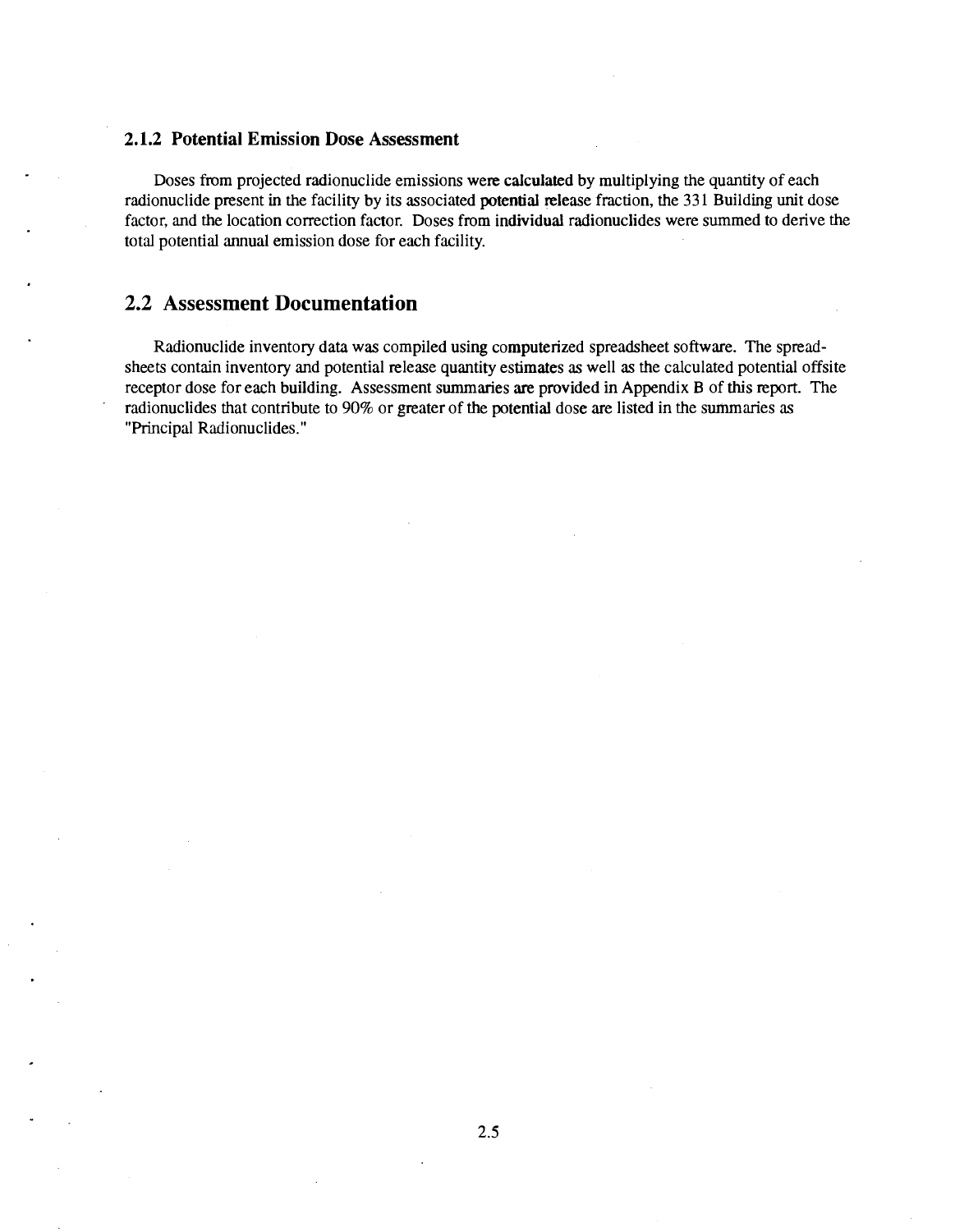### 2.1.2 Potential Emission Dose Assessment

Doses from projected radionuclide emissions were calculated by multiplying the quantity of each radionuclide present in the facility by its associated potential release fraction, the 331 Building unit dose factor, and the location correction factor. Doses from individual radionuclides were summed to derive the total potential annual emission dose for each facility.

## 2.2 Assessment Documentation

Radionuclide inventory data was compiled using computerized spreadsheet software. The spreadsheets contain inventory and potential release quantity estimates as well as the calculated potential offsite receptor dose for each building. Assessment summaries are provided in Appendix B of this report. The radionuclides that contribute to 90% or greater of the potential dose are listed in the summaries as "Principal Radionuclides."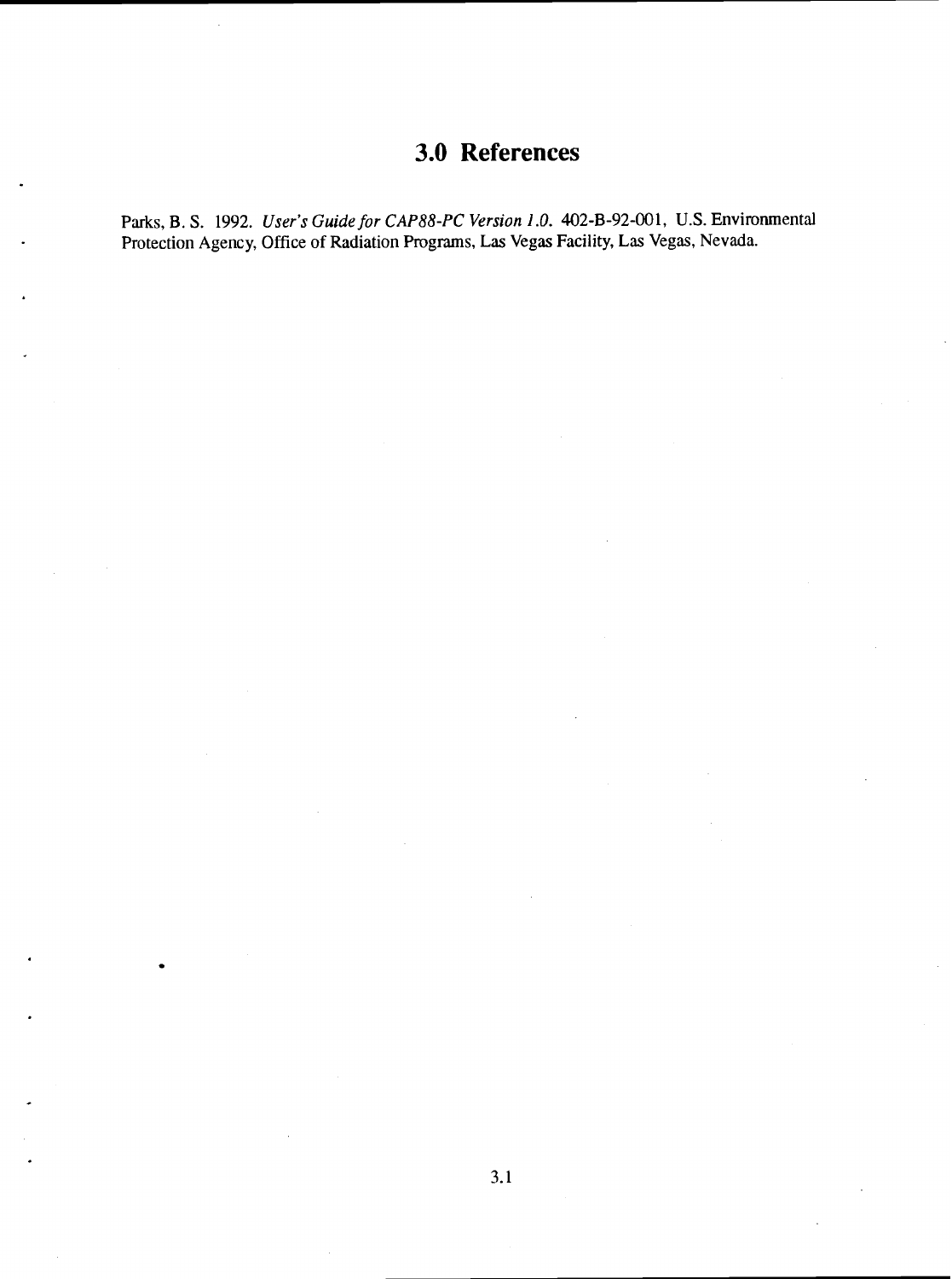# 3.0 References

Parks, B. S. 1992. *User's Guide for CAP88-PC Version 1.0.* 402-B-92-001, U.S. Environmental Protection Agency, Office of Radiation Programs, Las Vegas Facility, Las Vegas, Nevada.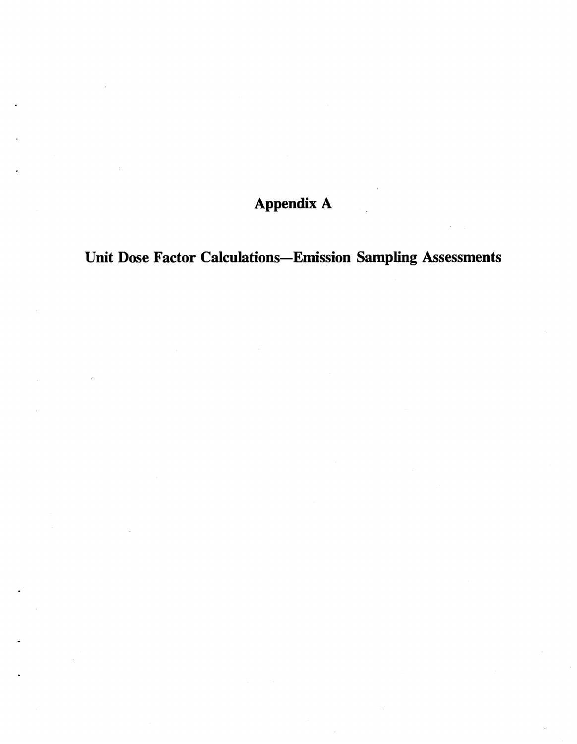# Appendix A

## Unit Dose Factor Calculations—Emission Sampling Assessments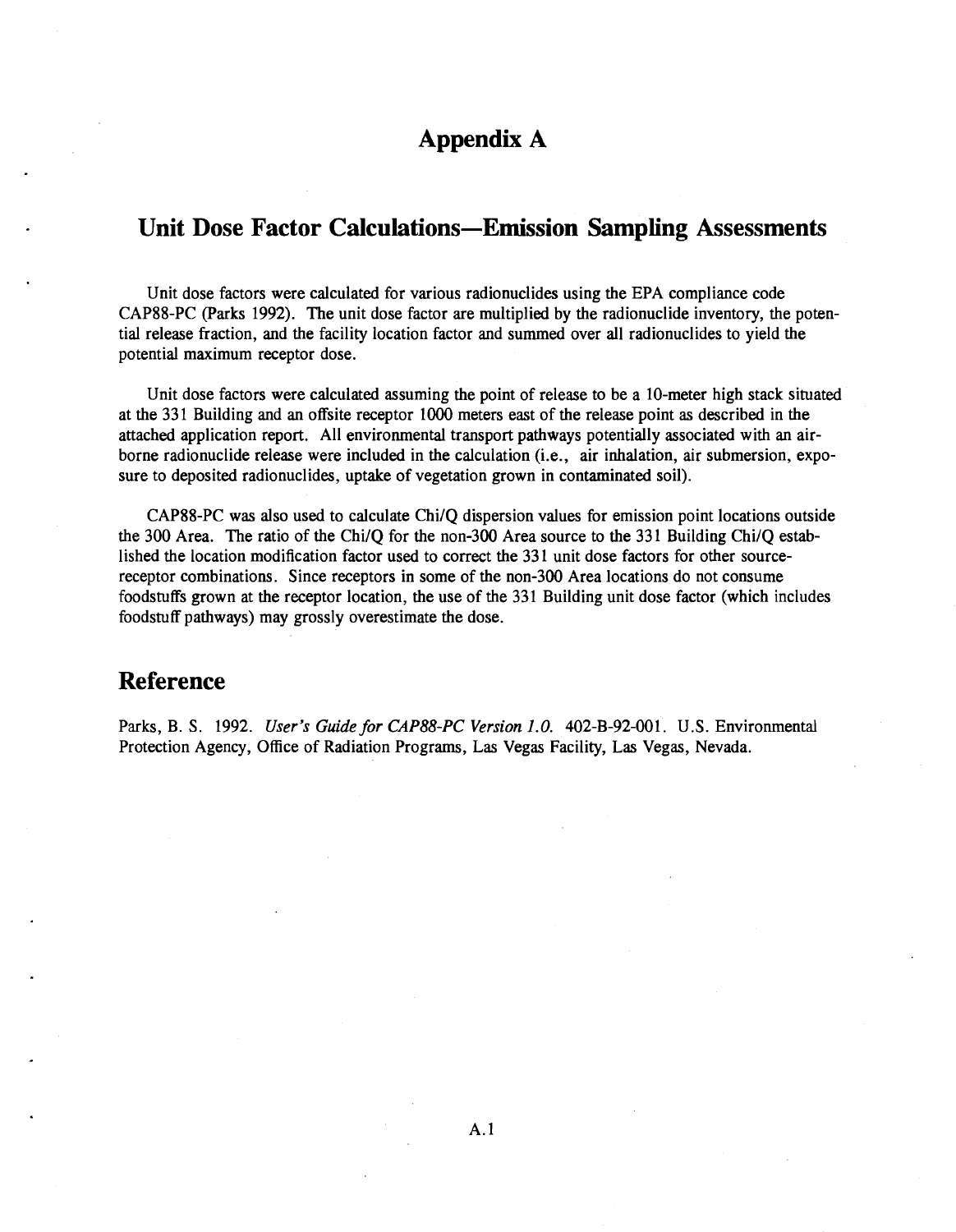# Appendix A

## Unit Dose Factor Calculations—Emission Sampling Assessments

Unit dose factors were calculated for various radionuclides using the EPA compliance code CAP88-PC (Parks 1992). The unit dose factor are multiplied by the radionuclide inventory, the potential release fraction, and the facility location factor and summed over all radionuclides to yield the potential maximum receptor dose.

Unit dose factors were calculated assuming the point of release to be a 10-meter high stack situated at the 331 Building and an offsite receptor 1000 meters east of the release point as described in the attached application report. All environmental transport pathways potentially associated with an airborne radionuclide release were included in the calculation (i.e., air inhalation, air submersion, exposure to deposited radionuclides, uptake of vegetation grown in contaminated soil).

CAP88-PC was also used to calculate Chi/Q dispersion values for emission point locations outside the 300 Area. The ratio of the Chi/Q for the non-300 Area source to the 331 Building Chi/Q established the location modification factor used to correct the 331 unit dose factors for other source-receptor combinations. Since receptors in some of the non-300 Area locations do not consume foodstuffs grown at the receptor location, the use of the 331 Building unit dose factor (which includes foodstuff pathways) may grossly overestimate the dose.

## Reference

Parks, B. S. 1992. *User's Guide for CAP88-PC Version 1.0.* 402-B-92-001. U.S. Environmental Protection Agency, Office of Radiation Programs, Las Vegas Facility, Las Vegas, Nevada.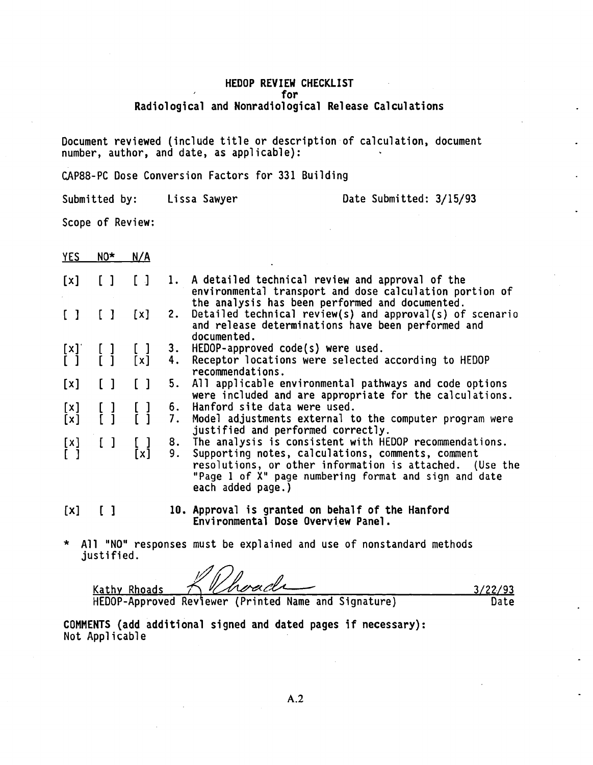# HEDOP REVIEW CHECKLIST
## for
## Radiological and Nonradiological Release Calculations

Document reviewed (include title or description of calculation, document number, author, and date, as applicable):

CAP88-PC Dose Conversion Factors for 331 Building

Submitted by: Lissa Sawyer    Date Submitted: 3/15/93

Scope of Review:

| YES | NO* | N/A | | |
|---|---|---|---|---|
| [x] | [ ] | [ ] | 1. | A detailed technical review and approval of the environmental transport and dose calculation portion of the analysis has been performed and documented. |
| [ ] | [ ] | [x] | 2. | Detailed technical review(s) and approval(s) of scenario and release determinations have been performed and documented. |
| [x] | [ ] | [ ] | 3. | HEDOP-approved code(s) were used. |
| [ ] | [ ] | [x] | 4. | Receptor locations were selected according to HEDOP recommendations. |
| [x] | [ ] | [ ] | 5. | All applicable environmental pathways and code options were included and are appropriate for the calculations. |
| [x] | [ ] | [ ] | 6. | Hanford site data were used. |
| [x] | [ ] | [ ] | 7. | Model adjustments external to the computer program were justified and performed correctly. |
| [x] | [ ] | [ ] | 8. | The analysis is consistent with HEDOP recommendations. |
| [ ] | | [x] | 9. | Supporting notes, calculations, comments, comment resolutions, or other information is attached. (Use the "Page 1 of X" page numbering format and sign and date each added page.) |
| [x] | [ ] | | **10.** | **Approval is granted on behalf of the Hanford Environmental Dose Overview Panel.** |

\* All "NO" responses must be explained and use of nonstandard methods justified.

Kathy Rhoads    *K Rhoads*    3/22/93
HEDOP-Approved Reviewer (Printed Name and Signature)    Date

**COMMENTS (add additional signed and dated pages if necessary):**
Not Applicable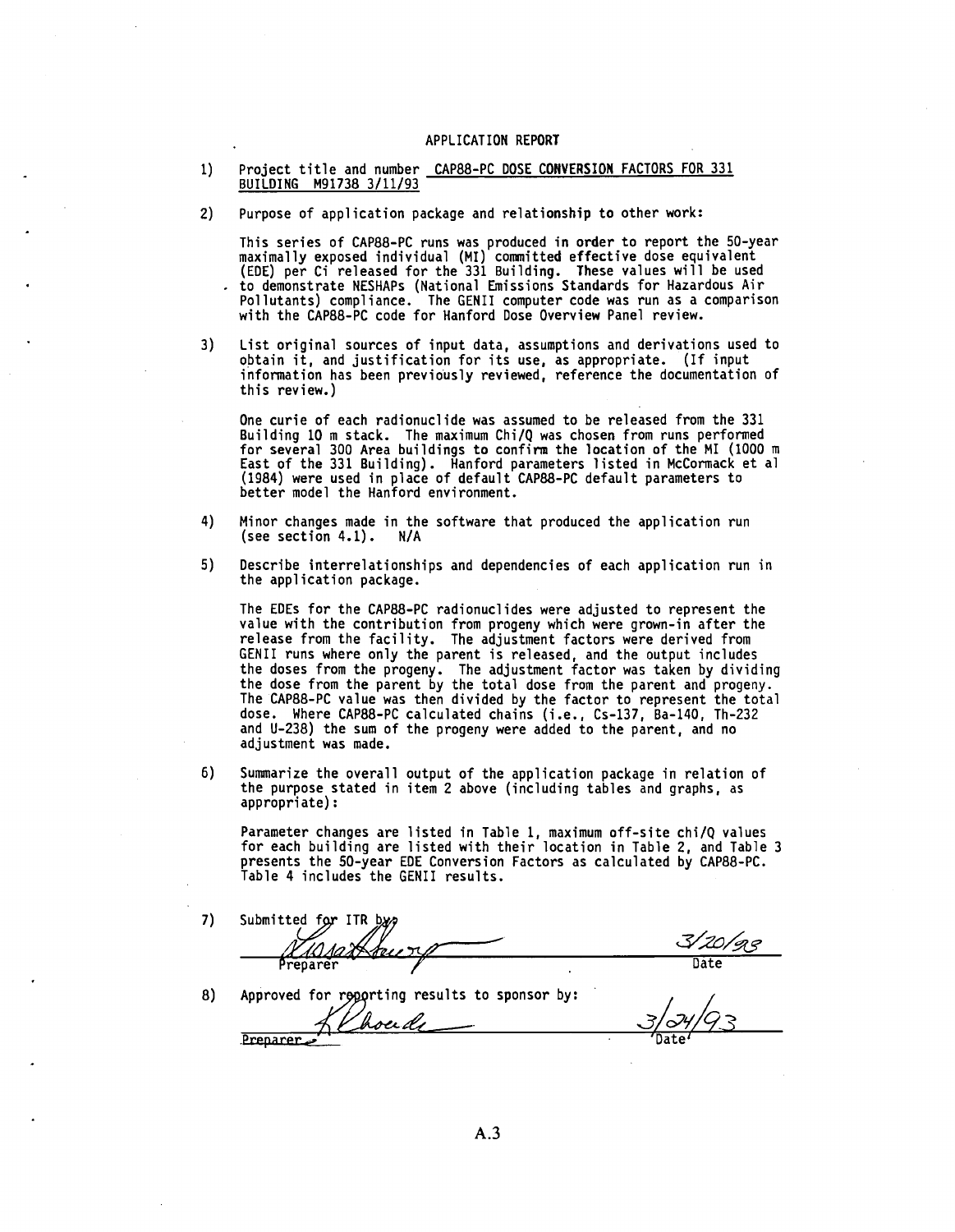# APPLICATION REPORT

1) Project title and number CAP88-PC DOSE CONVERSION FACTORS FOR 331 BUILDING M91738 3/11/93

2) Purpose of application package and relationship to other work:

   This series of CAP88-PC runs was produced in order to report the 50-year maximally exposed individual (MI) committed effective dose equivalent (EDE) per Ci released for the 331 Building. These values will be used to demonstrate NESHAPs (National Emissions Standards for Hazardous Air Pollutants) compliance. The GENII computer code was run as a comparison with the CAP88-PC code for Hanford Dose Overview Panel review.

3) List original sources of input data, assumptions and derivations used to obtain it, and justification for its use, as appropriate. (If input information has been previously reviewed, reference the documentation of this review.)

   One curie of each radionuclide was assumed to be released from the 331 Building 10 m stack. The maximum Chi/Q was chosen from runs performed for several 300 Area buildings to confirm the location of the MI (1000 m East of the 331 Building). Hanford parameters listed in McCormack et al (1984) were used in place of default CAP88-PC default parameters to better model the Hanford environment.

4) Minor changes made in the software that produced the application run (see section 4.1). N/A

5) Describe interrelationships and dependencies of each application run in the application package.

   The EDEs for the CAP88-PC radionuclides were adjusted to represent the value with the contribution from progeny which were grown-in after the release from the facility. The adjustment factors were derived from GENII runs where only the parent is released, and the output includes the doses from the progeny. The adjustment factor was taken by dividing the dose from the parent by the total dose from the parent and progeny. The CAP88-PC value was then divided by the factor to represent the total dose. Where CAP88-PC calculated chains (i.e., Cs-137, Ba-140, Th-232 and U-238) the sum of the progeny were added to the parent, and no adjustment was made.

6) Summarize the overall output of the application package in relation of the purpose stated in item 2 above (including tables and graphs, as appropriate):

   Parameter changes are listed in Table 1, maximum off-site chi/Q values for each building are listed with their location in Table 2, and Table 3 presents the 50-year EDE Conversion Factors as calculated by CAP88-PC. Table 4 includes the GENII results.

7) Submitted for ITR by:

   Preparer _______________ Date 3/20/93

8) Approved for reporting results to sponsor by:

   Preparer _______________ Date 3/24/93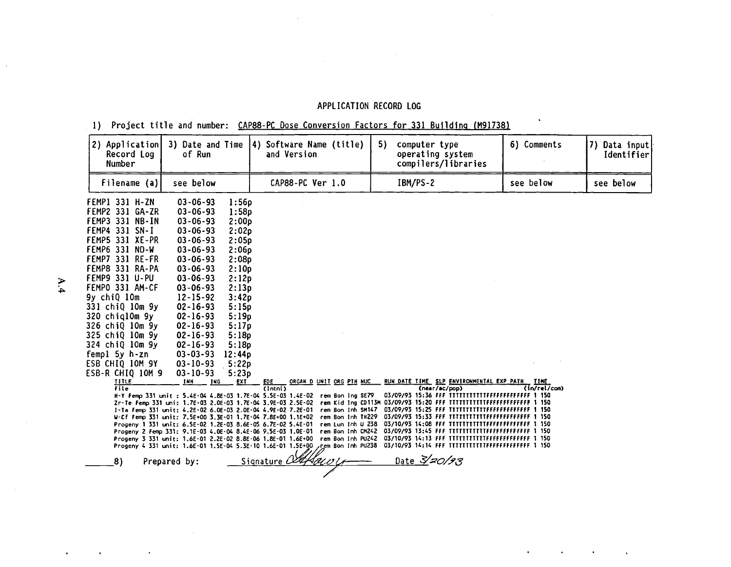# APPLICATION RECORD LOG

1) Project title and number: CAP88-PC Dose Conversion Factors for 331 Building (M91738)

| 2) Application Record Log Number | 3) Date and Time of Run | 4) Software Name (title) and Version | 5) computer type operating system compilers/libraries | 6) Comments | 7) Data input Identifier |
|---|---|---|---|---|---|
| Filename (a) | see below | CAP88-PC Ver 1.0 | IBM/PS-2 | see below | see below |

| Filename | Date | Time |
|---|---|---|
| FEMP1 331 H-ZN | 03-06-93 | 1:56p |
| FEMP2 331 GA-ZR | 03-06-93 | 1:58p |
| FEMP3 331 NB-IN | 03-06-93 | 2:00p |
| FEMP4 331 SN-I | 03-06-93 | 2:02p |
| FEMP5 331 XE-PR | 03-06-93 | 2:05p |
| FEMP6 331 ND-W | 03-06-93 | 2:06p |
| FEMP7 331 RE-FR | 03-06-93 | 2:08p |
| FEMP8 331 RA-PA | 03-06-93 | 2:10p |
| FEMP9 331 U-PU | 03-06-93 | 2:12p |
| FEMP0 331 AM-CF | 03-06-93 | 2:13p |
| 9y chiQ 10m | 12-15-92 | 3:42p |
| 331 chiQ 10m 9y | 02-16-93 | 5:15p |
| 320 chiq10m 9y | 02-16-93 | 5:19p |
| 326 chiQ 10m 9y | 02-16-93 | 5:17p |
| 325 chiQ 10m 9y | 02-16-93 | 5:18p |
| 324 chiQ 10m 9y | 02-16-93 | 5:18p |
| femp1 5y h-zn | 03-03-93 | 12:44p |
| ESB CHIQ 10M 9Y | 03-10-93 | 5:22p |
| ESB-R CHIQ 10M 9 | 03-10-93 | 5:23p |

| TITLE File | INH | ING | EXT | EDE (Intnl) | ORGAN D | UNIT | ORG | PTH | NUC | RUN DATE | TIME | SLP | ENVIRONMENTAL EXP PATH (near/ac/pop) | TIME (in/rel/com) |
|---|---|---|---|---|---|---|---|---|---|---|---|---|---|---|
| H-Y Femp 331 unit : | 5.4E-04 | 4.8E-03 | 1.7E-04 | 5.5E-03 | 1.4E-02 | rem | Bon | Ing | SE79 | 03/09/93 | 15:36 | FFF | TTTTTTTTTTTFFFFFFFFFFFFF | 1 150 |
| Zr-Te Femp 331 uni: | 1.7E-03 | 2.0E-03 | 1.7E-04 | 3.9E-03 | 2.5E-02 | rem | Kid | Ing | CD113M | 03/09/93 | 15:20 | FFF | TTTTTTTTTTTFFFFFFFFFFFFF | 1 150 |
| I-Ta Femp 331 unit: | 4.2E-02 | 6.0E-03 | 2.0E-04 | 4.9E-02 | 7.2E-01 | rem | Bon | Inh | SM147 | 03/09/93 | 15:25 | FFF | TTTTTTTTTTTFFFFFFFFFFFFF | 1 150 |
| W-Cf Femp 331 unit: | 7.5E+00 | 3.3E-01 | 1.7E-04 | 7.8E+00 | 1.1E+02 | rem | Bon | Inh | TH229 | 03/09/93 | 15:33 | FFF | TTTTTTTTTTTFFFFFFFFFFFFF | 1 150 |
| Progeny 1 331 unit: | 6.5E-02 | 1.2E-03 | 8.6E-05 | 6.7E-02 | 5.4E-01 | rem | Lun | Inh | U 238 | 03/10/93 | 14:08 | FFF | TTTTTTTTTTTFFFFFFFFFFFFF | 1 150 |
| Progeny 2 Femp 331: | 9.1E-03 | 4.0E-04 | 8.4E-06 | 9.5E-03 | 1.0E-01 | rem | Bon | Inh | CM242 | 03/09/93 | 13:45 | FFF | TTTTTTTTTTTFFFFFFFFFFFFF | 1 150 |
| Progeny 3 331 unit: | 1.6E-01 | 2.2E-02 | 8.8E-06 | 1.8E-01 | 1.6E+00 | rem | Bon | Inh | PU242 | 03/10/93 | 14:13 | FFF | TTTTTTTTTTTFFFFFFFFFFFFF | 1 150 |
| Progeny 4 331 unit: | 1.6E-01 | 1.5E-04 | 5.3E-10 | 1.6E-01 | 1.5E+00 | rem | Bon | Inh | PU238 | 03/10/93 | 14:14 | FFF | TTTTTTTTTTTFFFFFFFFFFFFF | 1 150 |

8) Prepared by: Signature [signature] Date 3/20/93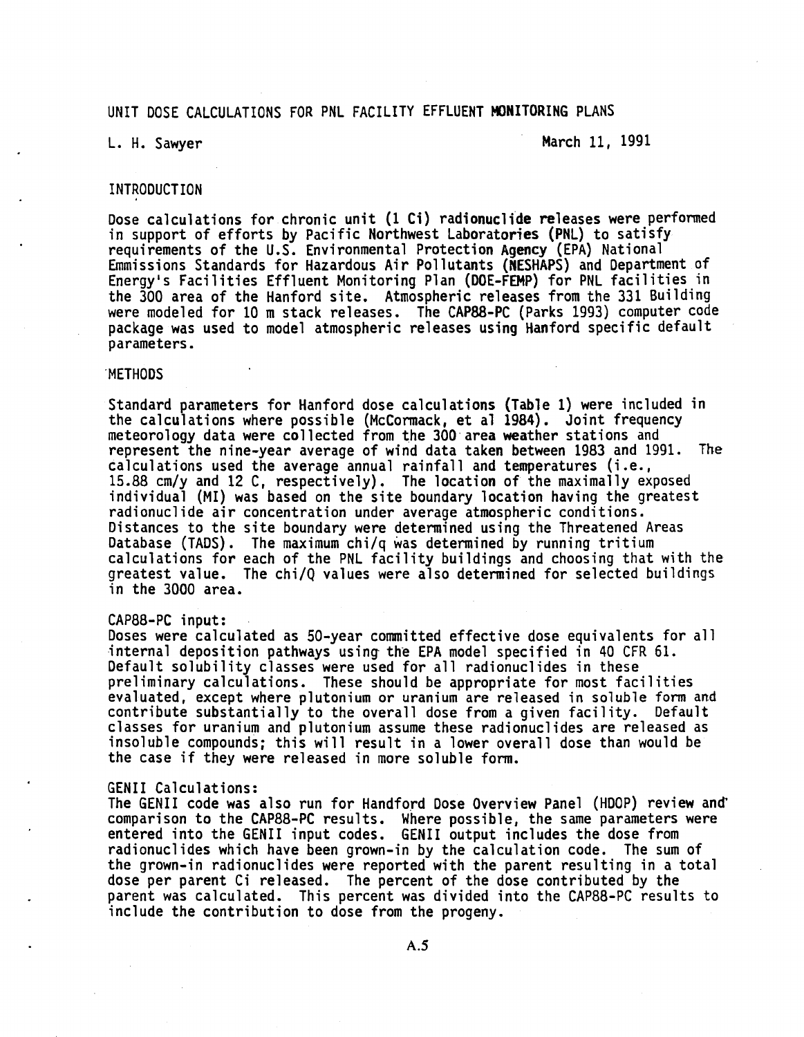# UNIT DOSE CALCULATIONS FOR PNL FACILITY EFFLUENT MONITORING PLANS

L. H. Sawyer

March 11, 1991

## INTRODUCTION

Dose calculations for chronic unit (1 Ci) radionuclide releases were performed in support of efforts by Pacific Northwest Laboratories (PNL) to satisfy requirements of the U.S. Environmental Protection Agency (EPA) National Emmissions Standards for Hazardous Air Pollutants (NESHAPS) and Department of Energy's Facilities Effluent Monitoring Plan (DOE-FEMP) for PNL facilities in the 300 area of the Hanford site. Atmospheric releases from the 331 Building were modeled for 10 m stack releases. The CAP88-PC (Parks 1993) computer code package was used to model atmospheric releases using Hanford specific default parameters.

## METHODS

Standard parameters for Hanford dose calculations (Table 1) were included in the calculations where possible (McCormack, et al 1984). Joint frequency meteorology data were collected from the 300 area weather stations and represent the nine-year average of wind data taken between 1983 and 1991. The calculations used the average annual rainfall and temperatures (i.e., 15.88 cm/y and 12 C, respectively). The location of the maximally exposed individual (MI) was based on the site boundary location having the greatest radionuclide air concentration under average atmospheric conditions. Distances to the site boundary were determined using the Threatened Areas Database (TADS). The maximum chi/q was determined by running tritium calculations for each of the PNL facility buildings and choosing that with the greatest value. The chi/Q values were also determined for selected buildings in the 3000 area.

CAP88-PC input:
Doses were calculated as 50-year committed effective dose equivalents for all internal deposition pathways using the EPA model specified in 40 CFR 61. Default solubility classes were used for all radionuclides in these preliminary calculations. These should be appropriate for most facilities evaluated, except where plutonium or uranium are released in soluble form and contribute substantially to the overall dose from a given facility. Default classes for uranium and plutonium assume these radionuclides are released as insoluble compounds; this will result in a lower overall dose than would be the case if they were released in more soluble form.

GENII Calculations:
The GENII code was also run for Handford Dose Overview Panel (HDOP) review and comparison to the CAP88-PC results. Where possible, the same parameters were entered into the GENII input codes. GENII output includes the dose from radionuclides which have been grown-in by the calculation code. The sum of the grown-in radionuclides were reported with the parent resulting in a total dose per parent Ci released. The percent of the dose contributed by the parent was calculated. This percent was divided into the CAP88-PC results to include the contribution to dose from the progeny.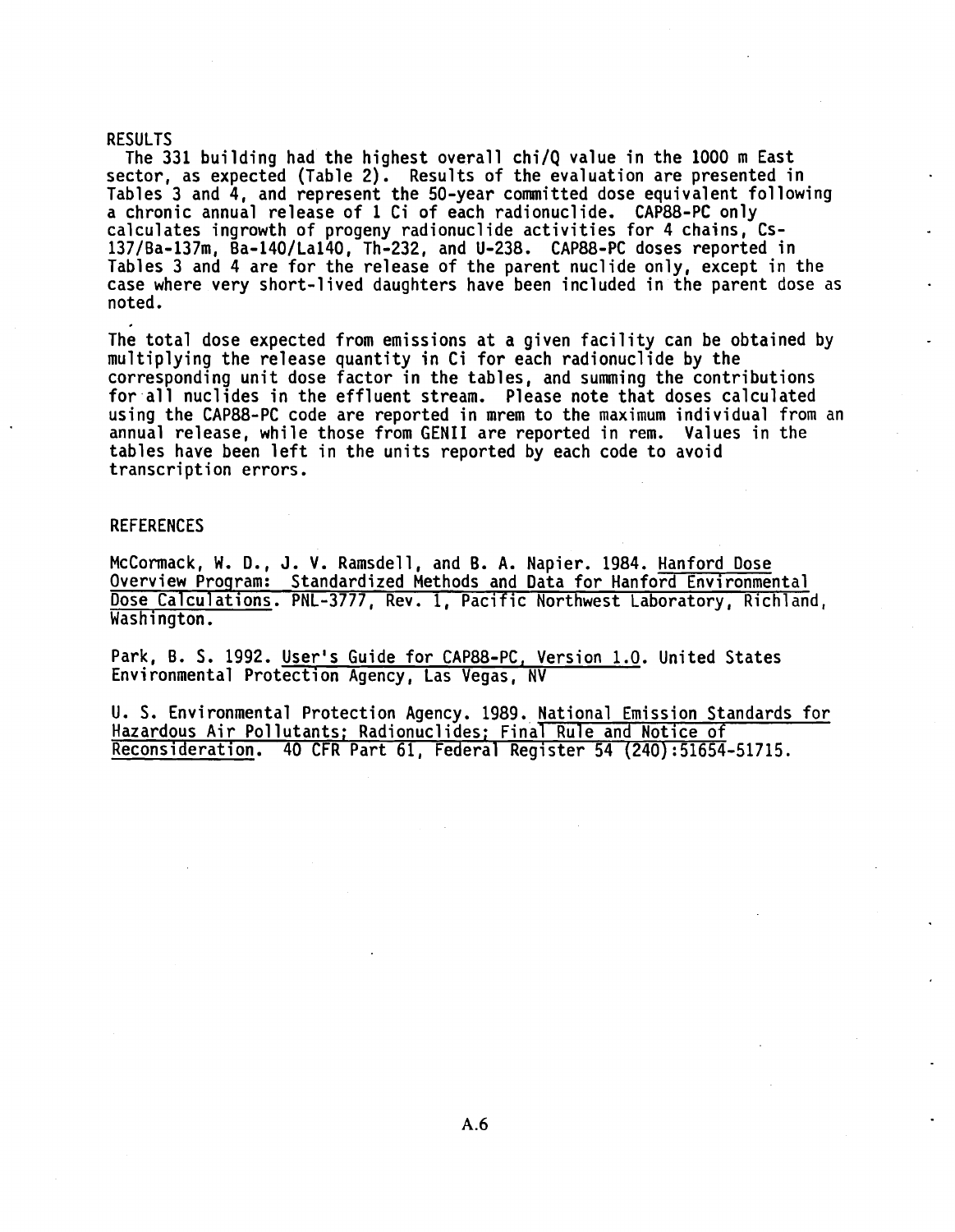## RESULTS

The 331 building had the highest overall chi/Q value in the 1000 m East sector, as expected (Table 2). Results of the evaluation are presented in Tables 3 and 4, and represent the 50-year committed dose equivalent following a chronic annual release of 1 Ci of each radionuclide. CAP88-PC only calculates ingrowth of progeny radionuclide activities for 4 chains, Cs-137/Ba-137m, Ba-140/La140, Th-232, and U-238. CAP88-PC doses reported in Tables 3 and 4 are for the release of the parent nuclide only, except in the case where very short-lived daughters have been included in the parent dose as noted.

The total dose expected from emissions at a given facility can be obtained by multiplying the release quantity in Ci for each radionuclide by the corresponding unit dose factor in the tables, and summing the contributions for all nuclides in the effluent stream. Please note that doses calculated using the CAP88-PC code are reported in mrem to the maximum individual from an annual release, while those from GENII are reported in rem. Values in the tables have been left in the units reported by each code to avoid transcription errors.

## REFERENCES

McCormack, W. D., J. V. Ramsdell, and B. A. Napier. 1984. Hanford Dose Overview Program: Standardized Methods and Data for Hanford Environmental Dose Calculations. PNL-3777, Rev. 1, Pacific Northwest Laboratory, Richland, Washington.

Park, B. S. 1992. User's Guide for CAP88-PC, Version 1.0. United States Environmental Protection Agency, Las Vegas, NV

U. S. Environmental Protection Agency. 1989. National Emission Standards for Hazardous Air Pollutants; Radionuclides; Final Rule and Notice of Reconsideration. 40 CFR Part 61, Federal Register 54 (240):51654-51715.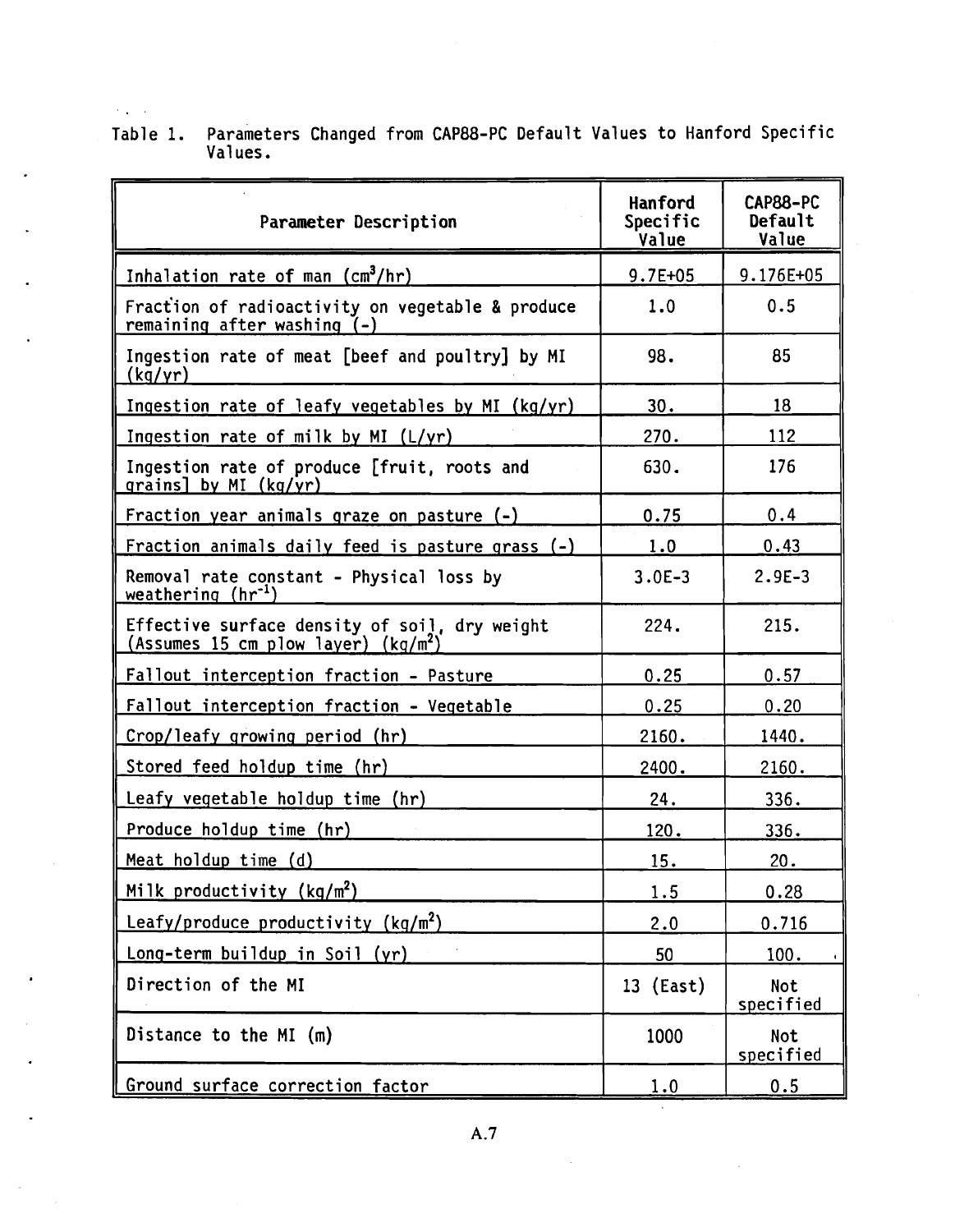Table 1. Parameters Changed from CAP88-PC Default Values to Hanford Specific Values.

| Parameter Description | Hanford Specific Value | CAP88-PC Default Value |
|---|---|---|
| Inhalation rate of man ($cm^3/hr$) | 9.7E+05 | 9.176E+05 |
| Fraction of radioactivity on vegetable & produce remaining after washing (-) | 1.0 | 0.5 |
| Ingestion rate of meat [beef and poultry] by MI (kg/yr) | 98. | 85 |
| Ingestion rate of leafy vegetables by MI (kg/yr) | 30. | 18 |
| Ingestion rate of milk by MI (L/yr) | 270. | 112 |
| Ingestion rate of produce [fruit, roots and grains] by MI (kg/yr) | 630. | 176 |
| Fraction year animals graze on pasture (-) | 0.75 | 0.4 |
| Fraction animals daily feed is pasture grass (-) | 1.0 | 0.43 |
| Removal rate constant - Physical loss by weathering ($hr^{-1}$) | 3.0E-3 | 2.9E-3 |
| Effective surface density of soil, dry weight (Assumes 15 cm plow layer) ($kg/m^2$) | 224. | 215. |
| Fallout interception fraction - Pasture | 0.25 | 0.57 |
| Fallout interception fraction - Vegetable | 0.25 | 0.20 |
| Crop/leafy growing period (hr) | 2160. | 1440. |
| Stored feed holdup time (hr) | 2400. | 2160. |
| Leafy vegetable holdup time (hr) | 24. | 336. |
| Produce holdup time (hr) | 120. | 336. |
| Meat holdup time (d) | 15. | 20. |
| Milk productivity ($kg/m^2$) | 1.5 | 0.28 |
| Leafy/produce productivity ($kg/m^2$) | 2.0 | 0.716 |
| Long-term buildup in Soil (yr) | 50 | 100. |
| Direction of the MI | 13 (East) | Not specified |
| Distance to the MI (m) | 1000 | Not specified |
| Ground surface correction factor | 1.0 | 0.5 |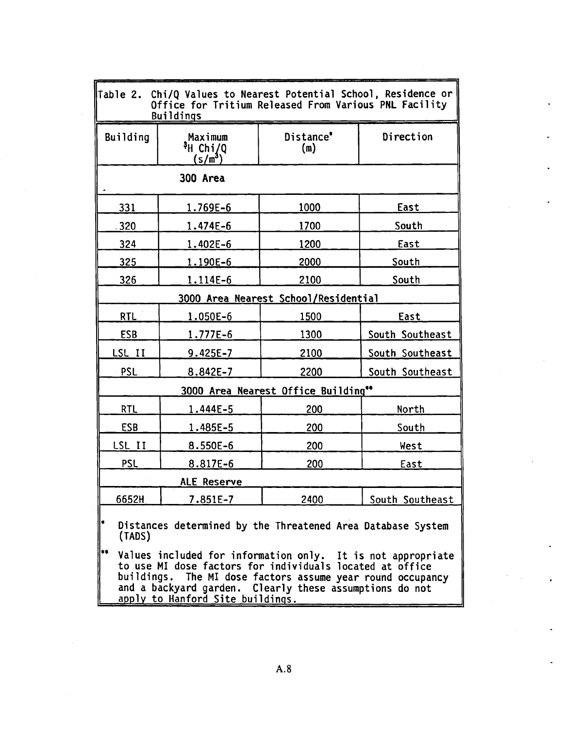Table 2. Chi/Q Values to Nearest Potential School, Residence or Office for Tritium Released From Various PNL Facility Buildings

| Building | Maximum $^{3}H$ Chi/Q ($s/m^3$) | Distance* (m) | Direction |
|---|---|---|---|
| **300 Area** | | | |
| 331 | 1.769E-6 | 1000 | East |
| 320 | 1.474E-6 | 1700 | South |
| 324 | 1.402E-6 | 1200 | East |
| 325 | 1.190E-6 | 2000 | South |
| 326 | 1.114E-6 | 2100 | South |
| **3000 Area Nearest School/Residential** | | | |
| RTL | 1.050E-6 | 1500 | East |
| ESB | 1.777E-6 | 1300 | South Southeast |
| LSL II | 9.425E-7 | 2100 | South Southeast |
| PSL | 8.842E-7 | 2200 | South Southeast |
| **3000 Area Nearest Office Building**** | | | |
| RTL | 1.444E-5 | 200 | North |
| ESB | 1.485E-5 | 200 | South |
| LSL II | 8.550E-6 | 200 | West |
| PSL | 8.817E-6 | 200 | East |
| **ALE Reserve** | | | |
| 6652H | 7.851E-7 | 2400 | South Southeast |

\* Distances determined by the Threatened Area Database System (TADS)

** Values included for information only. It is not appropriate to use MI dose factors for individuals located at office buildings. The MI dose factors assume year round occupancy and a backyard garden. Clearly these assumptions do not apply to Hanford Site buildings.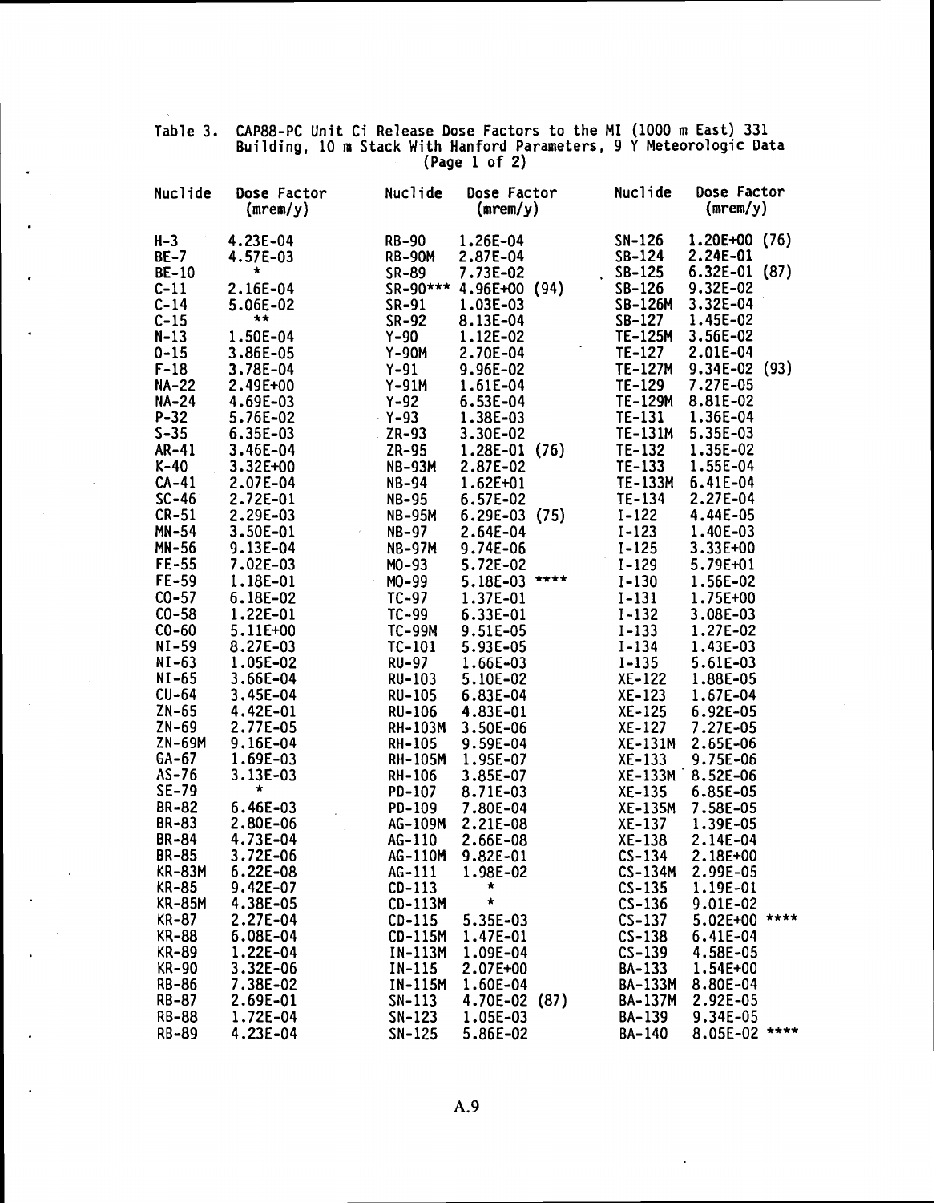Table 3. CAP88-PC Unit Ci Release Dose Factors to the MI (1000 m East) 331 Building, 10 m Stack With Hanford Parameters, 9 Y Meteorologic Data (Page 1 of 2)

| Nuclide | Dose Factor (mrem/y) | Nuclide | Dose Factor (mrem/y) | Nuclide | Dose Factor (mrem/y) |
|---|---|---|---|---|---|
| H-3 | 4.23E-04 | RB-90 | 1.26E-04 | SN-126 | 1.20E+00 (76) |
| BE-7 | 4.57E-03 | RB-90M | 2.87E-04 | SB-124 | 2.24E-01 |
| BE-10 | * | SR-89 | 7.73E-02 | SB-125 | 6.32E-01 (87) |
| C-11 | 2.16E-04 | SR-90*** | 4.96E+00 (94) | SB-126 | 9.32E-02 |
| C-14 | 5.06E-02 | SR-91 | 1.03E-03 | SB-126M | 3.32E-04 |
| C-15 | ** | SR-92 | 8.13E-04 | SB-127 | 1.45E-02 |
| N-13 | 1.50E-04 | Y-90 | 1.12E-02 | TE-125M | 3.56E-02 |
| O-15 | 3.86E-05 | Y-90M | 2.70E-04 | TE-127 | 2.01E-04 |
| F-18 | 3.78E-04 | Y-91 | 9.96E-02 | TE-127M | 9.34E-02 (93) |
| NA-22 | 2.49E+00 | Y-91M | 1.61E-04 | TE-129 | 7.27E-05 |
| NA-24 | 4.69E-03 | Y-92 | 6.53E-04 | TE-129M | 8.81E-02 |
| P-32 | 5.76E-02 | Y-93 | 1.38E-03 | TE-131 | 1.36E-04 |
| S-35 | 6.35E-03 | ZR-93 | 3.30E-02 | TE-131M | 5.35E-03 |
| AR-41 | 3.46E-04 | ZR-95 | 1.28E-01 (76) | TE-132 | 1.35E-02 |
| K-40 | 3.32E+00 | NB-93M | 2.87E-02 | TE-133 | 1.55E-04 |
| CA-41 | 2.07E-04 | NB-94 | 1.62E+01 | TE-133M | 6.41E-04 |
| SC-46 | 2.72E-01 | NB-95 | 6.57E-02 | TE-134 | 2.27E-04 |
| CR-51 | 2.29E-03 | NB-95M | 6.29E-03 (75) | I-122 | 4.44E-05 |
| MN-54 | 3.50E-01 | NB-97 | 2.64E-04 | I-123 | 1.40E-03 |
| MN-56 | 9.13E-04 | NB-97M | 9.74E-06 | I-125 | 3.33E+00 |
| FE-55 | 7.02E-03 | MO-93 | 5.72E-02 | I-129 | 5.79E+01 |
| FE-59 | 1.18E-01 | MO-99 | 5.18E-03 **** | I-130 | 1.56E-02 |
| CO-57 | 6.18E-02 | TC-97 | 1.37E-01 | I-131 | 1.75E+00 |
| CO-58 | 1.22E-01 | TC-99 | 6.33E-01 | I-132 | 3.08E-03 |
| CO-60 | 5.11E+00 | TC-99M | 9.51E-05 | I-133 | 1.27E-02 |
| NI-59 | 8.27E-03 | TC-101 | 5.93E-05 | I-134 | 1.43E-03 |
| NI-63 | 1.05E-02 | RU-97 | 1.66E-03 | I-135 | 5.61E-03 |
| NI-65 | 3.66E-04 | RU-103 | 5.10E-02 | XE-122 | 1.88E-05 |
| CU-64 | 3.45E-04 | RU-105 | 6.83E-04 | XE-123 | 1.67E-04 |
| ZN-65 | 4.42E-01 | RU-106 | 4.83E-01 | XE-125 | 6.92E-05 |
| ZN-69 | 2.77E-05 | RH-103M | 3.50E-06 | XE-127 | 7.27E-05 |
| ZN-69M | 9.16E-04 | RH-105 | 9.59E-04 | XE-131M | 2.65E-06 |
| GA-67 | 1.69E-03 | RH-105M | 1.95E-07 | XE-133 | 9.75E-06 |
| AS-76 | 3.13E-03 | RH-106 | 3.85E-07 | XE-133M | 8.52E-06 |
| SE-79 | * | PD-107 | 8.71E-03 | XE-135 | 6.85E-05 |
| BR-82 | 6.46E-03 | PD-109 | 7.80E-04 | XE-135M | 7.58E-05 |
| BR-83 | 2.80E-06 | AG-109M | 2.21E-08 | XE-137 | 1.39E-05 |
| BR-84 | 4.73E-04 | AG-110 | 2.66E-08 | XE-138 | 2.14E-04 |
| BR-85 | 3.72E-06 | AG-110M | 9.82E-01 | CS-134 | 2.18E+00 |
| KR-83M | 6.22E-08 | AG-111 | 1.98E-02 | CS-134M | 2.99E-05 |
| KR-85 | 9.42E-07 | CD-113 | * | CS-135 | 1.19E-01 |
| KR-85M | 4.38E-05 | CD-113M | * | CS-136 | 9.01E-02 |
| KR-87 | 2.27E-04 | CD-115 | 5.35E-03 | CS-137 | 5.02E+00 **** |
| KR-88 | 6.08E-04 | CD-115M | 1.47E-01 | CS-138 | 6.41E-04 |
| KR-89 | 1.22E-04 | IN-113M | 1.09E-04 | CS-139 | 4.58E-05 |
| KR-90 | 3.32E-06 | IN-115 | 2.07E+00 | BA-133 | 1.54E+00 |
| RB-86 | 7.38E-02 | IN-115M | 1.60E-04 | BA-133M | 8.80E-04 |
| RB-87 | 2.69E-01 | SN-113 | 4.70E-02 (87) | BA-137M | 2.92E-05 |
| RB-88 | 1.72E-04 | SN-123 | 1.05E-03 | BA-139 | 9.34E-05 |
| RB-89 | 4.23E-04 | SN-125 | 5.86E-02 | BA-140 | 8.05E-02 **** |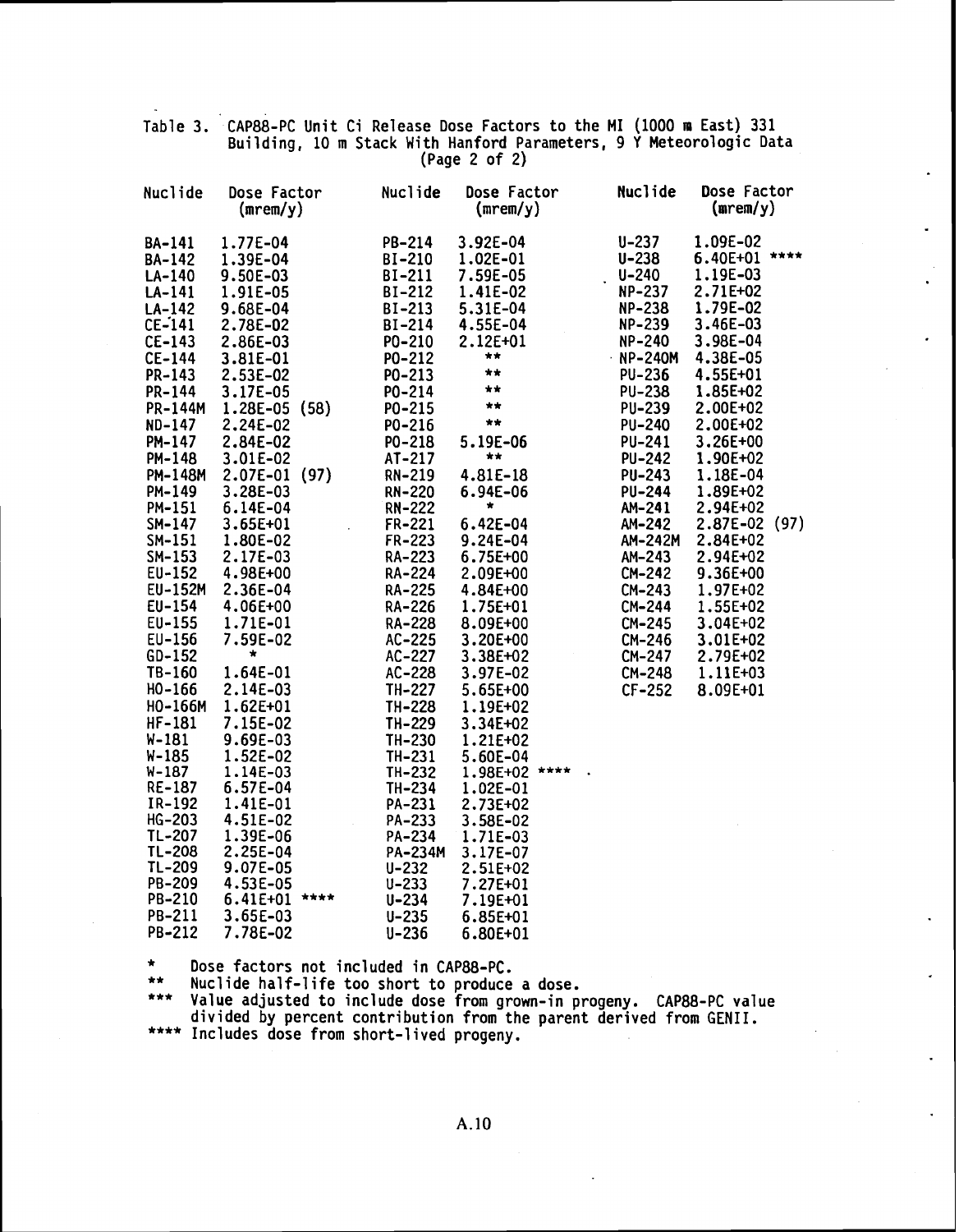Table 3. CAP88-PC Unit Ci Release Dose Factors to the MI (1000 m East) 331 Building, 10 m Stack With Hanford Parameters, 9 Y Meteorologic Data (Page 2 of 2)

| Nuclide | Dose Factor (mrem/y) | Nuclide | Dose Factor (mrem/y) | Nuclide | Dose Factor (mrem/y) |
|---|---|---|---|---|---|
| BA-141 | 1.77E-04 | PB-214 | 3.92E-04 | U-237 | 1.09E-02 |
| BA-142 | 1.39E-04 | BI-210 | 1.02E-01 | U-238 | 6.40E+01 **** |
| LA-140 | 9.50E-03 | BI-211 | 7.59E-05 | U-240 | 1.19E-03 |
| LA-141 | 1.91E-05 | BI-212 | 1.41E-02 | NP-237 | 2.71E+02 |
| LA-142 | 9.68E-04 | BI-213 | 5.31E-04 | NP-238 | 1.79E-02 |
| CE-141 | 2.78E-02 | BI-214 | 4.55E-04 | NP-239 | 3.46E-03 |
| CE-143 | 2.86E-03 | PO-210 | 2.12E+01 | NP-240 | 3.98E-04 |
| CE-144 | 3.81E-01 | PO-212 | ** | NP-240M | 4.38E-05 |
| PR-143 | 2.53E-02 | PO-213 | ** | PU-236 | 4.55E+01 |
| PR-144 | 3.17E-05 | PO-214 | ** | PU-238 | 1.85E+02 |
| PR-144M | 1.28E-05 (58) | PO-215 | ** | PU-239 | 2.00E+02 |
| ND-147 | 2.24E-02 | PO-216 | ** | PU-240 | 2.00E+02 |
| PM-147 | 2.84E-02 | PO-218 | 5.19E-06 | PU-241 | 3.26E+00 |
| PM-148 | 3.01E-02 | AT-217 | ** | PU-242 | 1.90E+02 |
| PM-148M | 2.07E-01 (97) | RN-219 | 4.81E-18 | PU-243 | 1.18E-04 |
| PM-149 | 3.28E-03 | RN-220 | 6.94E-06 | PU-244 | 1.89E+02 |
| PM-151 | 6.14E-04 | RN-222 | * | AM-241 | 2.94E+02 |
| SM-147 | 3.65E+01 | FR-221 | 6.42E-04 | AM-242 | 2.87E-02 (97) |
| SM-151 | 1.80E-02 | FR-223 | 9.24E-04 | AM-242M | 2.84E+02 |
| SM-153 | 2.17E-03 | RA-223 | 6.75E+00 | AM-243 | 2.94E+02 |
| EU-152 | 4.98E+00 | RA-224 | 2.09E+00 | CM-242 | 9.36E+00 |
| EU-152M | 2.36E-04 | RA-225 | 4.84E+00 | CM-243 | 1.97E+02 |
| EU-154 | 4.06E+00 | RA-226 | 1.75E+01 | CM-244 | 1.55E+02 |
| EU-155 | 1.71E-01 | RA-228 | 8.09E+00 | CM-245 | 3.04E+02 |
| EU-156 | 7.59E-02 | AC-225 | 3.20E+00 | CM-246 | 3.01E+02 |
| GD-152 | * | AC-227 | 3.38E+02 | CM-247 | 2.79E+02 |
| TB-160 | 1.64E-01 | AC-228 | 3.97E-02 | CM-248 | 1.11E+03 |
| HO-166 | 2.14E-03 | TH-227 | 5.65E+00 | CF-252 | 8.09E+01 |
| HO-166M | 1.62E+01 | TH-228 | 1.19E+02 | | |
| HF-181 | 7.15E-02 | TH-229 | 3.34E+02 | | |
| W-181 | 9.69E-03 | TH-230 | 1.21E+02 | | |
| W-185 | 1.52E-02 | TH-231 | 5.60E-04 | | |
| W-187 | 1.14E-03 | TH-232 | 1.98E+02 **** | | |
| RE-187 | 6.57E-04 | TH-234 | 1.02E-01 | | |
| IR-192 | 1.41E-01 | PA-231 | 2.73E+02 | | |
| HG-203 | 4.51E-02 | PA-233 | 3.58E-02 | | |
| TL-207 | 1.39E-06 | PA-234 | 1.71E-03 | | |
| TL-208 | 2.25E-04 | PA-234M | 3.17E-07 | | |
| TL-209 | 9.07E-05 | U-232 | 2.51E+02 | | |
| PB-209 | 4.53E-05 | U-233 | 7.27E+01 | | |
| PB-210 | 6.41E+01 **** | U-234 | 7.19E+01 | | |
| PB-211 | 3.65E-03 | U-235 | 6.85E+01 | | |
| PB-212 | 7.78E-02 | U-236 | 6.80E+01 | | |

\* Dose factors not included in CAP88-PC.

\** Nuclide half-life too short to produce a dose.

\*** Value adjusted to include dose from grown-in progeny. CAP88-PC value divided by percent contribution from the parent derived from GENII.

\**** Includes dose from short-lived progeny.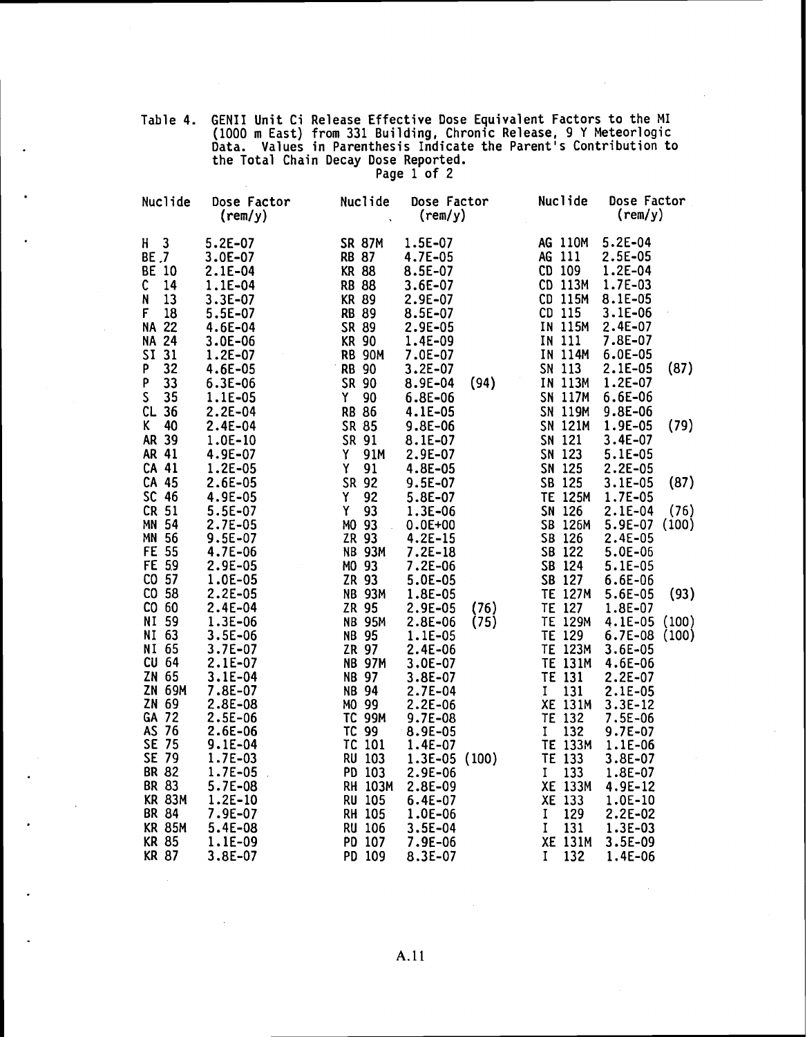Table 4. GENII Unit Ci Release Effective Dose Equivalent Factors to the MI (1000 m East) from 331 Building, Chronic Release, 9 Y Meteorologic Data. Values in Parenthesis Indicate the Parent's Contribution to the Total Chain Decay Dose Reported.
Page 1 of 2

| Nuclide | Dose Factor (rem/y) | Nuclide | Dose Factor (rem/y) | Nuclide | Dose Factor (rem/y) |
|---|---|---|---|---|---|
| H 3 | 5.2E-07 | SR 87M | 1.5E-07 | AG 110M | 5.2E-04 |
| BE 7 | 3.0E-07 | RB 87 | 4.7E-05 | AG 111 | 2.5E-05 |
| BE 10 | 2.1E-04 | KR 88 | 8.5E-07 | CD 109 | 1.2E-04 |
| C 14 | 1.1E-04 | RB 88 | 3.6E-07 | CD 113M | 1.7E-03 |
| N 13 | 3.3E-07 | KR 89 | 2.9E-07 | CD 115M | 8.1E-05 |
| F 18 | 5.5E-07 | RB 89 | 8.5E-07 | CD 115 | 3.1E-06 |
| NA 22 | 4.6E-04 | SR 89 | 2.9E-05 | IN 115M | 2.4E-07 |
| NA 24 | 3.0E-06 | KR 90 | 1.4E-09 | IN 111 | 7.8E-07 |
| SI 31 | 1.2E-07 | RB 90M | 7.0E-07 | IN 114M | 6.0E-05 |
| P 32 | 4.6E-05 | RB 90 | 3.2E-07 | SN 113 | 2.1E-05 (87) |
| P 33 | 6.3E-06 | SR 90 | 8.9E-04 (94) | IN 113M | 1.2E-07 |
| S 35 | 1.1E-05 | Y 90 | 6.8E-06 | SN 117M | 6.6E-06 |
| CL 36 | 2.2E-04 | RB 86 | 4.1E-05 | SN 119M | 9.8E-06 |
| K 40 | 2.4E-04 | SR 85 | 9.8E-06 | SN 121M | 1.9E-05 (79) |
| AR 39 | 1.0E-10 | SR 91 | 8.1E-07 | SN 121 | 3.4E-07 |
| AR 41 | 4.9E-07 | Y 91M | 2.9E-07 | SN 123 | 5.1E-05 |
| CA 41 | 1.2E-05 | Y 91 | 4.8E-05 | SN 125 | 2.2E-05 |
| CA 45 | 2.6E-05 | SR 92 | 9.5E-07 | SB 125 | 3.1E-05 (87) |
| SC 46 | 4.9E-05 | Y 92 | 5.8E-07 | TE 125M | 1.7E-05 |
| CR 51 | 5.5E-07 | Y 93 | 1.3E-06 | SN 126 | 2.1E-04 (76) |
| MN 54 | 2.7E-05 | MO 93 | 0.0E+00 | SB 126M | 5.9E-07 (100) |
| MN 56 | 9.5E-07 | ZR 93 | 4.2E-15 | SB 126 | 2.4E-05 |
| FE 55 | 4.7E-06 | NB 93M | 7.2E-18 | SB 122 | 5.0E-06 |
| FE 59 | 2.9E-05 | MO 93 | 7.2E-06 | SB 124 | 5.1E-05 |
| CO 57 | 1.0E-05 | ZR 93 | 5.0E-05 | SB 127 | 6.6E-06 |
| CO 58 | 2.2E-05 | NB 93M | 1.8E-05 | TE 127M | 5.6E-05 (93) |
| CO 60 | 2.4E-04 | ZR 95 | 2.9E-05 (76) | TE 127 | 1.8E-07 |
| NI 59 | 1.3E-06 | NB 95M | 2.8E-06 (75) | TE 129M | 4.1E-05 (100) |
| NI 63 | 3.5E-06 | NB 95 | 1.1E-05 | TE 129 | 6.7E-08 (100) |
| NI 65 | 3.7E-07 | ZR 97 | 2.4E-06 | TE 123M | 3.6E-05 |
| CU 64 | 2.1E-07 | NB 97M | 3.0E-07 | TE 131M | 4.6E-06 |
| ZN 65 | 3.1E-04 | NB 97 | 3.8E-07 | TE 131 | 2.2E-07 |
| ZN 69M | 7.8E-07 | NB 94 | 2.7E-04 | I 131 | 2.1E-05 |
| ZN 69 | 2.8E-08 | MO 99 | 2.2E-06 | XE 131M | 3.3E-12 |
| GA 72 | 2.5E-06 | TC 99M | 9.7E-08 | TE 132 | 7.5E-06 |
| AS 76 | 2.6E-06 | TC 99 | 8.9E-05 | I 132 | 9.7E-07 |
| SE 75 | 9.1E-04 | TC 101 | 1.4E-07 | TE 133M | 1.1E-06 |
| SE 79 | 1.7E-03 | RU 103 | 1.3E-05 (100) | TE 133 | 3.8E-07 |
| BR 82 | 1.7E-05 | PD 103 | 2.9E-06 | I 133 | 1.8E-07 |
| BR 83 | 5.7E-08 | RH 103M | 2.8E-09 | XE 133M | 4.9E-12 |
| KR 83M | 1.2E-10 | RU 105 | 6.4E-07 | XE 133 | 1.0E-10 |
| BR 84 | 7.9E-07 | RH 105 | 1.0E-06 | I 129 | 2.2E-02 |
| KR 85M | 5.4E-08 | RU 106 | 3.5E-04 | I 131 | 1.3E-03 |
| KR 85 | 1.1E-09 | PD 107 | 7.9E-06 | XE 131M | 3.5E-09 |
| KR 87 | 3.8E-07 | PD 109 | 8.3E-07 | I 132 | 1.4E-06 |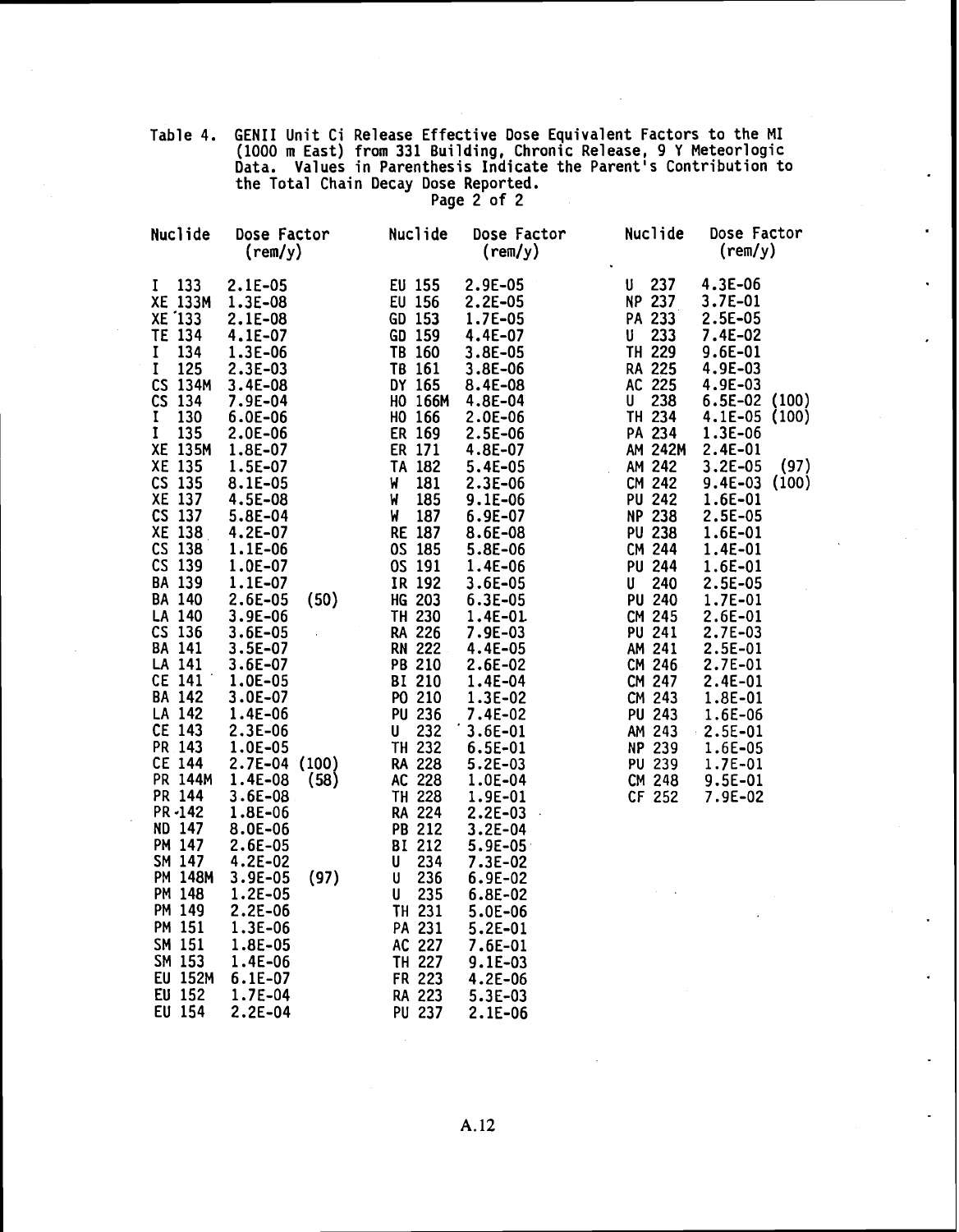Table 4. GENII Unit Ci Release Effective Dose Equivalent Factors to the MI (1000 m East) from 331 Building, Chronic Release, 9 Y Meteorlogic Data. Values in Parenthesis Indicate the Parent's Contribution to the Total Chain Decay Dose Reported.
Page 2 of 2

| Nuclide | Dose Factor (rem/y) | Nuclide | Dose Factor (rem/y) | Nuclide | Dose Factor (rem/y) |
|---|---|---|---|---|---|
| I 133 | 2.1E-05 | EU 155 | 2.9E-05 | U 237 | 4.3E-06 |
| XE 133M | 1.3E-08 | EU 156 | 2.2E-05 | NP 237 | 3.7E-01 |
| XE 133 | 2.1E-08 | GD 153 | 1.7E-05 | PA 233 | 2.5E-05 |
| TE 134 | 4.1E-07 | GD 159 | 4.4E-07 | U 233 | 7.4E-02 |
| I 134 | 1.3E-06 | TB 160 | 3.8E-05 | TH 229 | 9.6E-01 |
| I 125 | 2.3E-03 | TB 161 | 3.8E-06 | RA 225 | 4.9E-03 |
| CS 134M | 3.4E-08 | DY 165 | 8.4E-08 | AC 225 | 4.9E-03 |
| CS 134 | 7.9E-04 | HO 166M | 4.8E-04 | U 238 | 6.5E-02 (100) |
| I 130 | 6.0E-06 | HO 166 | 2.0E-06 | TH 234 | 4.1E-05 (100) |
| I 135 | 2.0E-06 | ER 169 | 2.5E-06 | PA 234 | 1.3E-06 |
| XE 135M | 1.8E-07 | ER 171 | 4.8E-07 | AM 242M | 2.4E-01 |
| XE 135 | 1.5E-07 | TA 182 | 5.4E-05 | AM 242 | 3.2E-05 (97) |
| CS 135 | 8.1E-05 | W 181 | 2.3E-06 | CM 242 | 9.4E-03 (100) |
| XE 137 | 4.5E-08 | W 185 | 9.1E-06 | PU 242 | 1.6E-01 |
| CS 137 | 5.8E-04 | W 187 | 6.9E-07 | NP 238 | 2.5E-05 |
| XE 138 | 4.2E-07 | RE 187 | 8.6E-08 | PU 238 | 1.6E-01 |
| CS 138 | 1.1E-06 | OS 185 | 5.8E-06 | CM 244 | 1.4E-01 |
| CS 139 | 1.0E-07 | OS 191 | 1.4E-06 | PU 244 | 1.6E-01 |
| BA 139 | 1.1E-07 | IR 192 | 3.6E-05 | U 240 | 2.5E-05 |
| BA 140 | 2.6E-05 (50) | HG 203 | 6.3E-05 | PU 240 | 1.7E-01 |
| LA 140 | 3.9E-06 | TH 230 | 1.4E-01 | CM 245 | 2.6E-01 |
| CS 136 | 3.6E-05 | RA 226 | 7.9E-03 | PU 241 | 2.7E-03 |
| BA 141 | 3.5E-07 | RN 222 | 4.4E-05 | AM 241 | 2.5E-01 |
| LA 141 | 3.6E-07 | PB 210 | 2.6E-02 | CM 246 | 2.7E-01 |
| CE 141 | 1.0E-05 | BI 210 | 1.4E-04 | CM 247 | 2.4E-01 |
| BA 142 | 3.0E-07 | PO 210 | 1.3E-02 | CM 243 | 1.8E-01 |
| LA 142 | 1.4E-06 | PU 236 | 7.4E-02 | PU 243 | 1.6E-06 |
| CE 143 | 2.3E-06 | U 232 | 3.6E-01 | AM 243 | 2.5E-01 |
| PR 143 | 1.0E-05 | TH 232 | 6.5E-01 | NP 239 | 1.6E-05 |
| CE 144 | 2.7E-04 (100) | RA 228 | 5.2E-03 | PU 239 | 1.7E-01 |
| PR 144M | 1.4E-08 (58) | AC 228 | 1.0E-04 | CM 248 | 9.5E-01 |
| PR 144 | 3.6E-08 | TH 228 | 1.9E-01 | CF 252 | 7.9E-02 |
| PR 142 | 1.8E-06 | RA 224 | 2.2E-03 | | |
| ND 147 | 8.0E-06 | PB 212 | 3.2E-04 | | |
| PM 147 | 2.6E-05 | BI 212 | 5.9E-05 | | |
| SM 147 | 4.2E-02 | U 234 | 7.3E-02 | | |
| PM 148M | 3.9E-05 (97) | U 236 | 6.9E-02 | | |
| PM 148 | 1.2E-05 | U 235 | 6.8E-02 | | |
| PM 149 | 2.2E-06 | TH 231 | 5.0E-06 | | |
| PM 151 | 1.3E-06 | PA 231 | 5.2E-01 | | |
| SM 151 | 1.8E-05 | AC 227 | 7.6E-01 | | |
| SM 153 | 1.4E-06 | TH 227 | 9.1E-03 | | |
| EU 152M | 6.1E-07 | FR 223 | 4.2E-06 | | |
| EU 152 | 1.7E-04 | RA 223 | 5.3E-03 | | |
| EU 154 | 2.2E-04 | PU 237 | 2.1E-06 | | |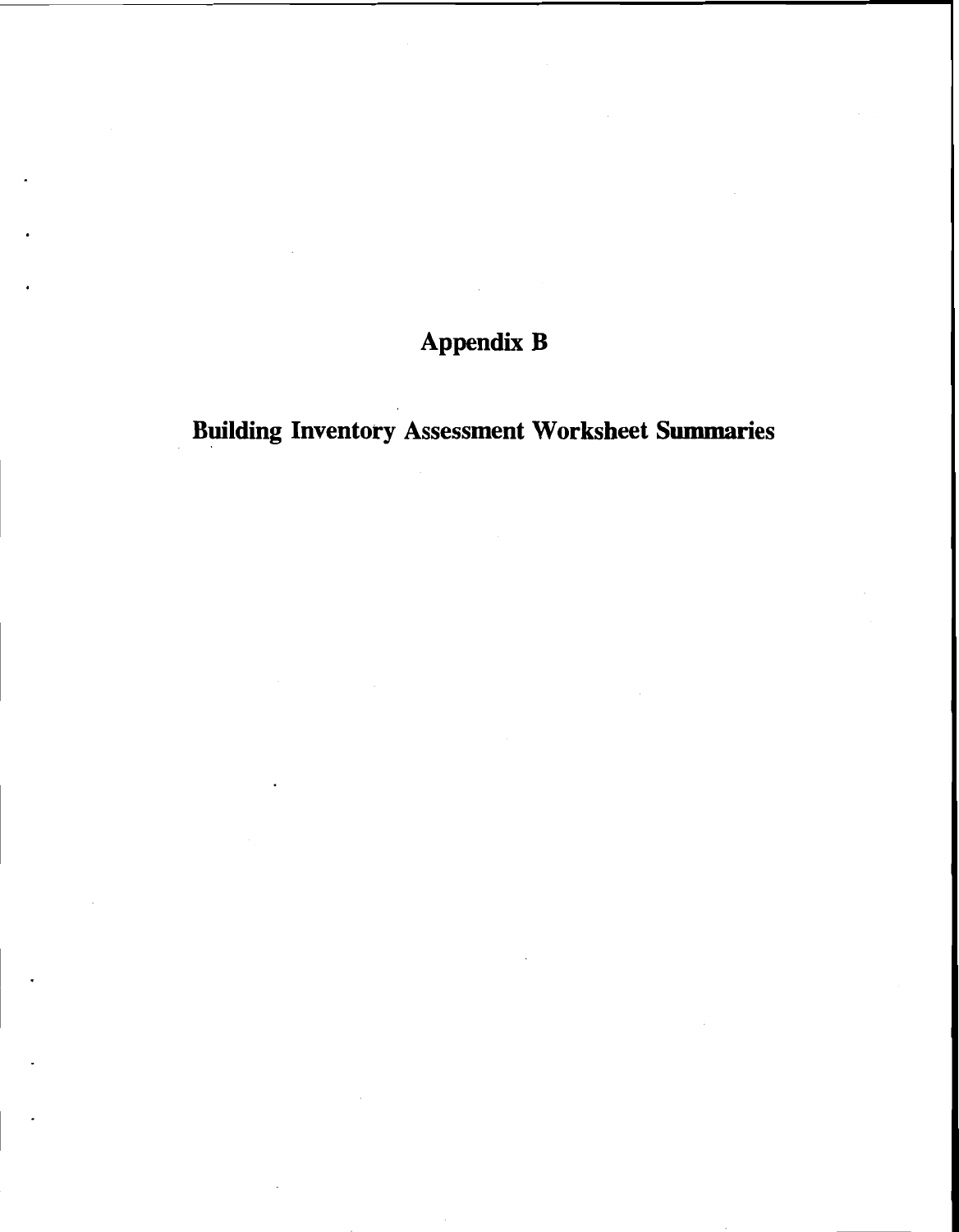# Appendix B

## Building Inventory Assessment Worksheet Summaries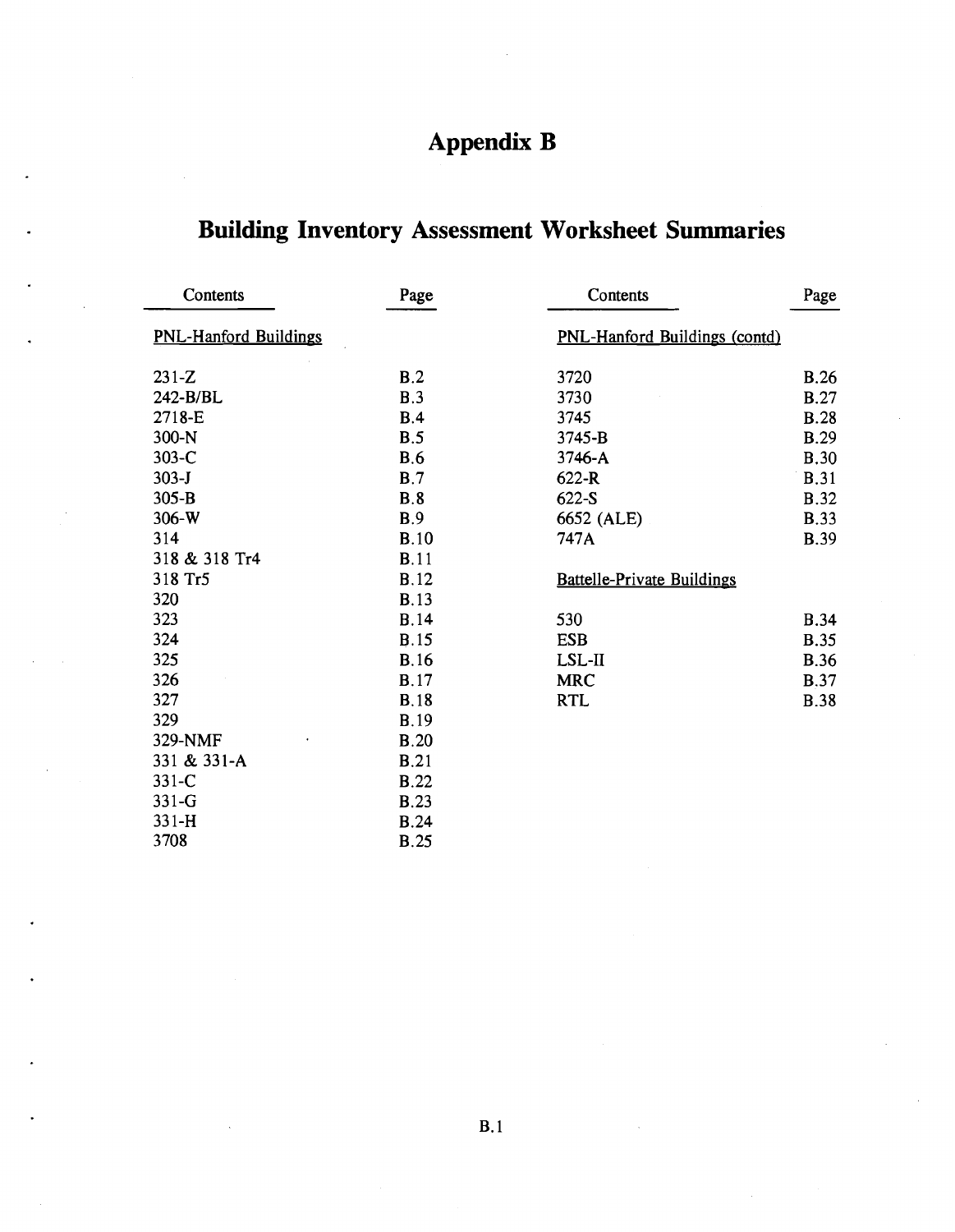# Appendix B

## Building Inventory Assessment Worksheet Summaries

| Contents | Page |
|---|---|
| **PNL-Hanford Buildings** | |
| 231-Z | B.2 |
| 242-B/BL | B.3 |
| 2718-E | B.4 |
| 300-N | B.5 |
| 303-C | B.6 |
| 303-J | B.7 |
| 305-B | B.8 |
| 306-W | B.9 |
| 314 | B.10 |
| 318 & 318 Tr4 | B.11 |
| 318 Tr5 | B.12 |
| 320 | B.13 |
| 323 | B.14 |
| 324 | B.15 |
| 325 | B.16 |
| 326 | B.17 |
| 327 | B.18 |
| 329 | B.19 |
| 329-NMF | B.20 |
| 331 & 331-A | B.21 |
| 331-C | B.22 |
| 331-G | B.23 |
| 331-H | B.24 |
| 3708 | B.25 |
| **PNL-Hanford Buildings (contd)** | |
| 3720 | B.26 |
| 3730 | B.27 |
| 3745 | B.28 |
| 3745-B | B.29 |
| 3746-A | B.30 |
| 622-R | B.31 |
| 622-S | B.32 |
| 6652 (ALE) | B.33 |
| 747A | B.39 |
| **Battelle-Private Buildings** | |
| 530 | B.34 |
| ESB | B.35 |
| LSL-II | B.36 |
| MRC | B.37 |
| RTL | B.38 |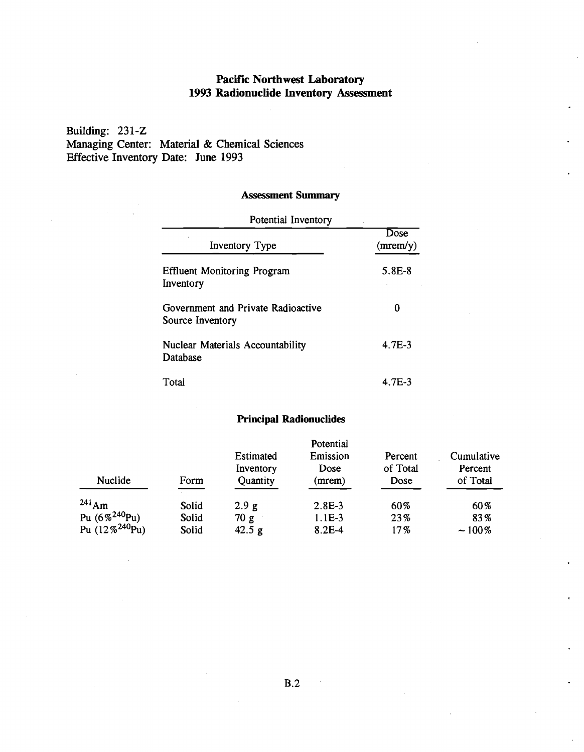## Pacific Northwest Laboratory
## 1993 Radionuclide Inventory Assessment

Building: 231-Z
Managing Center: Material & Chemical Sciences
Effective Inventory Date: June 1993

### Assessment Summary

Potential Inventory

| Inventory Type | Dose (mrem/y) |
|---|---|
| Effluent Monitoring Program Inventory | 5.8E-8 |
| Government and Private Radioactive Source Inventory | 0 |
| Nuclear Materials Accountability Database | 4.7E-3 |
| Total | 4.7E-3 |

### Principal Radionuclides

| Nuclide | Form | Estimated Inventory Quantity | Potential Emission Dose (mrem) | Percent of Total Dose | Cumulative Percent of Total |
|---|---|---|---|---|---|
| $^{241}Am$ | Solid | 2.9 g | 2.8E-3 | 60% | 60% |
| Pu (6% $^{240}Pu$) | Solid | 70 g | 1.1E-3 | 23% | 83% |
| Pu (12% $^{240}Pu$) | Solid | 42.5 g | 8.2E-4 | 17% | ~100% |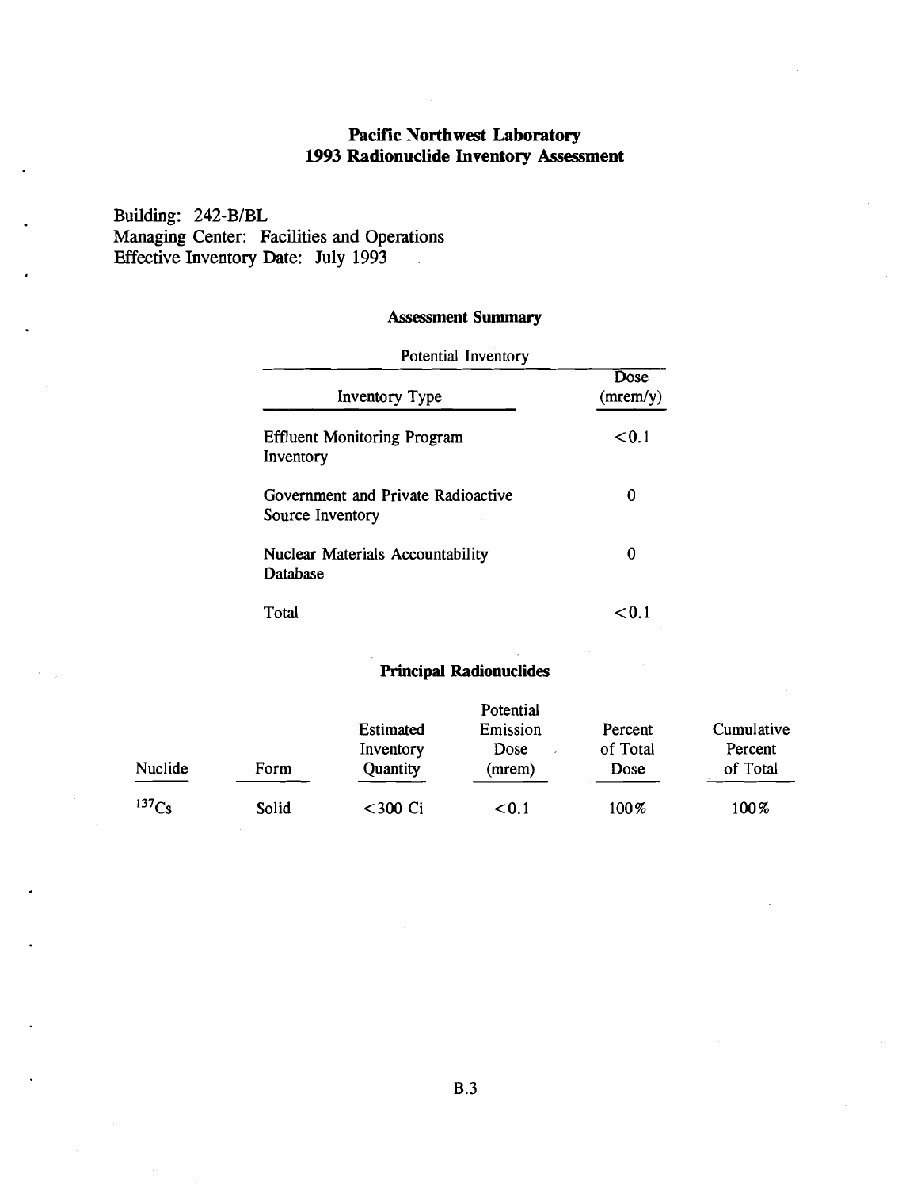# Pacific Northwest Laboratory
# 1993 Radionuclide Inventory Assessment

Building: 242-B/BL
Managing Center: Facilities and Operations
Effective Inventory Date: July 1993

## Assessment Summary

| Potential Inventory | |
|---|---|
| Inventory Type | Dose (mrem/y) |
| Effluent Monitoring Program Inventory | <0.1 |
| Government and Private Radioactive Source Inventory | 0 |
| Nuclear Materials Accountability Database | 0 |
| Total | <0.1 |

## Principal Radionuclides

| Nuclide | Form | Estimated Inventory Quantity | Potential Emission Dose (mrem) | Percent of Total Dose | Cumulative Percent of Total |
|---|---|---|---|---|---|
| $^{137}Cs$ | Solid | <300 Ci | <0.1 | 100% | 100% |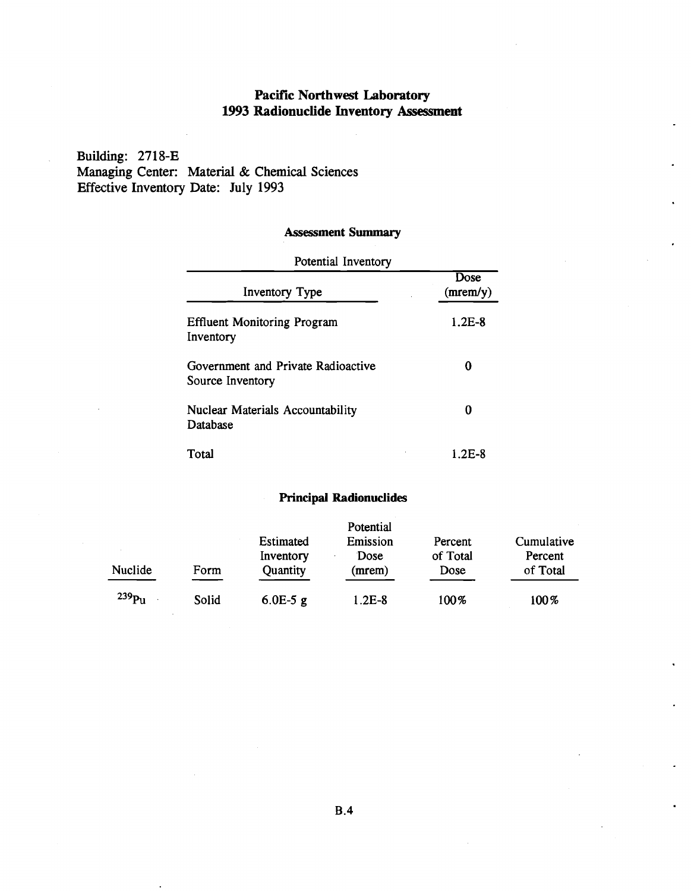# Pacific Northwest Laboratory
# 1993 Radionuclide Inventory Assessment

Building: 2718-E
Managing Center: Material & Chemical Sciences
Effective Inventory Date: July 1993

### Assessment Summary

| Potential Inventory | |
|---|---|
| Inventory Type | Dose (mrem/y) |
| Effluent Monitoring Program Inventory | 1.2E-8 |
| Government and Private Radioactive Source Inventory | 0 |
| Nuclear Materials Accountability Database | 0 |
| Total | 1.2E-8 |

### Principal Radionuclides

| Nuclide | Form | Estimated Inventory Quantity | Potential Emission Dose (mrem) | Percent of Total Dose | Cumulative Percent of Total |
|---|---|---|---|---|---|
| $^{239}Pu$ | Solid | 6.0E-5 g | 1.2E-8 | 100% | 100% |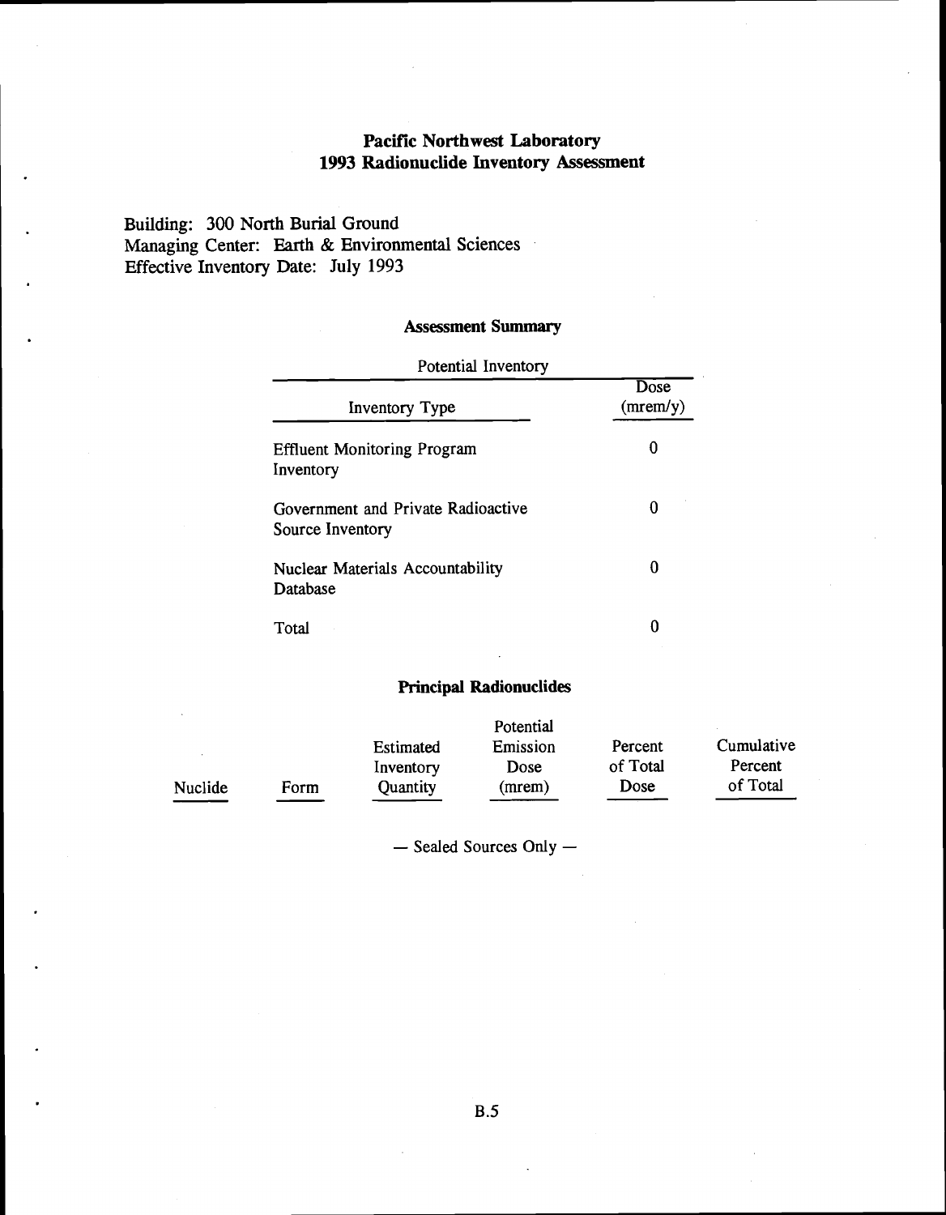## Pacific Northwest Laboratory
## 1993 Radionuclide Inventory Assessment

Building: 300 North Burial Ground
Managing Center: Earth & Environmental Sciences
Effective Inventory Date: July 1993

### Assessment Summary

| Potential Inventory | |
|---|---|
| Inventory Type | Dose (mrem/y) |
| Effluent Monitoring Program Inventory | 0 |
| Government and Private Radioactive Source Inventory | 0 |
| Nuclear Materials Accountability Database | 0 |
| Total | 0 |

### Principal Radionuclides

| Nuclide | Form | Estimated Inventory Quantity | Potential Emission Dose (mrem) | Percent of Total Dose | Cumulative Percent of Total |
|---|---|---|---|---|---|

— Sealed Sources Only —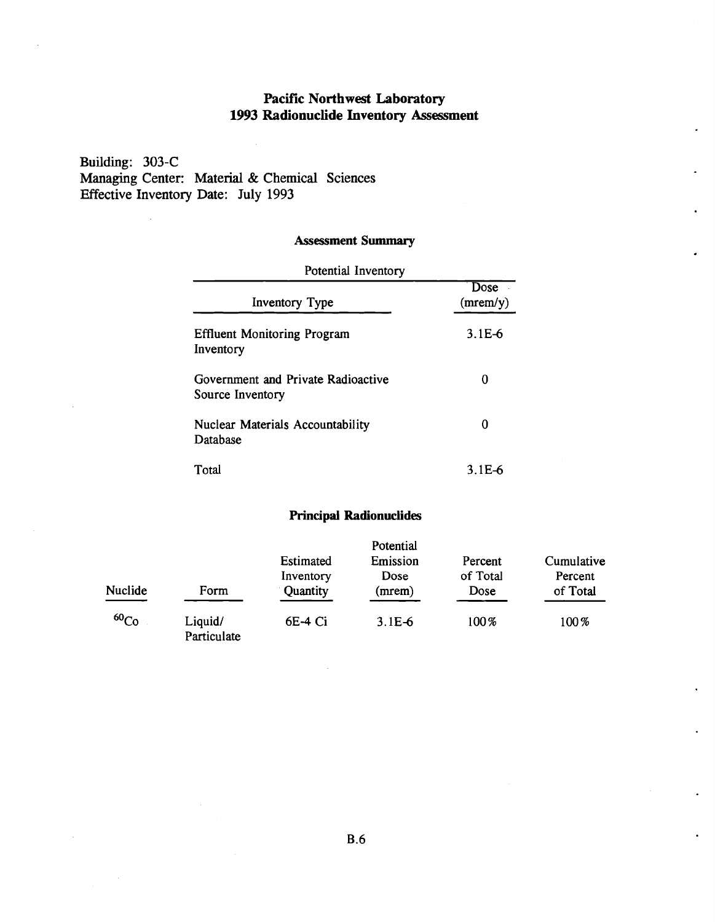## Pacific Northwest Laboratory
## 1993 Radionuclide Inventory Assessment

Building: 303-C
Managing Center: Material & Chemical Sciences
Effective Inventory Date: July 1993

### Assessment Summary

Potential Inventory

| Inventory Type | Dose (mrem/y) |
|---|---|
| Effluent Monitoring Program Inventory | 3.1E-6 |
| Government and Private Radioactive Source Inventory | 0 |
| Nuclear Materials Accountability Database | 0 |
| Total | 3.1E-6 |

### Principal Radionuclides

| Nuclide | Form | Estimated Inventory Quantity | Potential Emission Dose (mrem) | Percent of Total Dose | Cumulative Percent of Total |
|---|---|---|---|---|---|
| $^{60}Co$ | Liquid/ Particulate | 6E-4 Ci | 3.1E-6 | 100% | 100% |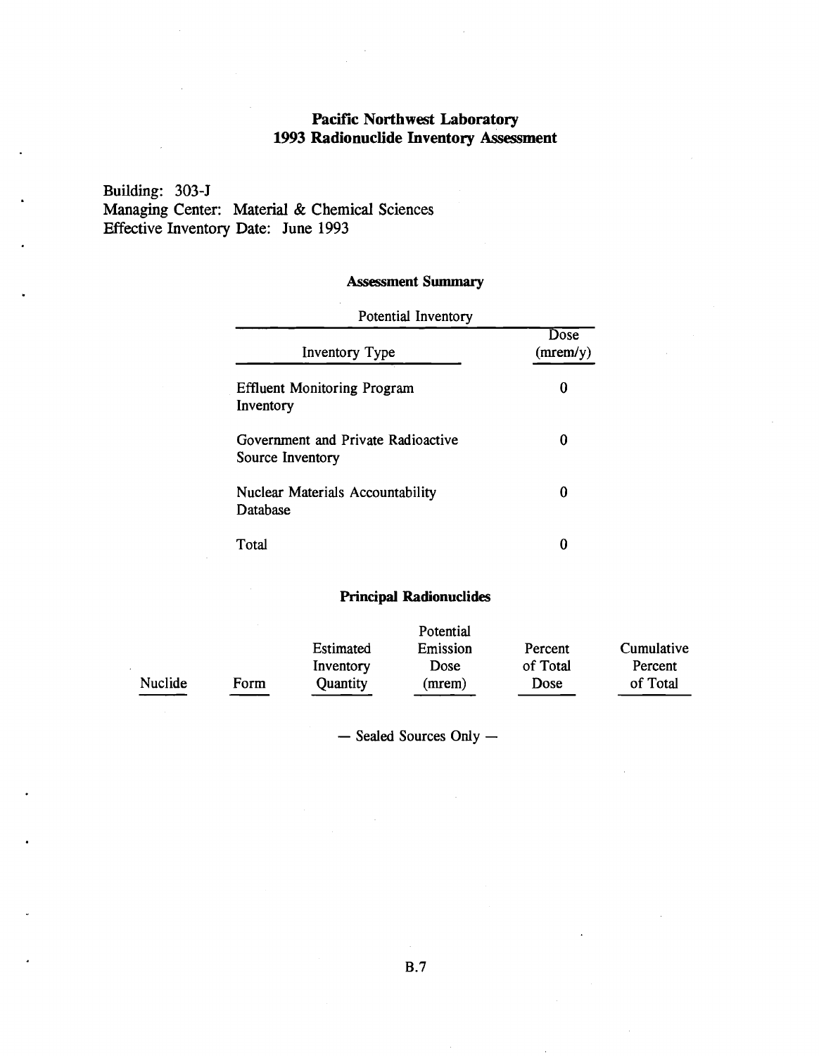# Pacific Northwest Laboratory
# 1993 Radionuclide Inventory Assessment

Building: 303-J
Managing Center: Material & Chemical Sciences
Effective Inventory Date: June 1993

### Assessment Summary

| Potential Inventory | |
|---|---|
| Inventory Type | Dose (mrem/y) |
| Effluent Monitoring Program Inventory | 0 |
| Government and Private Radioactive Source Inventory | 0 |
| Nuclear Materials Accountability Database | 0 |
| Total | 0 |

### Principal Radionuclides

| Nuclide | Form | Estimated Inventory Quantity | Potential Emission Dose (mrem) | Percent of Total Dose | Cumulative Percent of Total |
|---|---|---|---|---|---|

— Sealed Sources Only —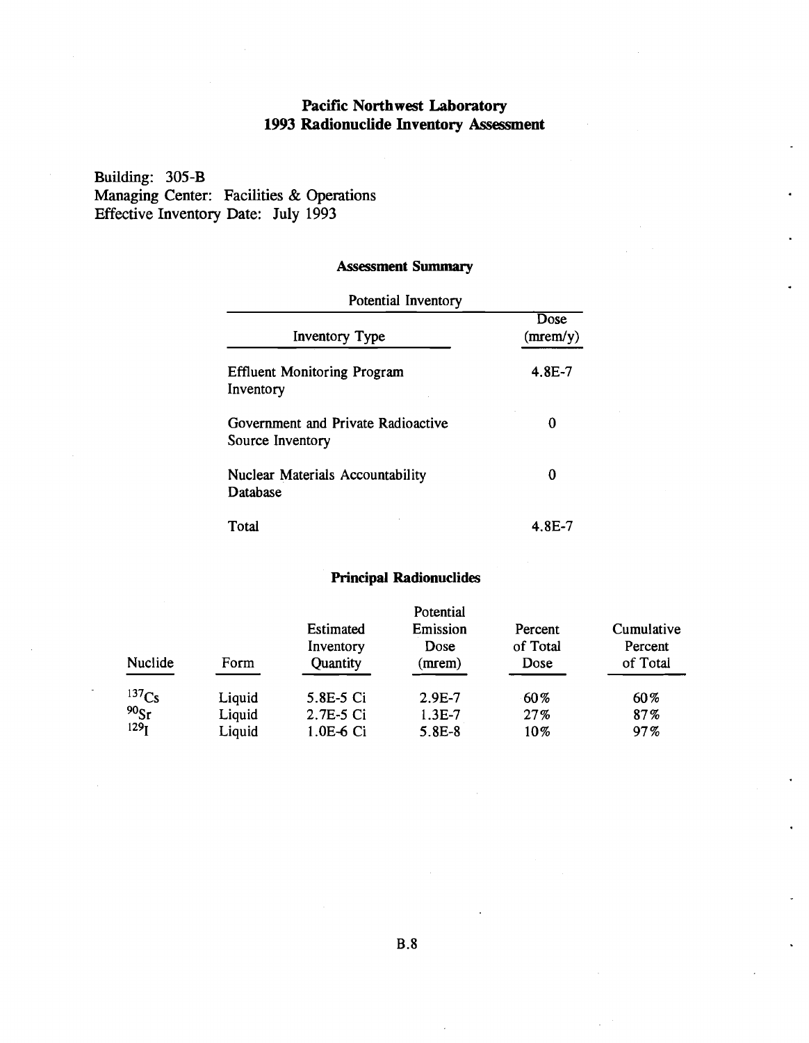# Pacific Northwest Laboratory
# 1993 Radionuclide Inventory Assessment

Building: 305-B
Managing Center: Facilities & Operations
Effective Inventory Date: July 1993

### Assessment Summary

| Potential Inventory | |
|---|---|
| Inventory Type | Dose (mrem/y) |
| Effluent Monitoring Program Inventory | 4.8E-7 |
| Government and Private Radioactive Source Inventory | 0 |
| Nuclear Materials Accountability Database | 0 |
| Total | 4.8E-7 |

### Principal Radionuclides

| Nuclide | Form | Estimated Inventory Quantity | Potential Emission Dose (mrem) | Percent of Total Dose | Cumulative Percent of Total |
|---|---|---|---|---|---|
| $^{137}Cs$ | Liquid | 5.8E-5 Ci | 2.9E-7 | 60% | 60% |
| $^{90}Sr$ | Liquid | 2.7E-5 Ci | 1.3E-7 | 27% | 87% |
| $^{129}I$ | Liquid | 1.0E-6 Ci | 5.8E-8 | 10% | 97% |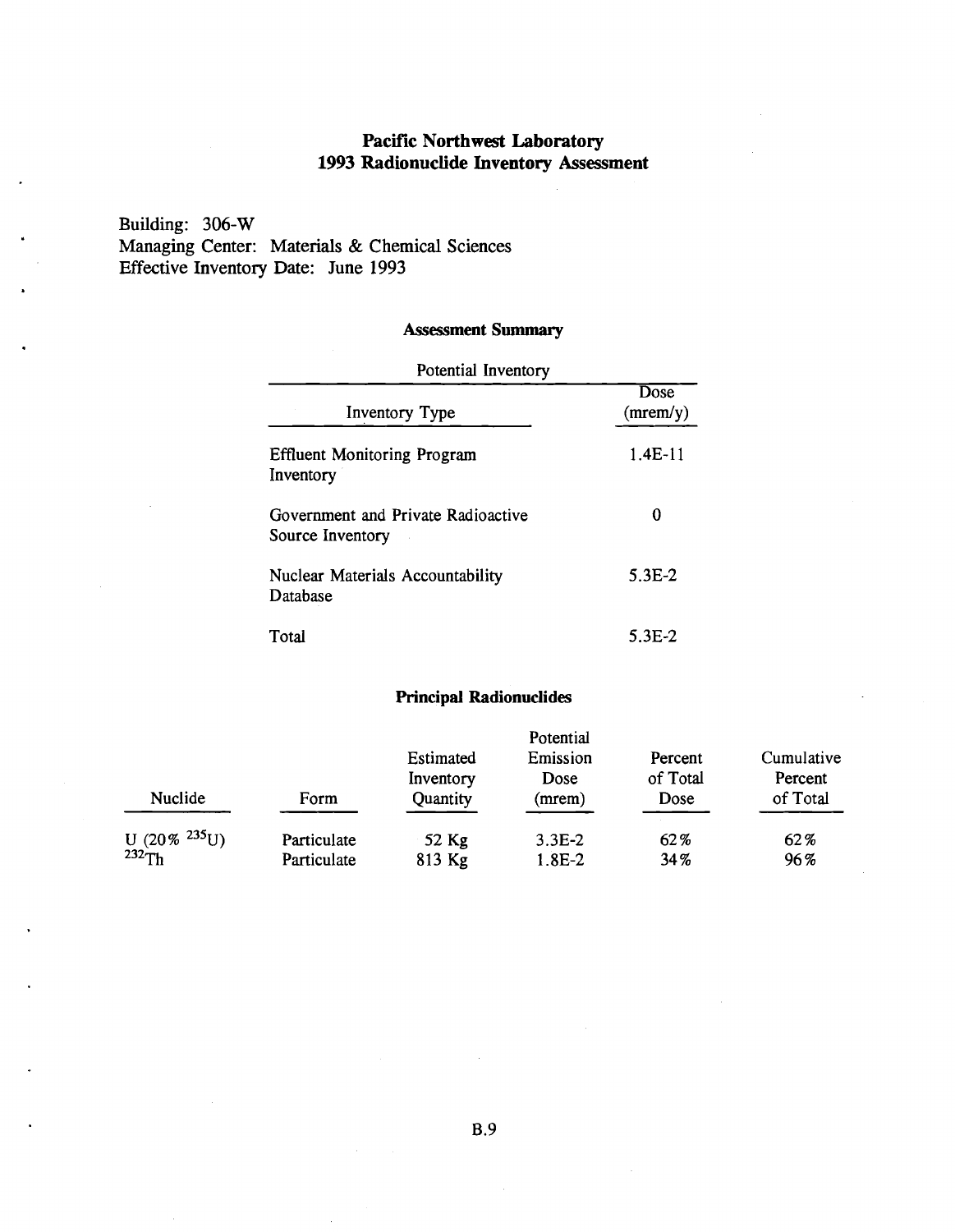## Pacific Northwest Laboratory
## 1993 Radionuclide Inventory Assessment

Building: 306-W
Managing Center: Materials & Chemical Sciences
Effective Inventory Date: June 1993

### Assessment Summary

Potential Inventory

| Inventory Type | Dose (mrem/y) |
|---|---|
| Effluent Monitoring Program Inventory | 1.4E-11 |
| Government and Private Radioactive Source Inventory | 0 |
| Nuclear Materials Accountability Database | 5.3E-2 |
| Total | 5.3E-2 |

### Principal Radionuclides

| Nuclide | Form | Estimated Inventory Quantity | Potential Emission Dose (mrem) | Percent of Total Dose | Cumulative Percent of Total |
|---|---|---|---|---|---|
| U (20% $^{235}U$) | Particulate | 52 Kg | 3.3E-2 | 62% | 62% |
| $^{232}Th$ | Particulate | 813 Kg | 1.8E-2 | 34% | 96% |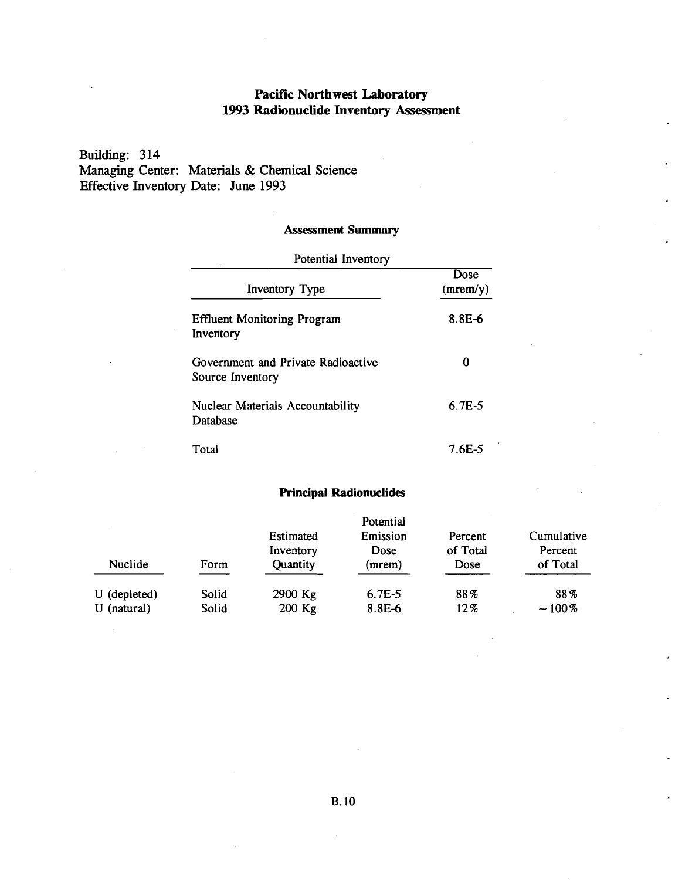# Pacific Northwest Laboratory
# 1993 Radionuclide Inventory Assessment

Building: 314
Managing Center: Materials & Chemical Science
Effective Inventory Date: June 1993

### Assessment Summary

Potential Inventory

| Inventory Type | Dose (mrem/y) |
|---|---|
| Effluent Monitoring Program Inventory | 8.8E-6 |
| Government and Private Radioactive Source Inventory | 0 |
| Nuclear Materials Accountability Database | 6.7E-5 |
| Total | 7.6E-5 |

### Principal Radionuclides

| Nuclide | Form | Estimated Inventory Quantity | Potential Emission Dose (mrem) | Percent of Total Dose | Cumulative Percent of Total |
|---|---|---|---|---|---|
| U (depleted) | Solid | 2900 Kg | 6.7E-5 | 88% | 88% |
| U (natural) | Solid | 200 Kg | 8.8E-6 | 12% | ~100% |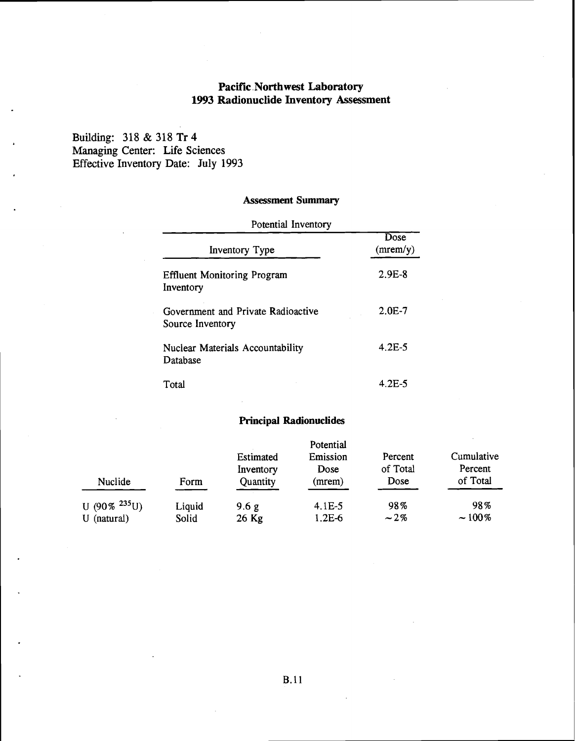# Pacific Northwest Laboratory
# 1993 Radionuclide Inventory Assessment

Building: 318 & 318 Tr 4
Managing Center: Life Sciences
Effective Inventory Date: July 1993

## Assessment Summary

| Potential Inventory | |
|---|---|
| Inventory Type | Dose (mrem/y) |
| Effluent Monitoring Program Inventory | 2.9E-8 |
| Government and Private Radioactive Source Inventory | 2.0E-7 |
| Nuclear Materials Accountability Database | 4.2E-5 |
| Total | 4.2E-5 |

## Principal Radionuclides

| Nuclide | Form | Estimated Inventory Quantity | Potential Emission Dose (mrem) | Percent of Total Dose | Cumulative Percent of Total |
|---|---|---|---|---|---|
| U (90% $^{235}U$) | Liquid | 9.6 g | 4.1E-5 | 98% | 98% |
| U (natural) | Solid | 26 Kg | 1.2E-6 | ~2% | ~100% |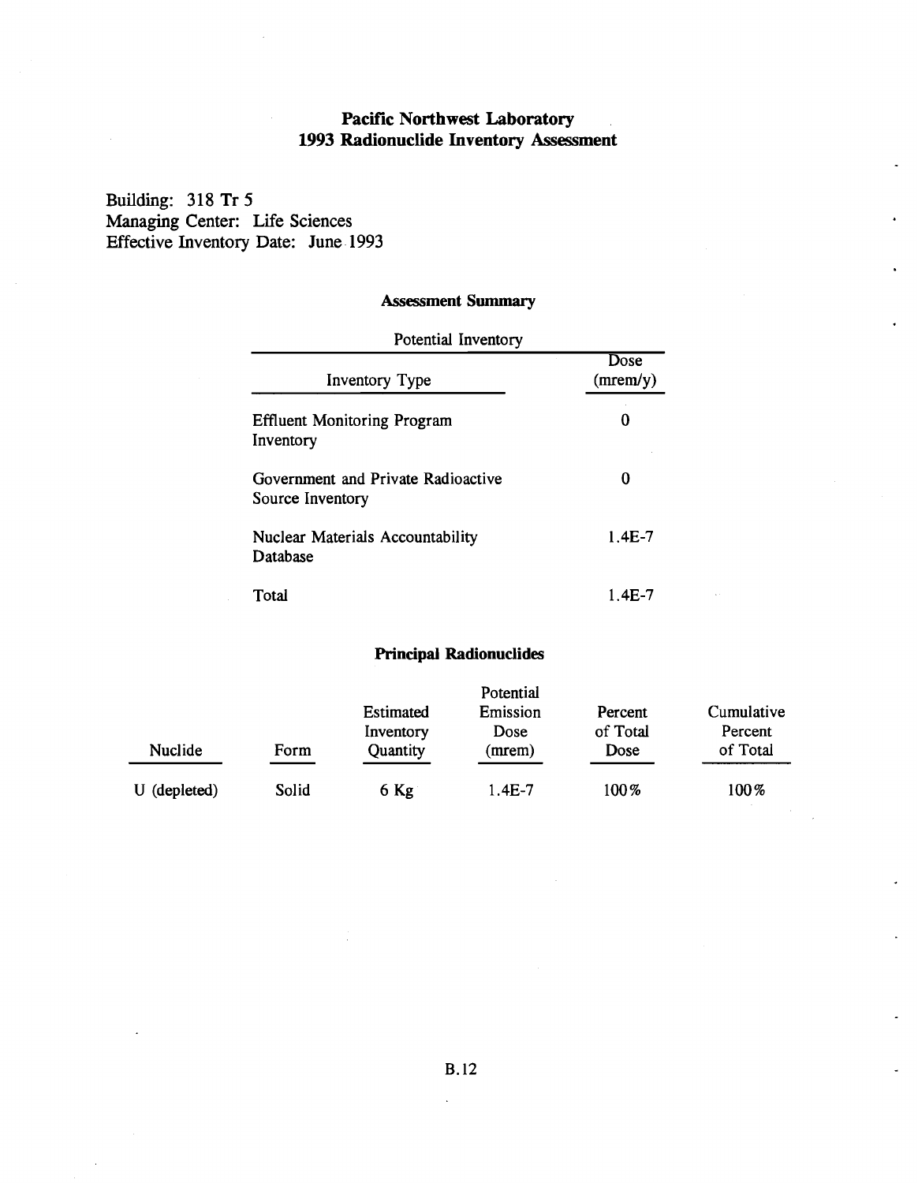# Pacific Northwest Laboratory
# 1993 Radionuclide Inventory Assessment

Building: 318 Tr 5
Managing Center: Life Sciences
Effective Inventory Date: June 1993

## Assessment Summary

Potential Inventory

| Inventory Type | Dose (mrem/y) |
|---|---|
| Effluent Monitoring Program Inventory | 0 |
| Government and Private Radioactive Source Inventory | 0 |
| Nuclear Materials Accountability Database | 1.4E-7 |
| Total | 1.4E-7 |

## Principal Radionuclides

| Nuclide | Form | Estimated Inventory Quantity | Potential Emission Dose (mrem) | Percent of Total Dose | Cumulative Percent of Total |
|---|---|---|---|---|---|
| U (depleted) | Solid | 6 Kg | 1.4E-7 | 100% | 100% |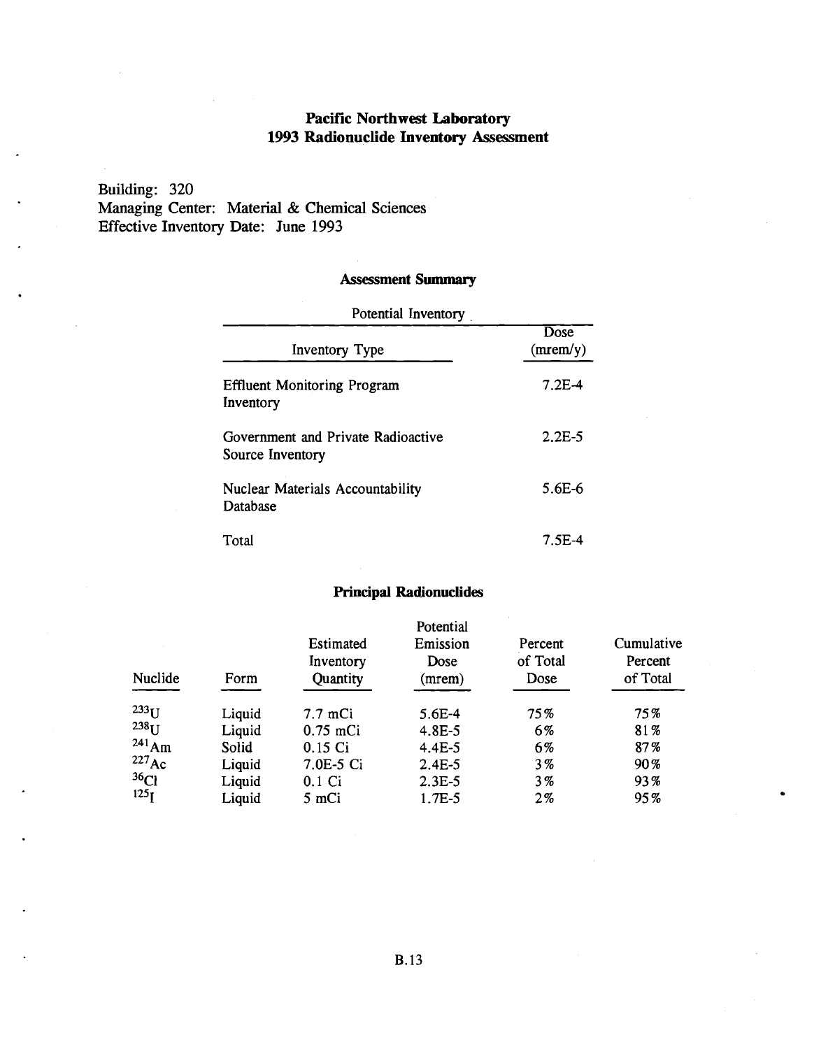# Pacific Northwest Laboratory
# 1993 Radionuclide Inventory Assessment

Building: 320
Managing Center: Material & Chemical Sciences
Effective Inventory Date: June 1993

## Assessment Summary

| Potential Inventory | |
|---|---|
| Inventory Type | Dose (mrem/y) |
| Effluent Monitoring Program Inventory | 7.2E-4 |
| Government and Private Radioactive Source Inventory | 2.2E-5 |
| Nuclear Materials Accountability Database | 5.6E-6 |
| Total | 7.5E-4 |

## Principal Radionuclides

| Nuclide | Form | Estimated Inventory Quantity | Potential Emission Dose (mrem) | Percent of Total Dose | Cumulative Percent of Total |
|---|---|---|---|---|---|
| $^{233}U$ | Liquid | 7.7 mCi | 5.6E-4 | 75% | 75% |
| $^{238}U$ | Liquid | 0.75 mCi | 4.8E-5 | 6% | 81% |
| $^{241}Am$ | Solid | 0.15 Ci | 4.4E-5 | 6% | 87% |
| $^{227}Ac$ | Liquid | 7.0E-5 Ci | 2.4E-5 | 3% | 90% |
| $^{36}Cl$ | Liquid | 0.1 Ci | 2.3E-5 | 3% | 93% |
| $^{125}I$ | Liquid | 5 mCi | 1.7E-5 | 2% | 95% |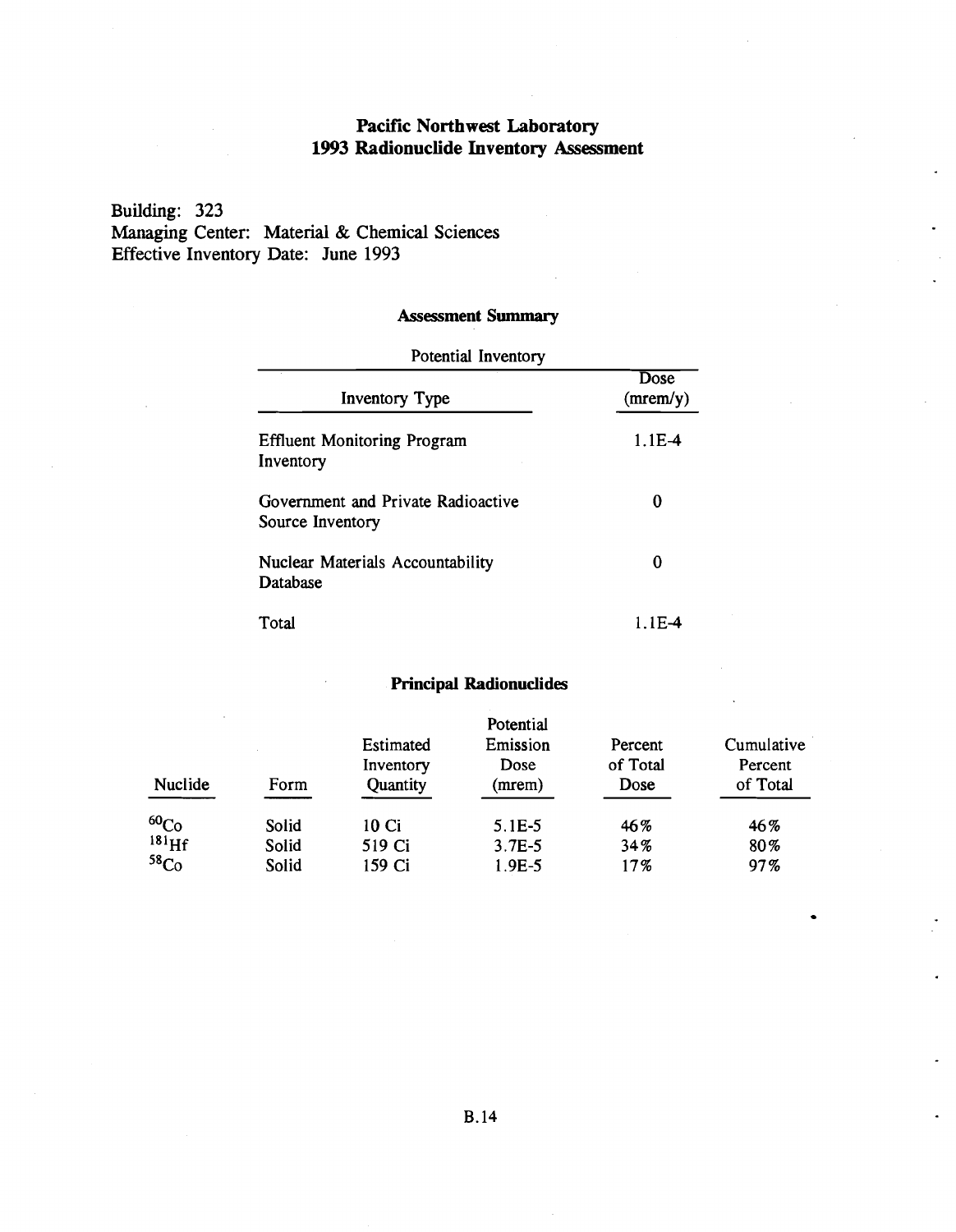# Pacific Northwest Laboratory
# 1993 Radionuclide Inventory Assessment

Building: 323
Managing Center: Material & Chemical Sciences
Effective Inventory Date: June 1993

## Assessment Summary

Potential Inventory

| Inventory Type | Dose (mrem/y) |
|---|---|
| Effluent Monitoring Program Inventory | 1.1E-4 |
| Government and Private Radioactive Source Inventory | 0 |
| Nuclear Materials Accountability Database | 0 |
| Total | 1.1E-4 |

## Principal Radionuclides

| Nuclide | Form | Estimated Inventory Quantity | Potential Emission Dose (mrem) | Percent of Total Dose | Cumulative Percent of Total |
|---|---|---|---|---|---|
| $^{60}Co$ | Solid | 10 Ci | 5.1E-5 | 46% | 46% |
| $^{181}Hf$ | Solid | 519 Ci | 3.7E-5 | 34% | 80% |
| $^{58}Co$ | Solid | 159 Ci | 1.9E-5 | 17% | 97% |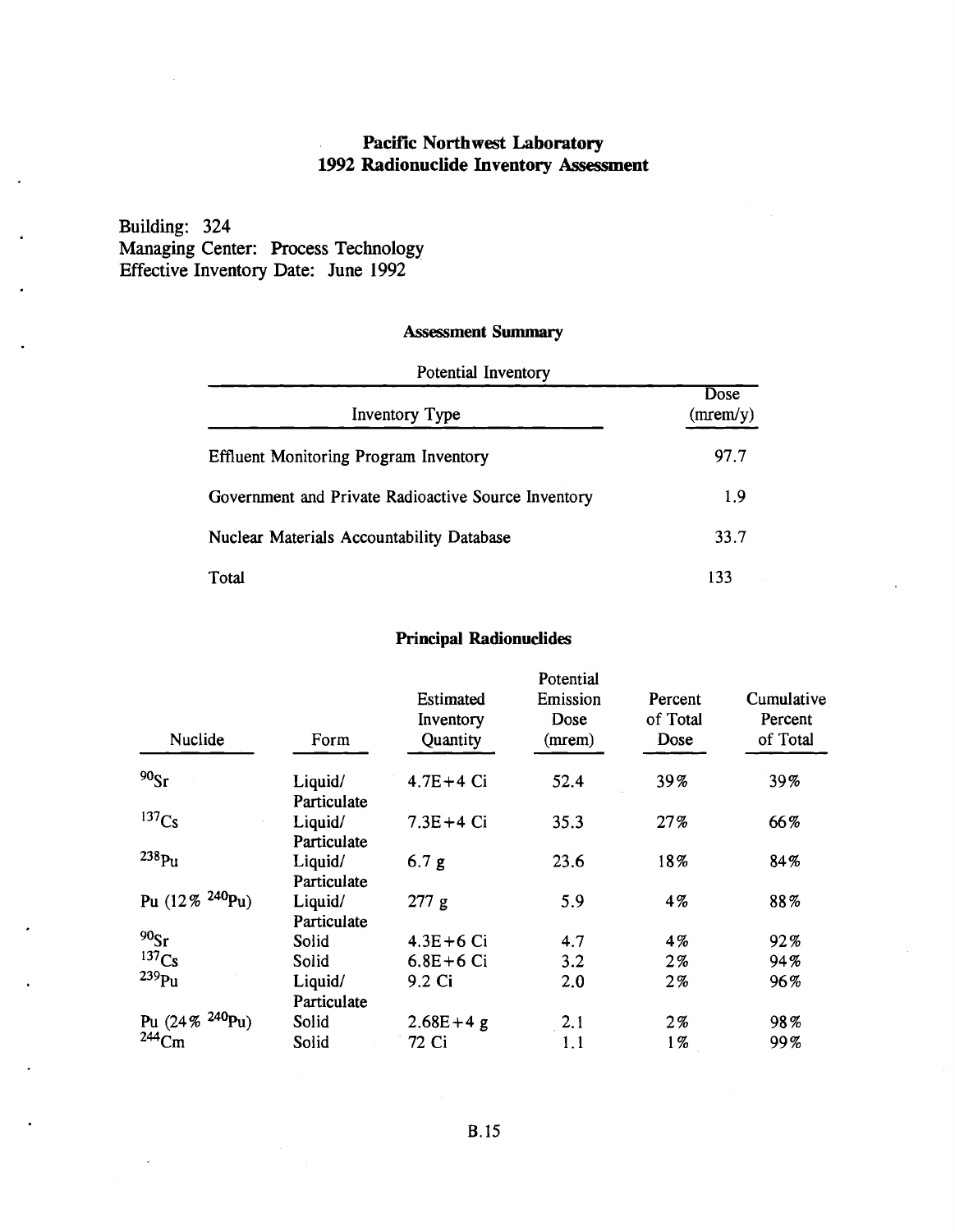# Pacific Northwest Laboratory
# 1992 Radionuclide Inventory Assessment

Building: 324
Managing Center: Process Technology
Effective Inventory Date: June 1992

## Assessment Summary

| Potential Inventory | |
|---|---|
| Inventory Type | Dose (mrem/y) |
| Effluent Monitoring Program Inventory | 97.7 |
| Government and Private Radioactive Source Inventory | 1.9 |
| Nuclear Materials Accountability Database | 33.7 |
| Total | 133 |

## Principal Radionuclides

| Nuclide | Form | Estimated Inventory Quantity | Potential Emission Dose (mrem) | Percent of Total Dose | Cumulative Percent of Total |
|---|---|---|---|---|---|
| $^{90}Sr$ | Liquid/ Particulate | 4.7E+4 Ci | 52.4 | 39% | 39% |
| $^{137}Cs$ | Liquid/ Particulate | 7.3E+4 Ci | 35.3 | 27% | 66% |
| $^{238}Pu$ | Liquid/ Particulate | 6.7 g | 23.6 | 18% | 84% |
| Pu (12% $^{240}Pu$) | Liquid/ Particulate | 277 g | 5.9 | 4% | 88% |
| $^{90}Sr$ | Solid | 4.3E+6 Ci | 4.7 | 4% | 92% |
| $^{137}Cs$ | Solid | 6.8E+6 Ci | 3.2 | 2% | 94% |
| $^{239}Pu$ | Liquid/ Particulate | 9.2 Ci | 2.0 | 2% | 96% |
| Pu (24% $^{240}Pu$) | Solid | 2.68E+4 g | 2.1 | 2% | 98% |
| $^{244}Cm$ | Solid | 72 Ci | 1.1 | 1% | 99% |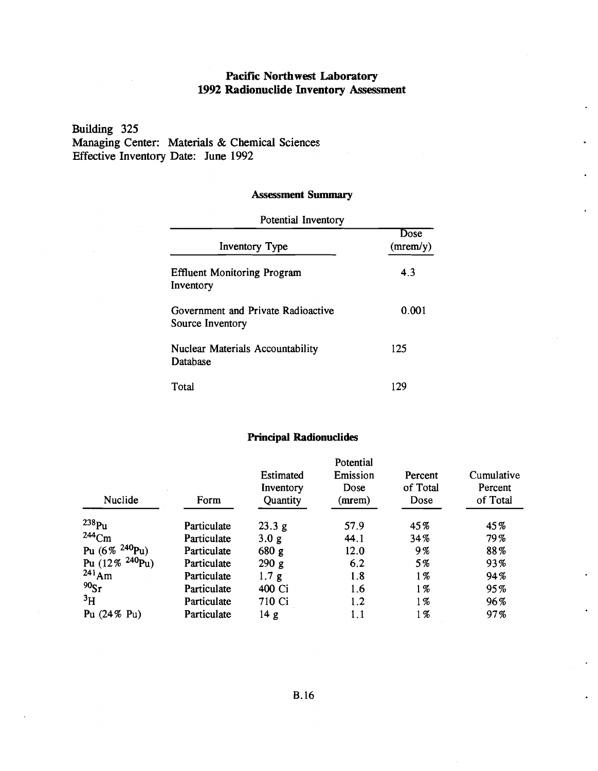# Pacific Northwest Laboratory
# 1992 Radionuclide Inventory Assessment

Building 325
Managing Center: Materials & Chemical Sciences
Effective Inventory Date: June 1992

## Assessment Summary

| Potential Inventory | |
|---|---|
| Inventory Type | Dose (mrem/y) |
| Effluent Monitoring Program Inventory | 4.3 |
| Government and Private Radioactive Source Inventory | 0.001 |
| Nuclear Materials Accountability Database | 125 |
| Total | 129 |

## Principal Radionuclides

| Nuclide | Form | Estimated Inventory Quantity | Potential Emission Dose (mrem) | Percent of Total Dose | Cumulative Percent of Total |
|---|---|---|---|---|---|
| $^{238}Pu$ | Particulate | 23.3 g | 57.9 | 45% | 45% |
| $^{244}Cm$ | Particulate | 3.0 g | 44.1 | 34% | 79% |
| Pu (6% $^{240}Pu$) | Particulate | 680 g | 12.0 | 9% | 88% |
| Pu (12% $^{240}Pu$) | Particulate | 290 g | 6.2 | 5% | 93% |
| $^{241}Am$ | Particulate | 1.7 g | 1.8 | 1% | 94% |
| $^{90}Sr$ | Particulate | 400 Ci | 1.6 | 1% | 95% |
| $^{3}H$ | Particulate | 710 Ci | 1.2 | 1% | 96% |
| Pu (24% Pu) | Particulate | 14 g | 1.1 | 1% | 97% |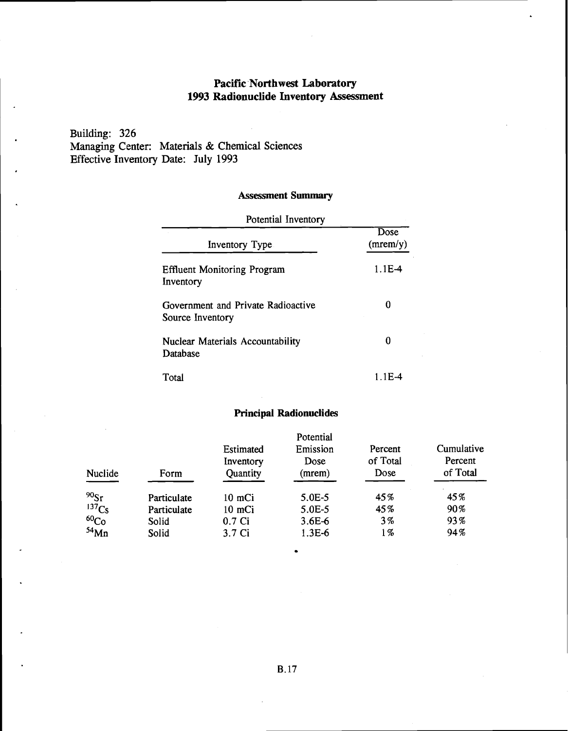# Pacific Northwest Laboratory
# 1993 Radionuclide Inventory Assessment

Building: 326
Managing Center: Materials & Chemical Sciences
Effective Inventory Date: July 1993

## Assessment Summary

| Potential Inventory | |
|---|---|
| Inventory Type | Dose (mrem/y) |
| Effluent Monitoring Program Inventory | 1.1E-4 |
| Government and Private Radioactive Source Inventory | 0 |
| Nuclear Materials Accountability Database | 0 |
| Total | 1.1E-4 |

## Principal Radionuclides

| Nuclide | Form | Estimated Inventory Quantity | Potential Emission Dose (mrem) | Percent of Total Dose | Cumulative Percent of Total |
|---|---|---|---|---|---|
| $^{90}Sr$ | Particulate | 10 mCi | 5.0E-5 | 45% | 45% |
| $^{137}Cs$ | Particulate | 10 mCi | 5.0E-5 | 45% | 90% |
| $^{60}Co$ | Solid | 0.7 Ci | 3.6E-6 | 3% | 93% |
| $^{54}Mn$ | Solid | 3.7 Ci | 1.3E-6 | 1% | 94% |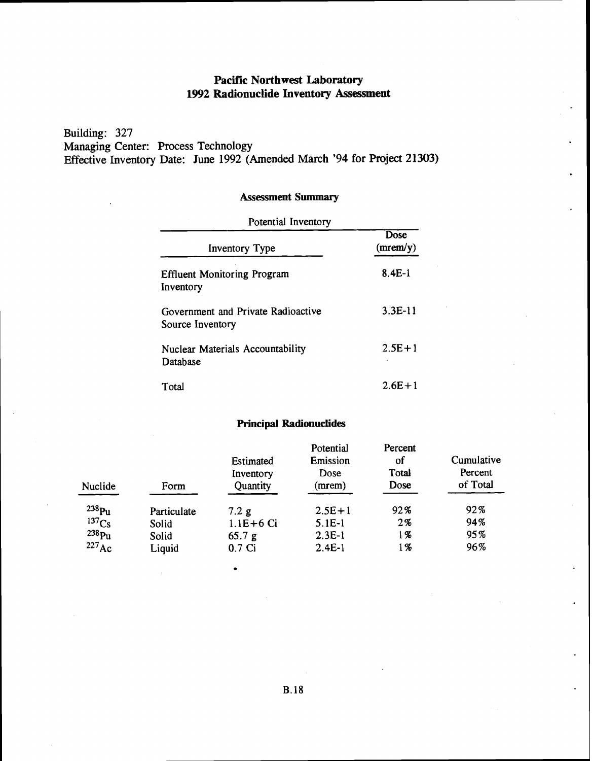**Pacific Northwest Laboratory**
**1992 Radionuclide Inventory Assessment**

Building: 327
Managing Center: Process Technology
Effective Inventory Date: June 1992 (Amended March '94 for Project 21303)

**Assessment Summary**

Potential Inventory

| Inventory Type | Dose (mrem/y) |
|---|---|
| Effluent Monitoring Program Inventory | 8.4E-1 |
| Government and Private Radioactive Source Inventory | 3.3E-11 |
| Nuclear Materials Accountability Database | 2.5E+1 |
| Total | 2.6E+1 |

**Principal Radionuclides**

| Nuclide | Form | Estimated Inventory Quantity | Potential Emission Dose (mrem) | Percent of Total Dose | Cumulative Percent of Total |
|---|---|---|---|---|---|
| $^{238}Pu$ | Particulate | 7.2 g | 2.5E+1 | 92% | 92% |
| $^{137}Cs$ | Solid | 1.1E+6 Ci | 5.1E-1 | 2% | 94% |
| $^{238}Pu$ | Solid | 65.7 g | 2.3E-1 | 1% | 95% |
| $^{227}Ac$ | Liquid | 0.7 Ci | 2.4E-1 | 1% | 96% |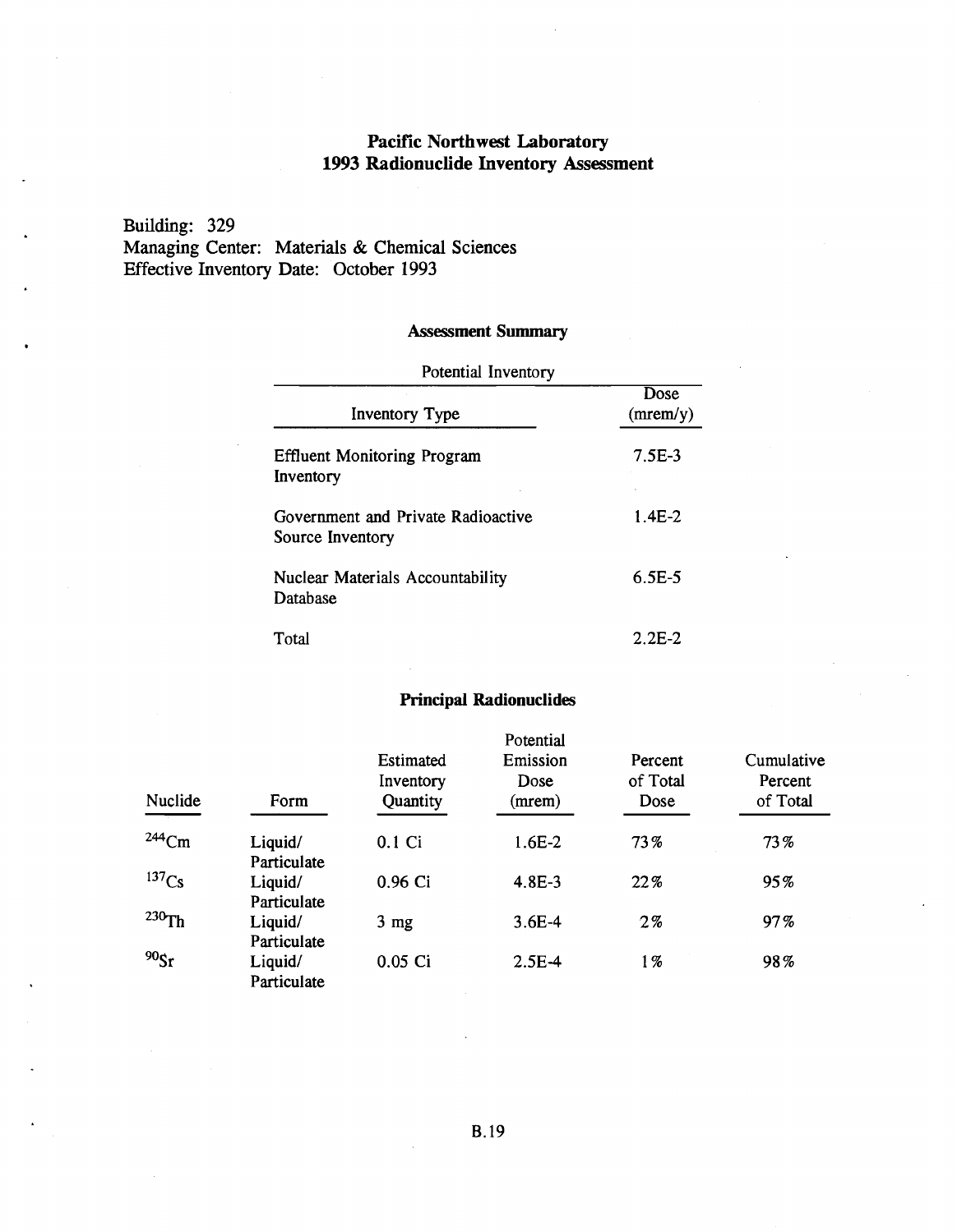# Pacific Northwest Laboratory
# 1993 Radionuclide Inventory Assessment

Building: 329
Managing Center: Materials & Chemical Sciences
Effective Inventory Date: October 1993

## Assessment Summary

| Potential Inventory | |
|---|---|
| Inventory Type | Dose (mrem/y) |
| Effluent Monitoring Program Inventory | 7.5E-3 |
| Government and Private Radioactive Source Inventory | 1.4E-2 |
| Nuclear Materials Accountability Database | 6.5E-5 |
| Total | 2.2E-2 |

## Principal Radionuclides

| Nuclide | Form | Estimated Inventory Quantity | Potential Emission Dose (mrem) | Percent of Total Dose | Cumulative Percent of Total |
|---|---|---|---|---|---|
| $^{244}Cm$ | Liquid/ Particulate | 0.1 Ci | 1.6E-2 | 73% | 73% |
| $^{137}Cs$ | Liquid/ Particulate | 0.96 Ci | 4.8E-3 | 22% | 95% |
| $^{230}Th$ | Liquid/ Particulate | 3 mg | 3.6E-4 | 2% | 97% |
| $^{90}Sr$ | Liquid/ Particulate | 0.05 Ci | 2.5E-4 | 1% | 98% |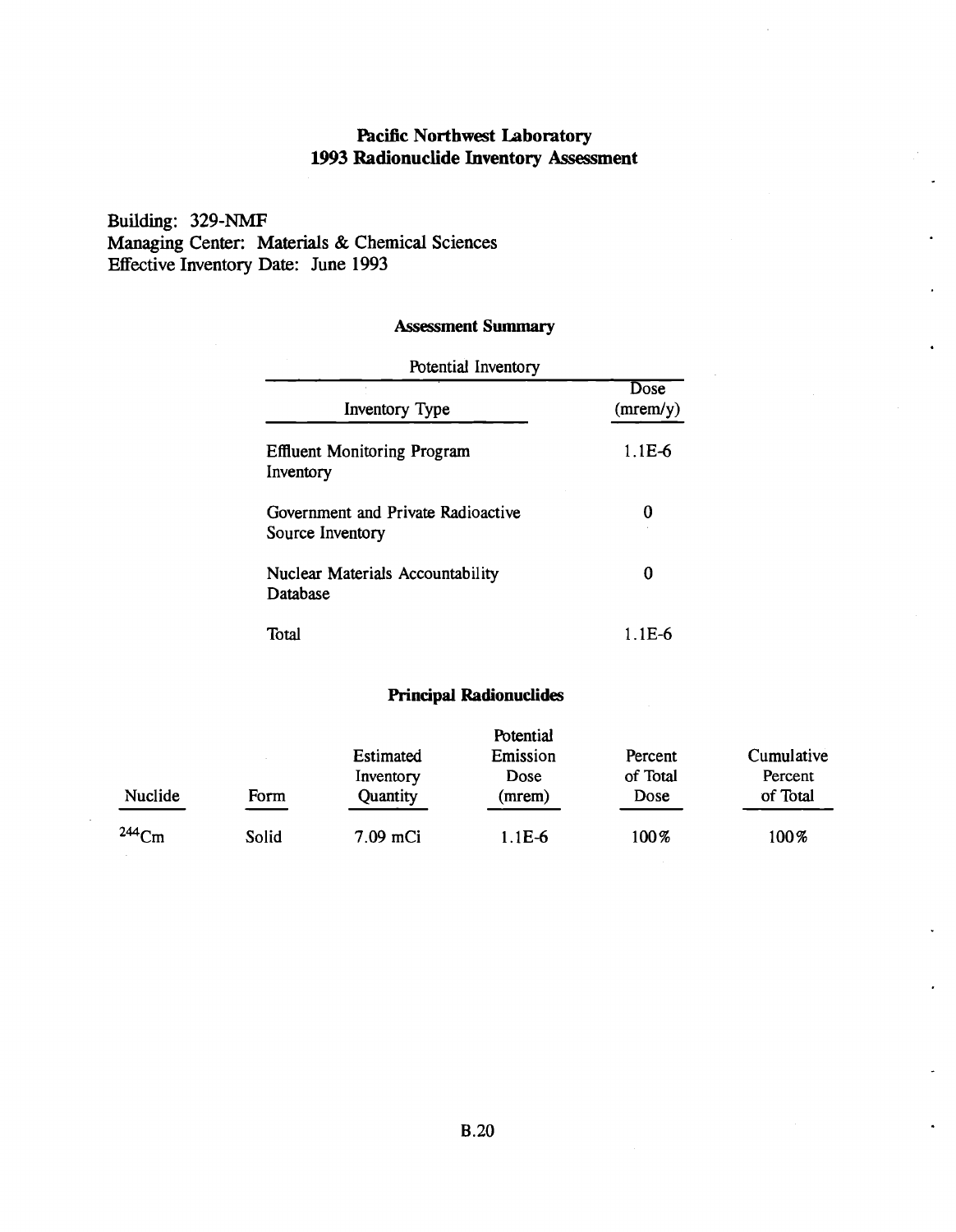# Pacific Northwest Laboratory
# 1993 Radionuclide Inventory Assessment

Building: 329-NMF
Managing Center: Materials & Chemical Sciences
Effective Inventory Date: June 1993

### Assessment Summary

| Potential Inventory | |
|---|---|
| Inventory Type | Dose (mrem/y) |
| Effluent Monitoring Program Inventory | 1.1E-6 |
| Government and Private Radioactive Source Inventory | 0 |
| Nuclear Materials Accountability Database | 0 |
| Total | 1.1E-6 |

### Principal Radionuclides

| Nuclide | Form | Estimated Inventory Quantity | Potential Emission Dose (mrem) | Percent of Total Dose | Cumulative Percent of Total |
|---|---|---|---|---|---|
| $^{244}Cm$ | Solid | 7.09 mCi | 1.1E-6 | 100% | 100% |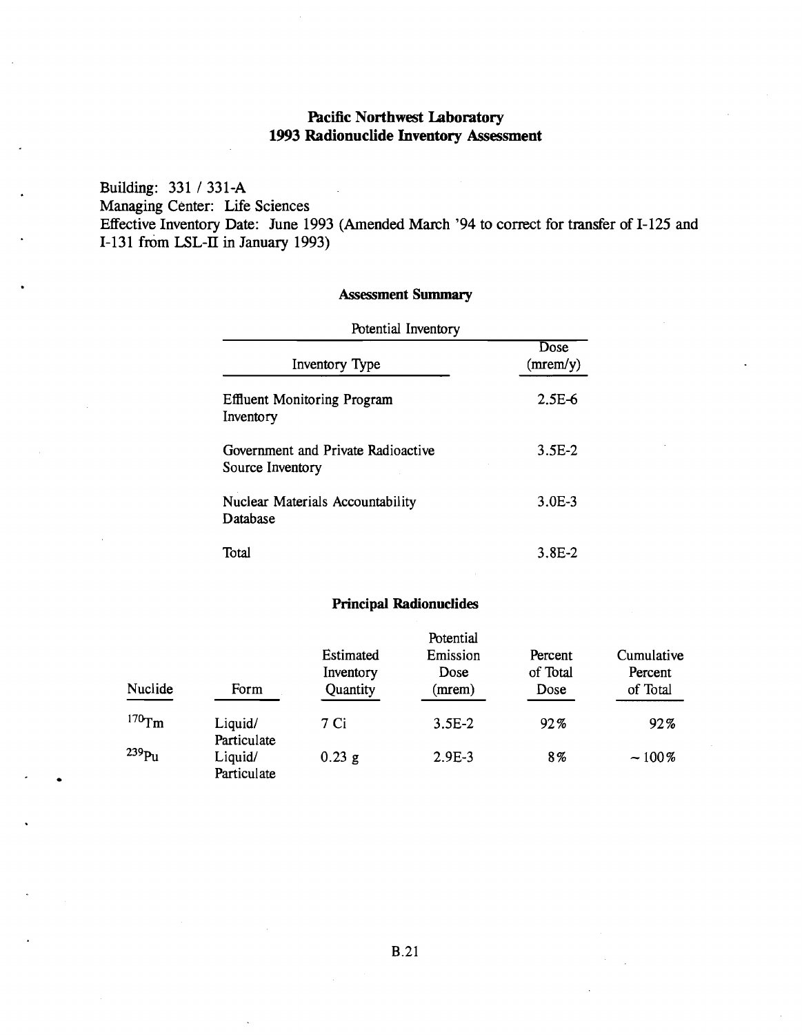# Pacific Northwest Laboratory
## 1993 Radionuclide Inventory Assessment

Building: 331 / 331-A
Managing Center: Life Sciences
Effective Inventory Date: June 1993 (Amended March '94 to correct for transfer of I-125 and I-131 from LSL-II in January 1993)

### Assessment Summary

| Potential Inventory | |
|---|---|
| Inventory Type | Dose (mrem/y) |
| Effluent Monitoring Program Inventory | 2.5E-6 |
| Government and Private Radioactive Source Inventory | 3.5E-2 |
| Nuclear Materials Accountability Database | 3.0E-3 |
| Total | 3.8E-2 |

### Principal Radionuclides

| Nuclide | Form | Estimated Inventory Quantity | Potential Emission Dose (mrem) | Percent of Total Dose | Cumulative Percent of Total |
|---|---|---|---|---|---|
| $^{170}Tm$ | Liquid/ Particulate | 7 Ci | 3.5E-2 | 92% | 92% |
| $^{239}Pu$ | Liquid/ Particulate | 0.23 g | 2.9E-3 | 8% | ~100% |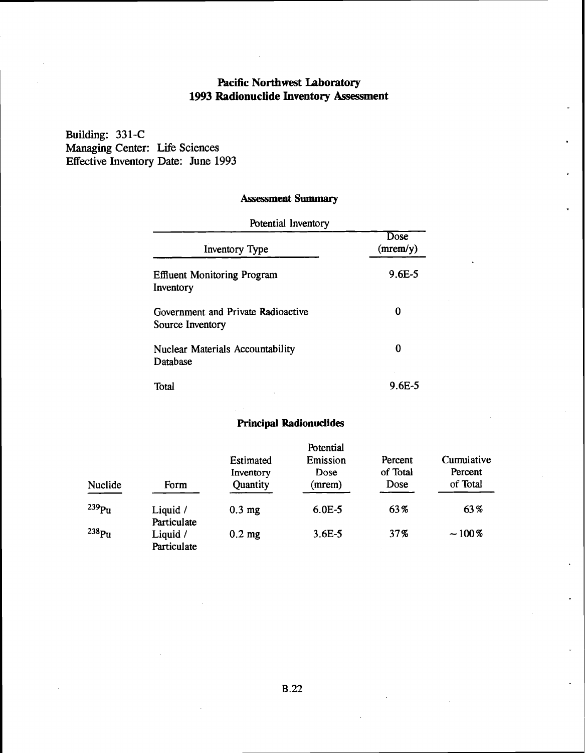# Pacific Northwest Laboratory
# 1993 Radionuclide Inventory Assessment

Building: 331-C
Managing Center: Life Sciences
Effective Inventory Date: June 1993

### Assessment Summary

Potential Inventory

| Inventory Type | Dose (mrem/y) |
|---|---|
| Effluent Monitoring Program Inventory | 9.6E-5 |
| Government and Private Radioactive Source Inventory | 0 |
| Nuclear Materials Accountability Database | 0 |
| Total | 9.6E-5 |

### Principal Radionuclides

| Nuclide | Form | Estimated Inventory Quantity | Potential Emission Dose (mrem) | Percent of Total Dose | Cumulative Percent of Total |
|---|---|---|---|---|---|
| $^{239}Pu$ | Liquid / Particulate | 0.3 mg | 6.0E-5 | 63% | 63% |
| $^{238}Pu$ | Liquid / Particulate | 0.2 mg | 3.6E-5 | 37% | ~100% |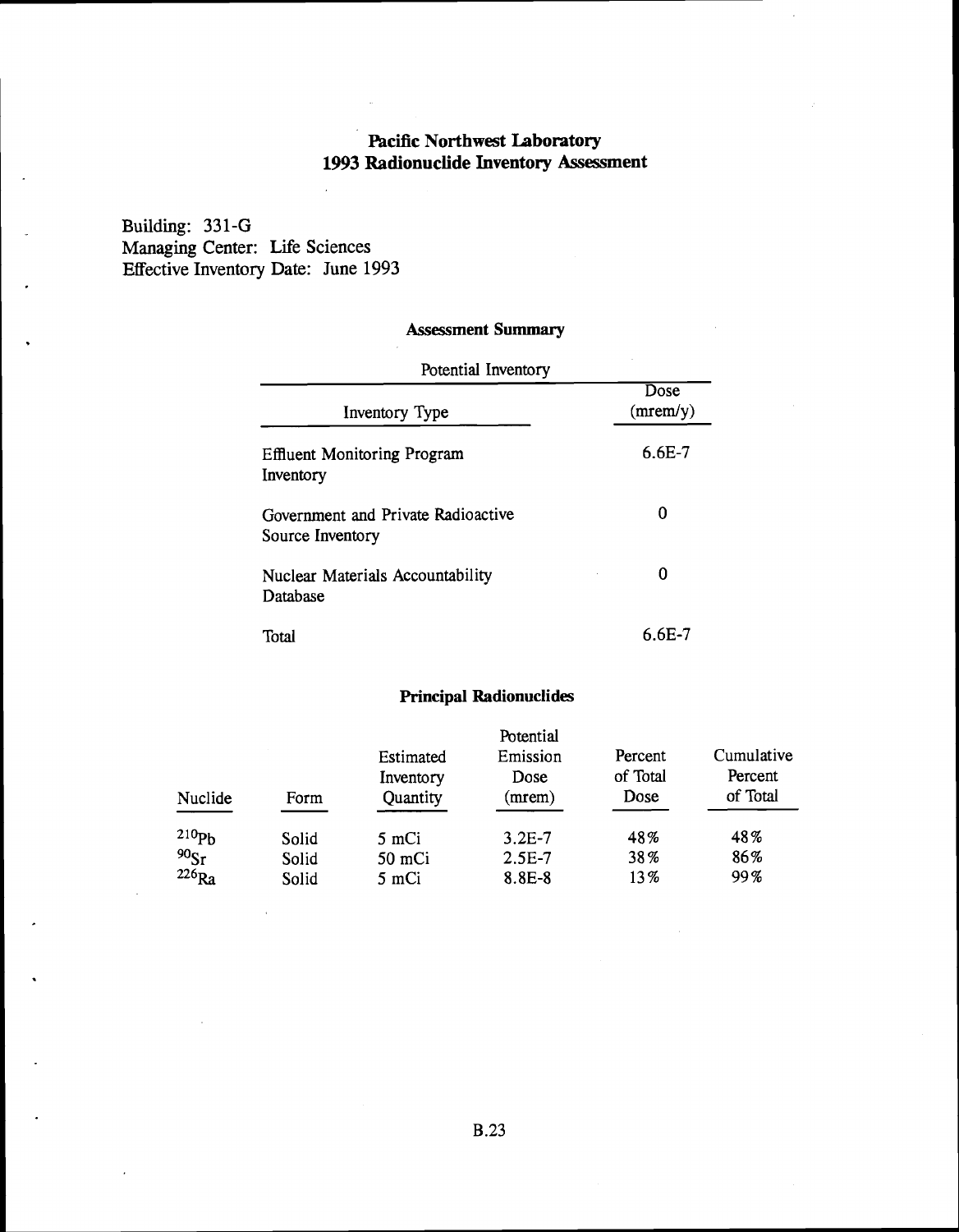# Pacific Northwest Laboratory
# 1993 Radionuclide Inventory Assessment

Building: 331-G
Managing Center: Life Sciences
Effective Inventory Date: June 1993

### Assessment Summary

| Potential Inventory | |
|---|---|
| Inventory Type | Dose (mrem/y) |
| Effluent Monitoring Program Inventory | 6.6E-7 |
| Government and Private Radioactive Source Inventory | 0 |
| Nuclear Materials Accountability Database | 0 |
| Total | 6.6E-7 |

### Principal Radionuclides

| Nuclide | Form | Estimated Inventory Quantity | Potential Emission Dose (mrem) | Percent of Total Dose | Cumulative Percent of Total |
|---|---|---|---|---|---|
| $^{210}Pb$ | Solid | 5 mCi | 3.2E-7 | 48% | 48% |
| $^{90}Sr$ | Solid | 50 mCi | 2.5E-7 | 38% | 86% |
| $^{226}Ra$ | Solid | 5 mCi | 8.8E-8 | 13% | 99% |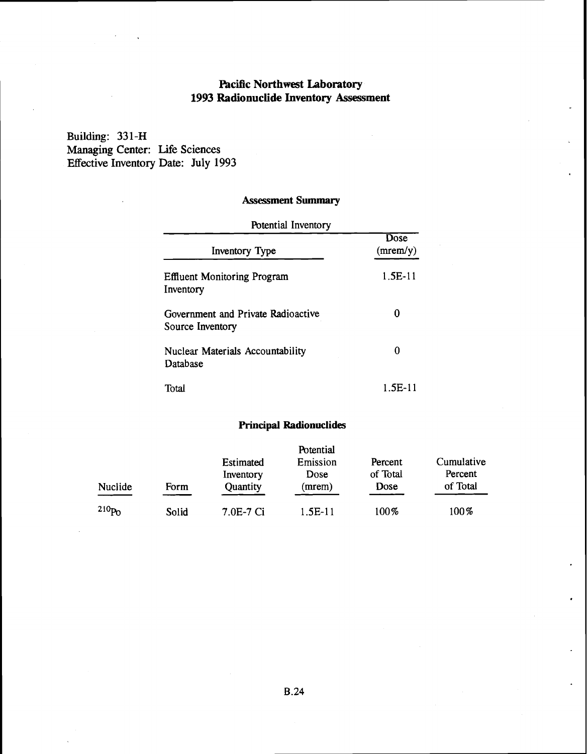## Pacific Northwest Laboratory
## 1993 Radionuclide Inventory Assessment

Building: 331-H
Managing Center: Life Sciences
Effective Inventory Date: July 1993

### Assessment Summary

| Potential Inventory | |
|---|---|
| Inventory Type | Dose (mrem/y) |
| Effluent Monitoring Program Inventory | 1.5E-11 |
| Government and Private Radioactive Source Inventory | 0 |
| Nuclear Materials Accountability Database | 0 |
| Total | 1.5E-11 |

### Principal Radionuclides

| Nuclide | Form | Estimated Inventory Quantity | Potential Emission Dose (mrem) | Percent of Total Dose | Cumulative Percent of Total |
|---|---|---|---|---|---|
| $^{210}Po$ | Solid | 7.0E-7 Ci | 1.5E-11 | 100% | 100% |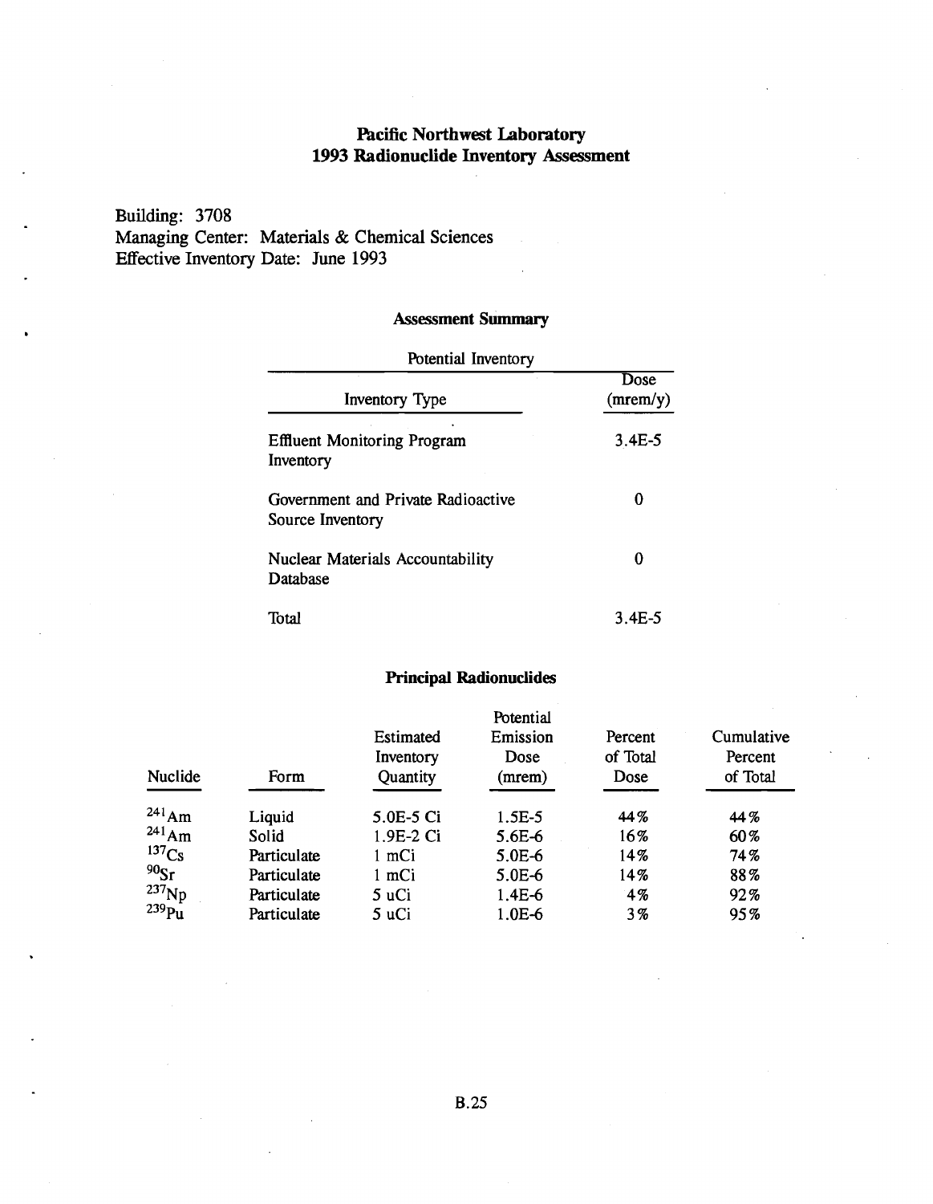# Pacific Northwest Laboratory
# 1993 Radionuclide Inventory Assessment

Building: 3708
Managing Center: Materials & Chemical Sciences
Effective Inventory Date: June 1993

## Assessment Summary

Potential Inventory

| Inventory Type | Dose (mrem/y) |
|---|---|
| Effluent Monitoring Program Inventory | 3.4E-5 |
| Government and Private Radioactive Source Inventory | 0 |
| Nuclear Materials Accountability Database | 0 |
| Total | 3.4E-5 |

## Principal Radionuclides

| Nuclide | Form | Estimated Inventory Quantity | Potential Emission Dose (mrem) | Percent of Total Dose | Cumulative Percent of Total |
|---|---|---|---|---|---|
| $^{241}Am$ | Liquid | 5.0E-5 Ci | 1.5E-5 | 44% | 44% |
| $^{241}Am$ | Solid | 1.9E-2 Ci | 5.6E-6 | 16% | 60% |
| $^{137}Cs$ | Particulate | 1 mCi | 5.0E-6 | 14% | 74% |
| $^{90}Sr$ | Particulate | 1 mCi | 5.0E-6 | 14% | 88% |
| $^{237}Np$ | Particulate | 5 uCi | 1.4E-6 | 4% | 92% |
| $^{239}Pu$ | Particulate | 5 uCi | 1.0E-6 | 3% | 95% |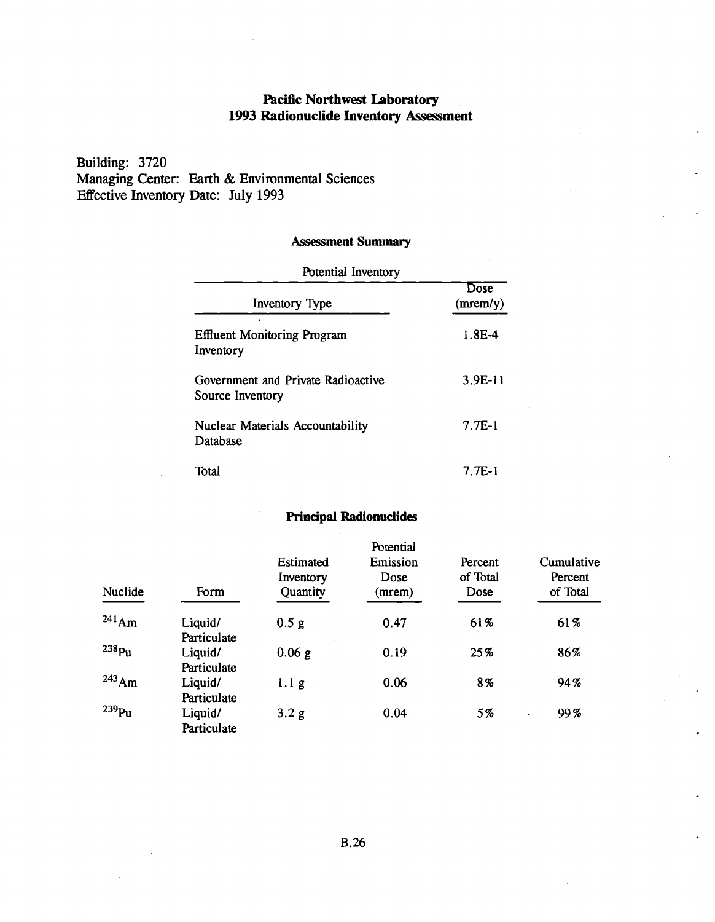# Pacific Northwest Laboratory
# 1993 Radionuclide Inventory Assessment

Building: 3720
Managing Center: Earth & Environmental Sciences
Effective Inventory Date: July 1993

### Assessment Summary

Potential Inventory

| Inventory Type | Dose (mrem/y) |
|---|---|
| Effluent Monitoring Program Inventory | 1.8E-4 |
| Government and Private Radioactive Source Inventory | 3.9E-11 |
| Nuclear Materials Accountability Database | 7.7E-1 |
| Total | 7.7E-1 |

### Principal Radionuclides

| Nuclide | Form | Estimated Inventory Quantity | Potential Emission Dose (mrem) | Percent of Total Dose | Cumulative Percent of Total |
|---|---|---|---|---|---|
| $^{241}Am$ | Liquid/ Particulate | 0.5 g | 0.47 | 61% | 61% |
| $^{238}Pu$ | Liquid/ Particulate | 0.06 g | 0.19 | 25% | 86% |
| $^{243}Am$ | Liquid/ Particulate | 1.1 g | 0.06 | 8% | 94% |
| $^{239}Pu$ | Liquid/ Particulate | 3.2 g | 0.04 | 5% | 99% |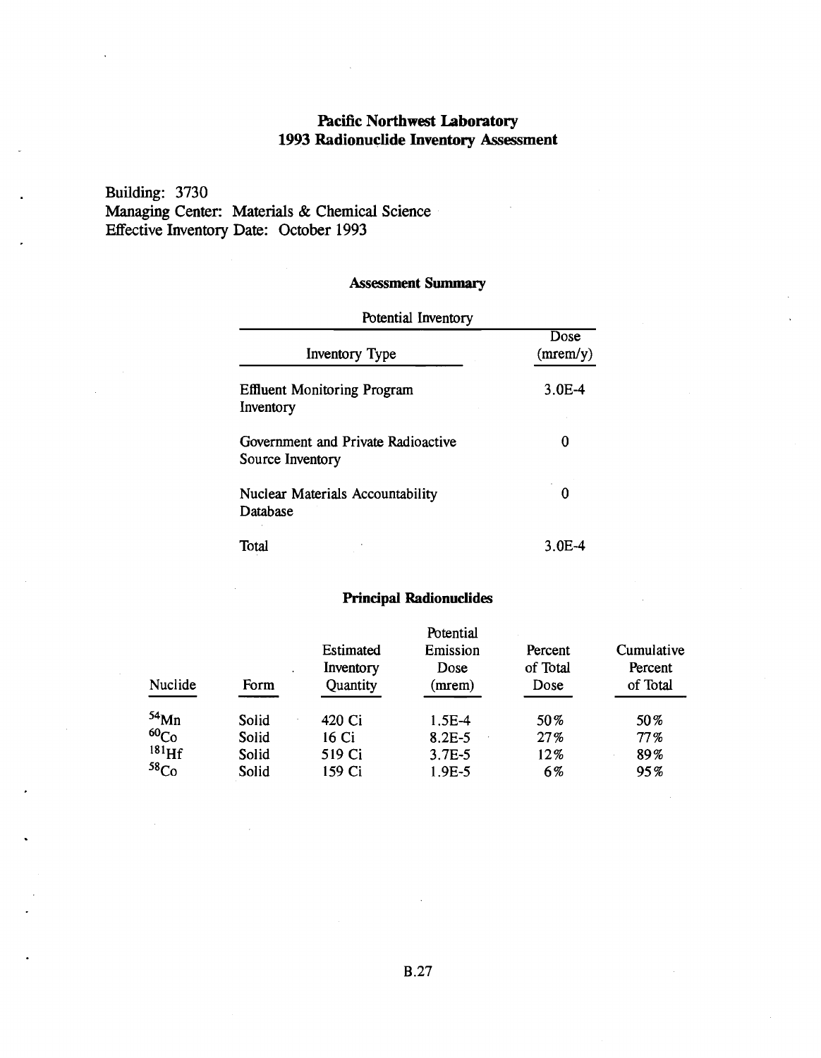# Pacific Northwest Laboratory
# 1993 Radionuclide Inventory Assessment

Building: 3730
Managing Center: Materials & Chemical Science
Effective Inventory Date: October 1993

## Assessment Summary

| Potential Inventory | |
|---|---|
| Inventory Type | Dose (mrem/y) |
| Effluent Monitoring Program Inventory | 3.0E-4 |
| Government and Private Radioactive Source Inventory | 0 |
| Nuclear Materials Accountability Database | 0 |
| Total | 3.0E-4 |

## Principal Radionuclides

| Nuclide | Form | Estimated Inventory Quantity | Potential Emission Dose (mrem) | Percent of Total Dose | Cumulative Percent of Total |
|---|---|---|---|---|---|
| $^{54}Mn$ | Solid | 420 Ci | 1.5E-4 | 50% | 50% |
| $^{60}Co$ | Solid | 16 Ci | 8.2E-5 | 27% | 77% |
| $^{181}Hf$ | Solid | 519 Ci | 3.7E-5 | 12% | 89% |
| $^{58}Co$ | Solid | 159 Ci | 1.9E-5 | 6% | 95% |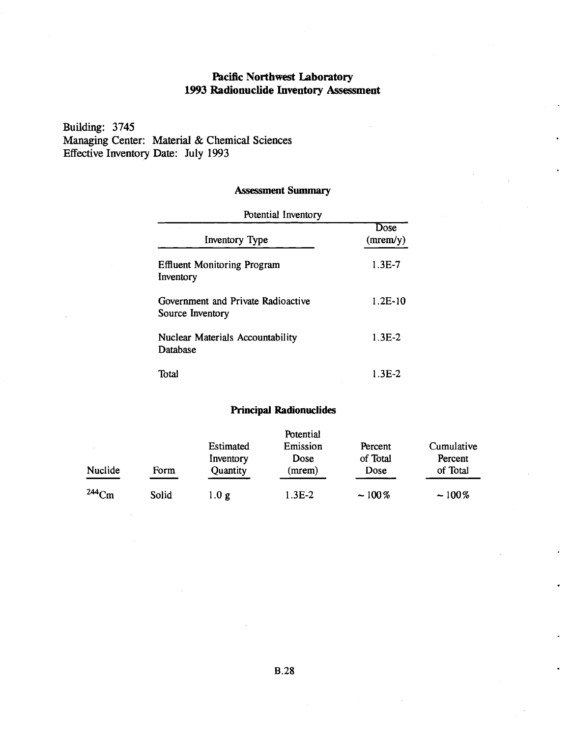# Pacific Northwest Laboratory
# 1993 Radionuclide Inventory Assessment

Building: 3745
Managing Center: Material & Chemical Sciences
Effective Inventory Date: July 1993

## Assessment Summary

Potential Inventory

| Inventory Type | Dose (mrem/y) |
|---|---|
| Effluent Monitoring Program Inventory | 1.3E-7 |
| Government and Private Radioactive Source Inventory | 1.2E-10 |
| Nuclear Materials Accountability Database | 1.3E-2 |
| Total | 1.3E-2 |

## Principal Radionuclides

| Nuclide | Form | Estimated Inventory Quantity | Potential Emission Dose (mrem) | Percent of Total Dose | Cumulative Percent of Total |
|---|---|---|---|---|---|
| $^{244}Cm$ | Solid | 1.0 g | 1.3E-2 | ~100% | ~100% |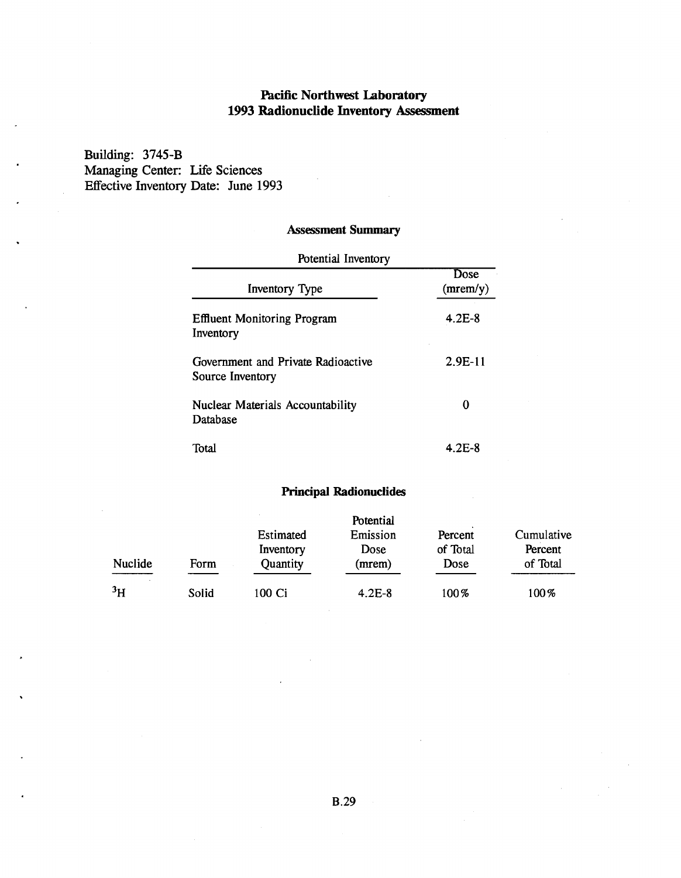# Pacific Northwest Laboratory
# 1993 Radionuclide Inventory Assessment

Building: 3745-B
Managing Center: Life Sciences
Effective Inventory Date: June 1993

### Assessment Summary

Potential Inventory

| Inventory Type | Dose (mrem/y) |
|---|---|
| Effluent Monitoring Program Inventory | 4.2E-8 |
| Government and Private Radioactive Source Inventory | 2.9E-11 |
| Nuclear Materials Accountability Database | 0 |
| Total | 4.2E-8 |

### Principal Radionuclides

| Nuclide | Form | Estimated Inventory Quantity | Potential Emission Dose (mrem) | Percent of Total Dose | Cumulative Percent of Total |
|---|---|---|---|---|---|
| $^{3}H$ | Solid | 100 Ci | 4.2E-8 | 100% | 100% |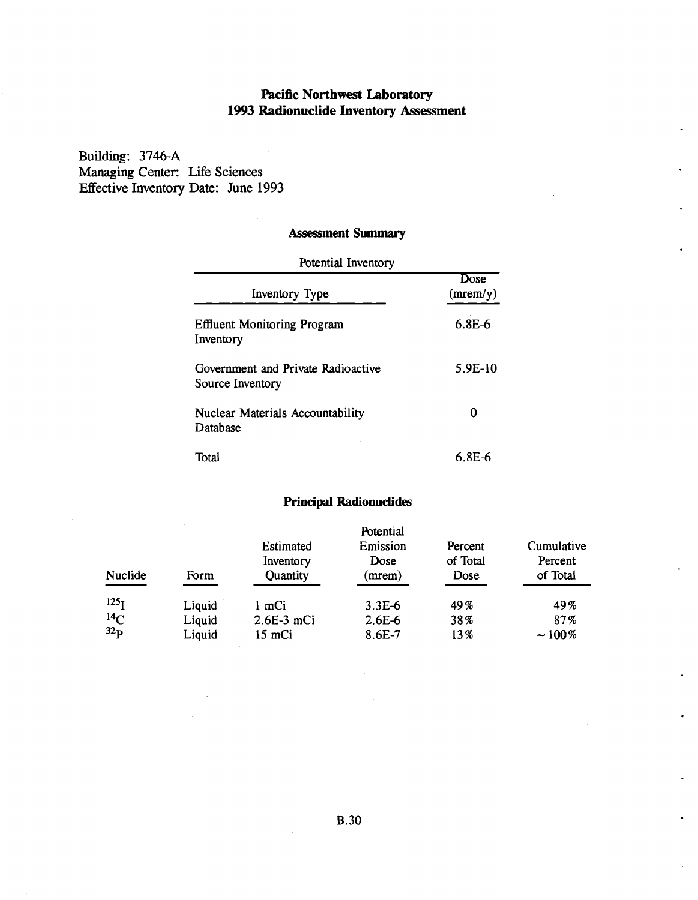# Pacific Northwest Laboratory
# 1993 Radionuclide Inventory Assessment

Building: 3746-A
Managing Center: Life Sciences
Effective Inventory Date: June 1993

## Assessment Summary

Potential Inventory

| Inventory Type | Dose (mrem/y) |
|---|---|
| Effluent Monitoring Program Inventory | 6.8E-6 |
| Government and Private Radioactive Source Inventory | 5.9E-10 |
| Nuclear Materials Accountability Database | 0 |
| Total | 6.8E-6 |

## Principal Radionuclides

| Nuclide | Form | Estimated Inventory Quantity | Potential Emission Dose (mrem) | Percent of Total Dose | Cumulative Percent of Total |
|---|---|---|---|---|---|
| $^{125}I$ | Liquid | 1 mCi | 3.3E-6 | 49% | 49% |
| $^{14}C$ | Liquid | 2.6E-3 mCi | 2.6E-6 | 38% | 87% |
| $^{32}P$ | Liquid | 15 mCi | 8.6E-7 | 13% | ~100% |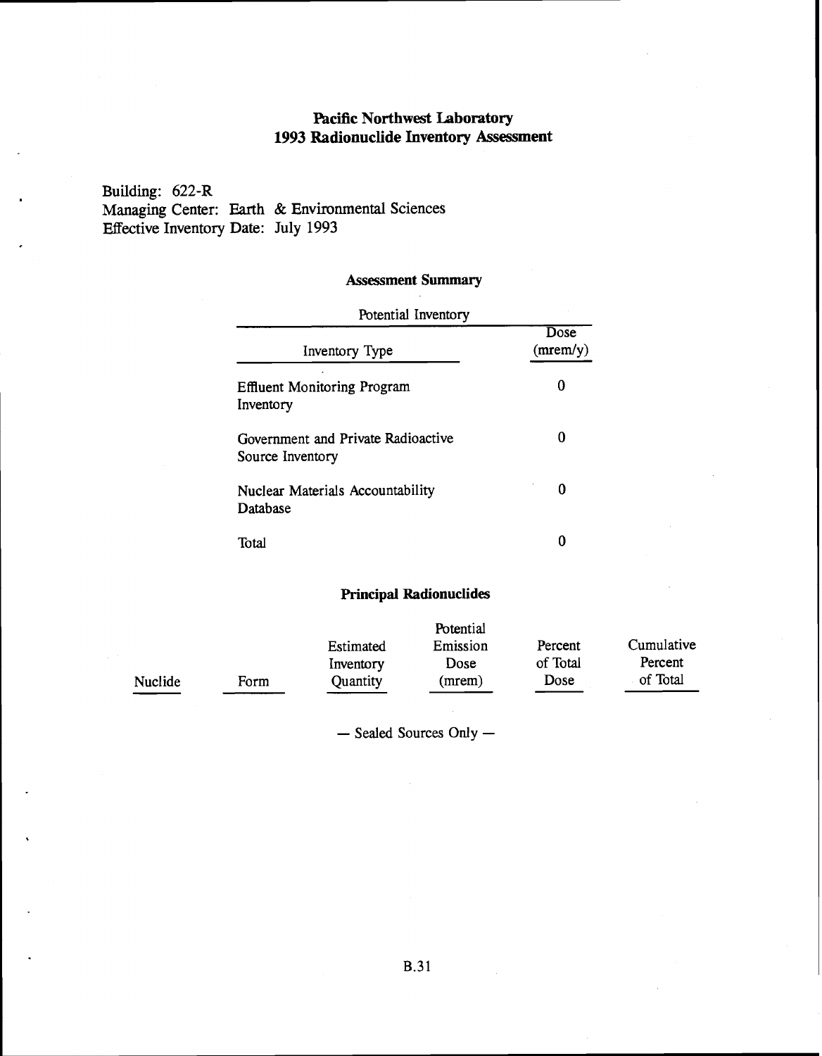# Pacific Northwest Laboratory
# 1993 Radionuclide Inventory Assessment

Building: 622-R
Managing Center: Earth & Environmental Sciences
Effective Inventory Date: July 1993

### Assessment Summary

Potential Inventory

| Inventory Type | Dose (mrem/y) |
|---|---|
| Effluent Monitoring Program Inventory | 0 |
| Government and Private Radioactive Source Inventory | 0 |
| Nuclear Materials Accountability Database | 0 |
| Total | 0 |

### Principal Radionuclides

| Nuclide | Form | Estimated Inventory Quantity | Potential Emission Dose (mrem) | Percent of Total Dose | Cumulative Percent of Total |
|---|---|---|---|---|---|

— Sealed Sources Only —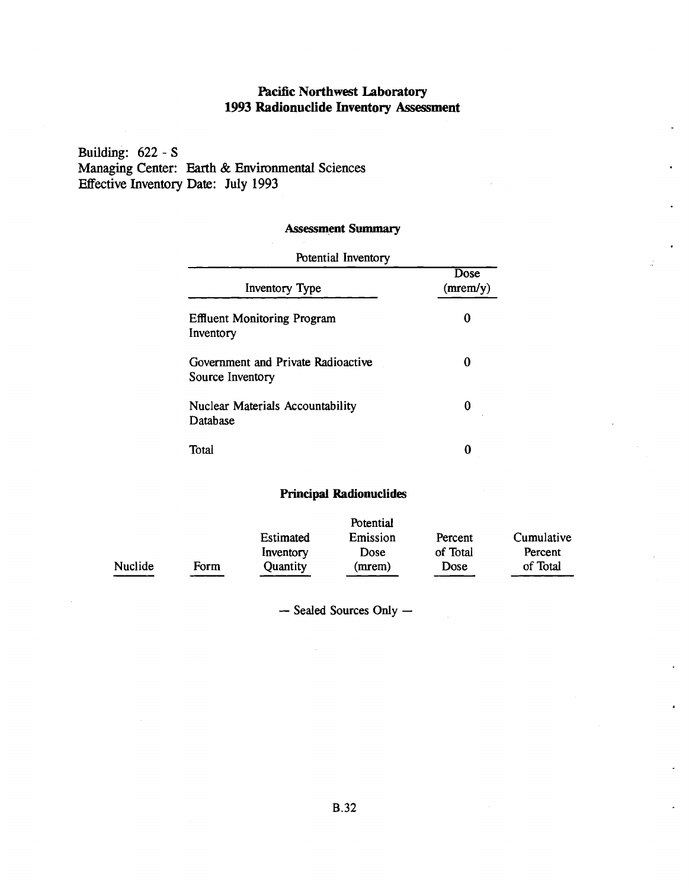# Pacific Northwest Laboratory
# 1993 Radionuclide Inventory Assessment

Building: 622 - S
Managing Center: Earth & Environmental Sciences
Effective Inventory Date: July 1993

## Assessment Summary

| Potential Inventory | |
|---|---|
| Inventory Type | Dose (mrem/y) |
| Effluent Monitoring Program Inventory | 0 |
| Government and Private Radioactive Source Inventory | 0 |
| Nuclear Materials Accountability Database | 0 |
| Total | 0 |

## Principal Radionuclides

| Nuclide | Form | Estimated Inventory Quantity | Potential Emission Dose (mrem) | Percent of Total Dose | Cumulative Percent of Total |
|---|---|---|---|---|---|

— Sealed Sources Only —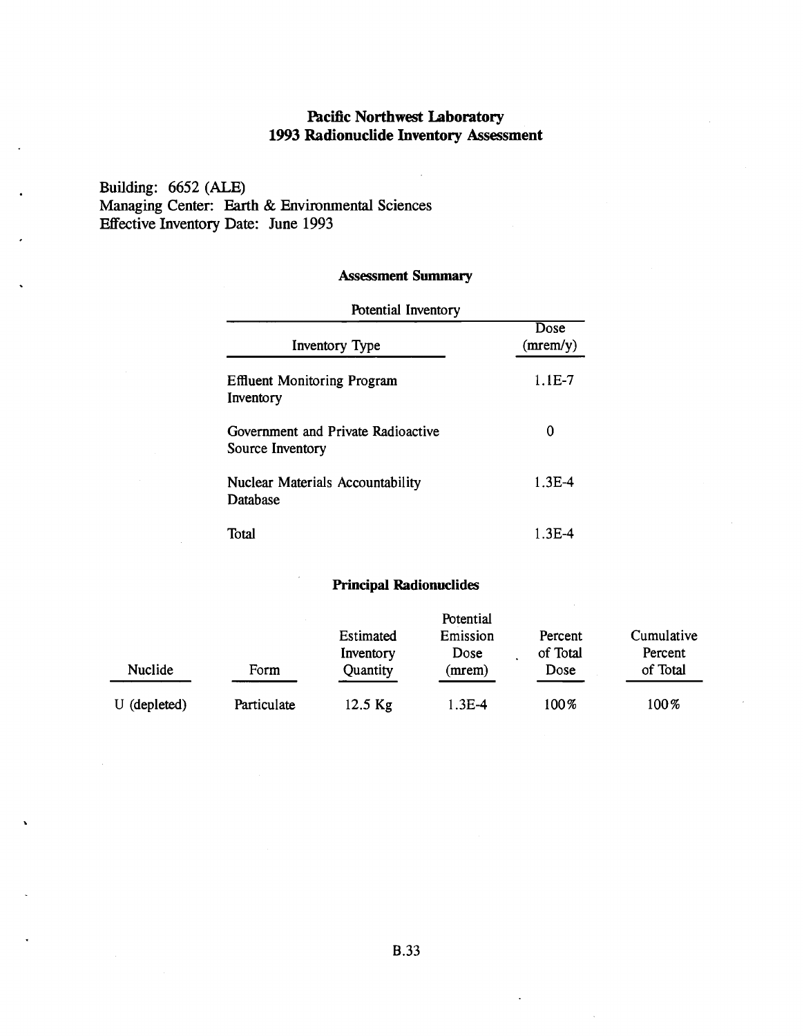**Pacific Northwest Laboratory**
**1993 Radionuclide Inventory Assessment**

Building: 6652 (ALE)
Managing Center: Earth & Environmental Sciences
Effective Inventory Date: June 1993

**Assessment Summary**

| Potential Inventory | |
|---|---|
| Inventory Type | Dose (mrem/y) |
| Effluent Monitoring Program Inventory | 1.1E-7 |
| Government and Private Radioactive Source Inventory | 0 |
| Nuclear Materials Accountability Database | 1.3E-4 |
| Total | 1.3E-4 |

**Principal Radionuclides**

| Nuclide | Form | Estimated Inventory Quantity | Potential Emission Dose (mrem) | Percent of Total Dose | Cumulative Percent of Total |
|---|---|---|---|---|---|
| U (depleted) | Particulate | 12.5 Kg | 1.3E-4 | 100% | 100% |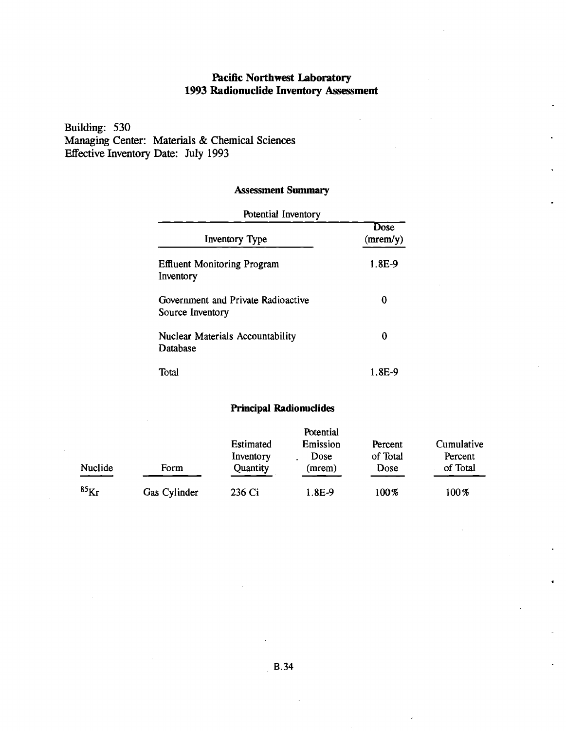# Pacific Northwest Laboratory
# 1993 Radionuclide Inventory Assessment

Building: 530
Managing Center: Materials & Chemical Sciences
Effective Inventory Date: July 1993

## Assessment Summary

Potential Inventory

| Inventory Type | Dose (mrem/y) |
|---|---|
| Effluent Monitoring Program Inventory | 1.8E-9 |
| Government and Private Radioactive Source Inventory | 0 |
| Nuclear Materials Accountability Database | 0 |
| Total | 1.8E-9 |

## Principal Radionuclides

| Nuclide | Form | Estimated Inventory Quantity | Potential Emission Dose (mrem) | Percent of Total Dose | Cumulative Percent of Total |
|---|---|---|---|---|---|
| $^{85}Kr$ | Gas Cylinder | 236 Ci | 1.8E-9 | 100% | 100% |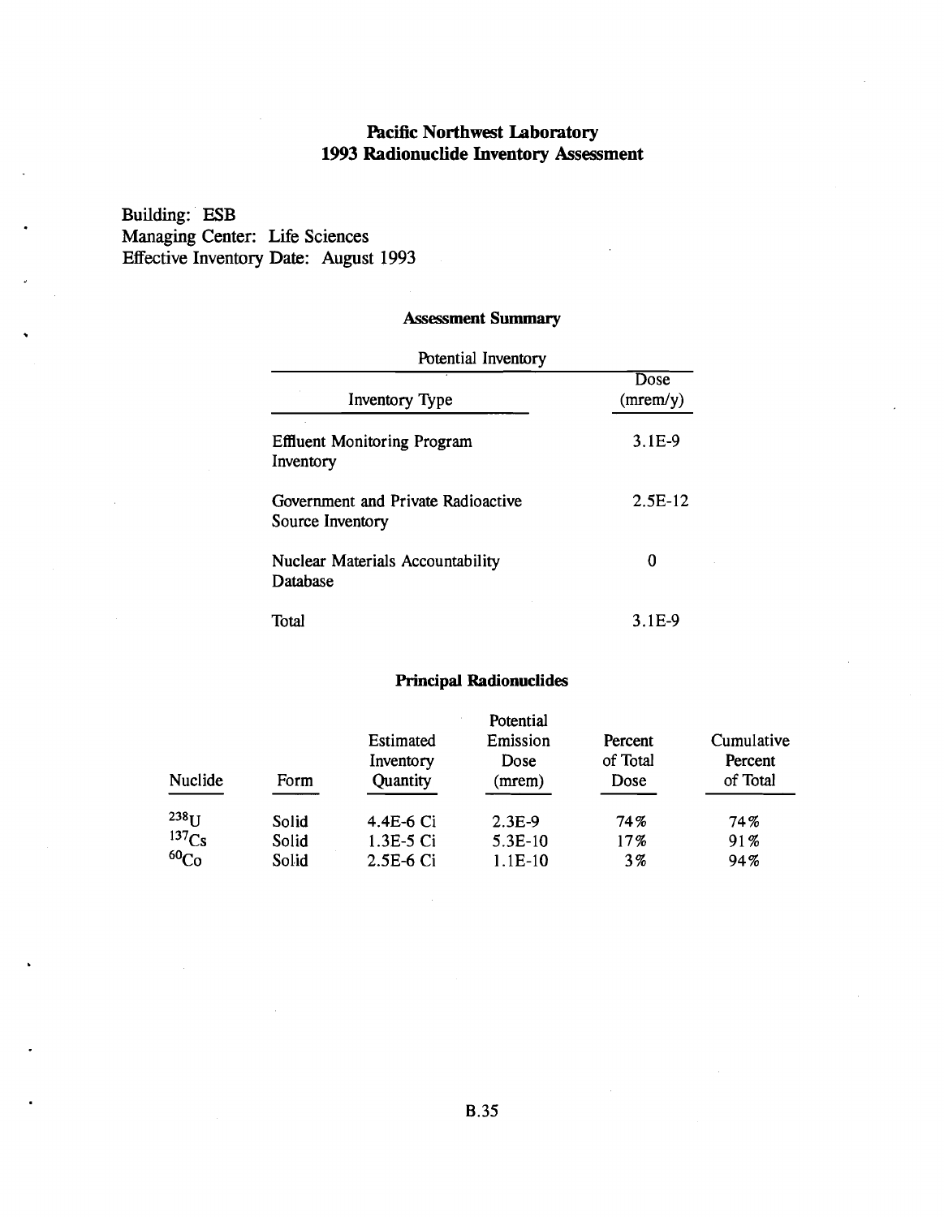# Pacific Northwest Laboratory
# 1993 Radionuclide Inventory Assessment

Building: ESB
Managing Center: Life Sciences
Effective Inventory Date: August 1993

### Assessment Summary

Potential Inventory

| Inventory Type | Dose (mrem/y) |
|---|---|
| Effluent Monitoring Program Inventory | 3.1E-9 |
| Government and Private Radioactive Source Inventory | 2.5E-12 |
| Nuclear Materials Accountability Database | 0 |
| Total | 3.1E-9 |

### Principal Radionuclides

| Nuclide | Form | Estimated Inventory Quantity | Potential Emission Dose (mrem) | Percent of Total Dose | Cumulative Percent of Total |
|---|---|---|---|---|---|
| $^{238}U$ | Solid | 4.4E-6 Ci | 2.3E-9 | 74% | 74% |
| $^{137}Cs$ | Solid | 1.3E-5 Ci | 5.3E-10 | 17% | 91% |
| $^{60}Co$ | Solid | 2.5E-6 Ci | 1.1E-10 | 3% | 94% |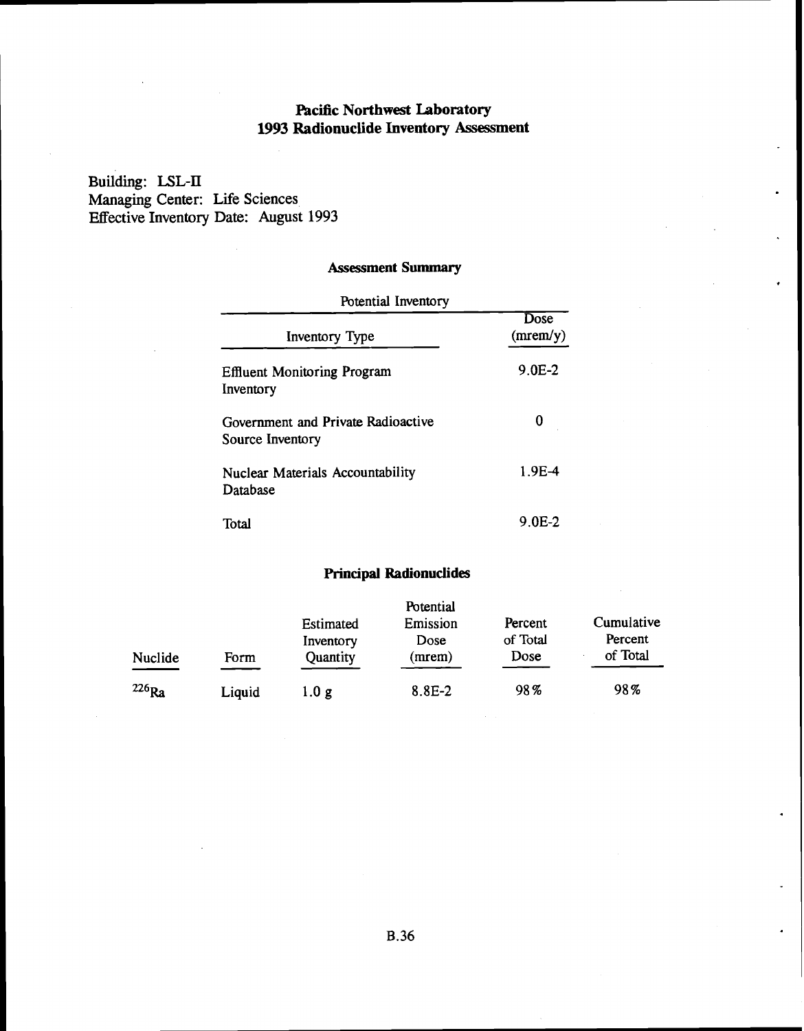# Pacific Northwest Laboratory
# 1993 Radionuclide Inventory Assessment

Building: LSL-II
Managing Center: Life Sciences
Effective Inventory Date: August 1993

## Assessment Summary

| Potential Inventory | |
|---|---|
| Inventory Type | Dose (mrem/y) |
| Effluent Monitoring Program Inventory | 9.0E-2 |
| Government and Private Radioactive Source Inventory | 0 |
| Nuclear Materials Accountability Database | 1.9E-4 |
| Total | 9.0E-2 |

## Principal Radionuclides

| Nuclide | Form | Estimated Inventory Quantity | Potential Emission Dose (mrem) | Percent of Total Dose | Cumulative Percent of Total |
|---|---|---|---|---|---|
| $^{226}Ra$ | Liquid | 1.0 g | 8.8E-2 | 98% | 98% |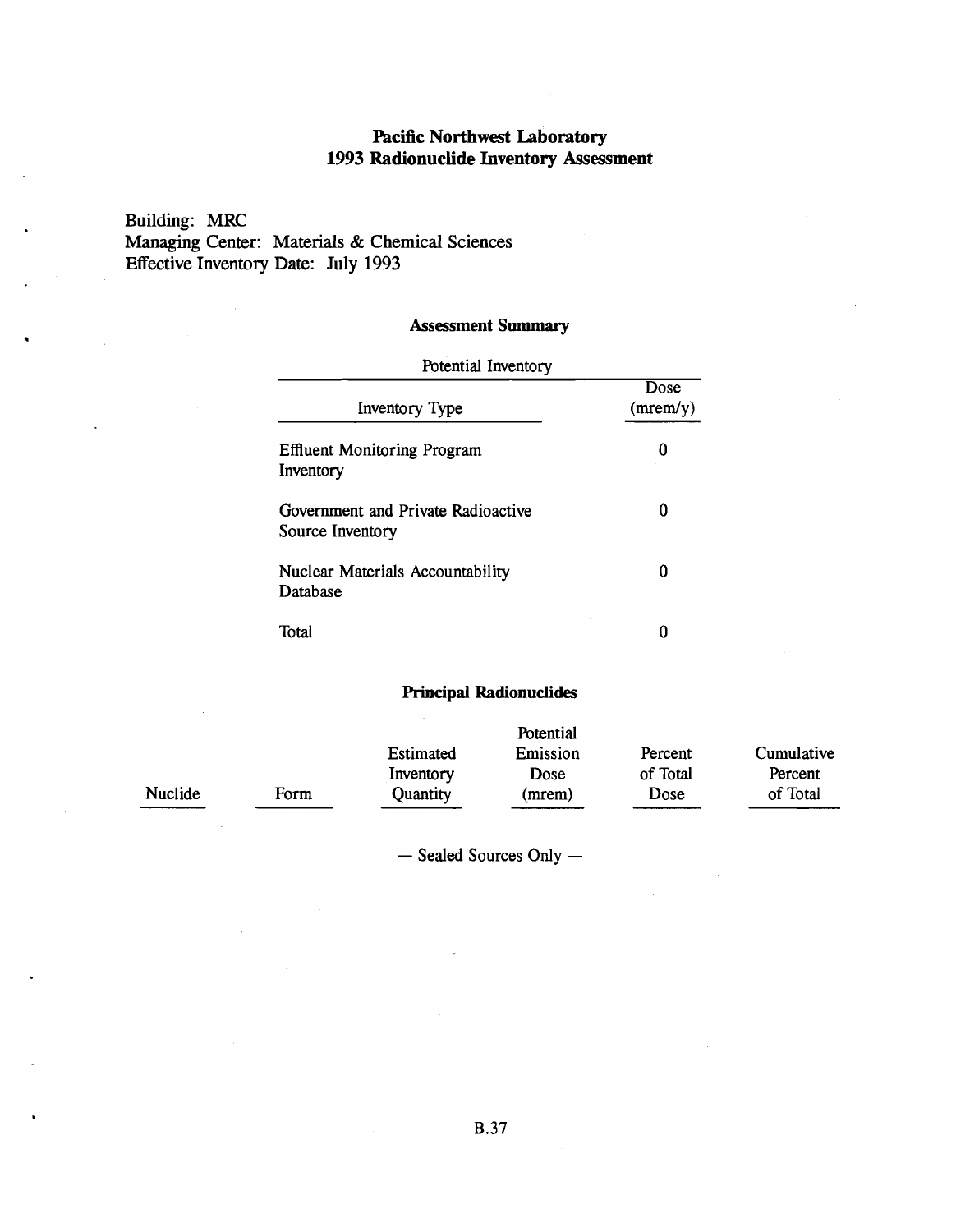## Pacific Northwest Laboratory
## 1993 Radionuclide Inventory Assessment

Building: MRC
Managing Center: Materials & Chemical Sciences
Effective Inventory Date: July 1993

### Assessment Summary

Potential Inventory

| Inventory Type | Dose (mrem/y) |
|---|---|
| Effluent Monitoring Program Inventory | 0 |
| Government and Private Radioactive Source Inventory | 0 |
| Nuclear Materials Accountability Database | 0 |
| Total | 0 |

### Principal Radionuclides

| Nuclide | Form | Estimated Inventory Quantity | Potential Emission Dose (mrem) | Percent of Total Dose | Cumulative Percent of Total |
|---|---|---|---|---|---|

— Sealed Sources Only —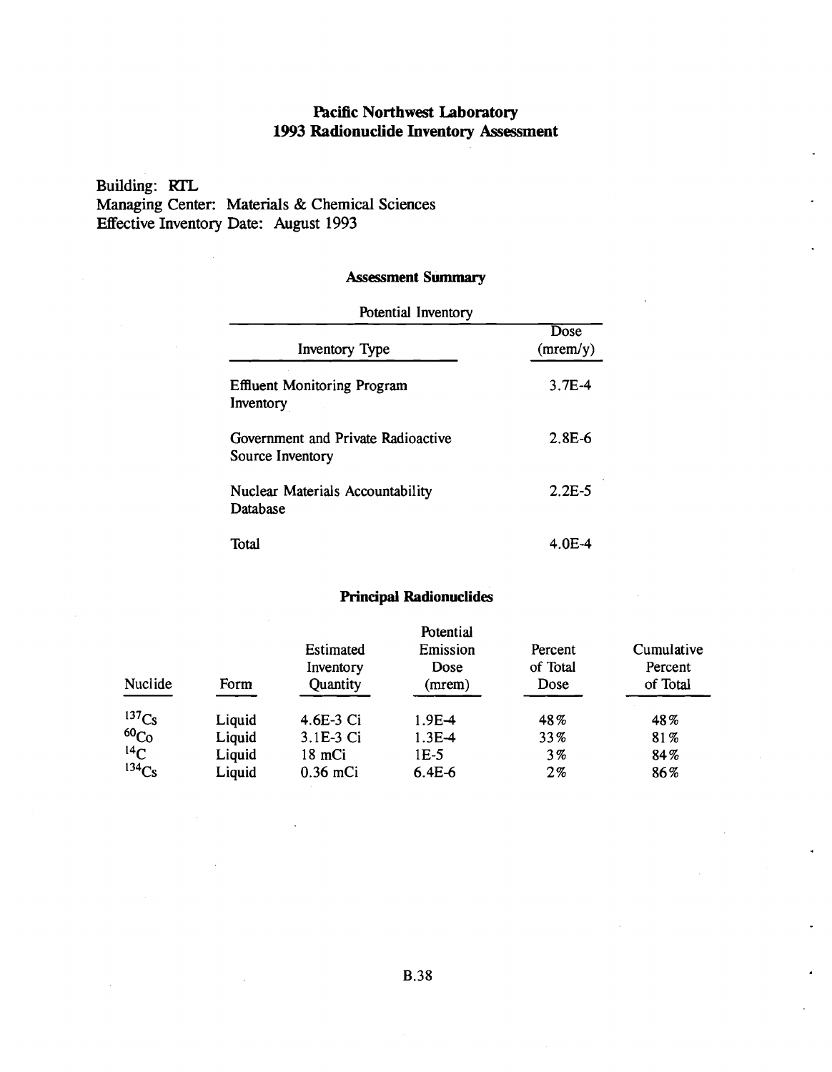# Pacific Northwest Laboratory
# 1993 Radionuclide Inventory Assessment

Building: RTL
Managing Center: Materials & Chemical Sciences
Effective Inventory Date: August 1993

## Assessment Summary

Potential Inventory

| Inventory Type | Dose (mrem/y) |
|---|---|
| Effluent Monitoring Program Inventory | 3.7E-4 |
| Government and Private Radioactive Source Inventory | 2.8E-6 |
| Nuclear Materials Accountability Database | 2.2E-5 |
| Total | 4.0E-4 |

## Principal Radionuclides

| Nuclide | Form | Estimated Inventory Quantity | Potential Emission Dose (mrem) | Percent of Total Dose | Cumulative Percent of Total |
|---|---|---|---|---|---|
| $^{137}Cs$ | Liquid | 4.6E-3 Ci | 1.9E-4 | 48% | 48% |
| $^{60}Co$ | Liquid | 3.1E-3 Ci | 1.3E-4 | 33% | 81% |
| $^{14}C$ | Liquid | 18 mCi | 1E-5 | 3% | 84% |
| $^{134}Cs$ | Liquid | 0.36 mCi | 6.4E-6 | 2% | 86% |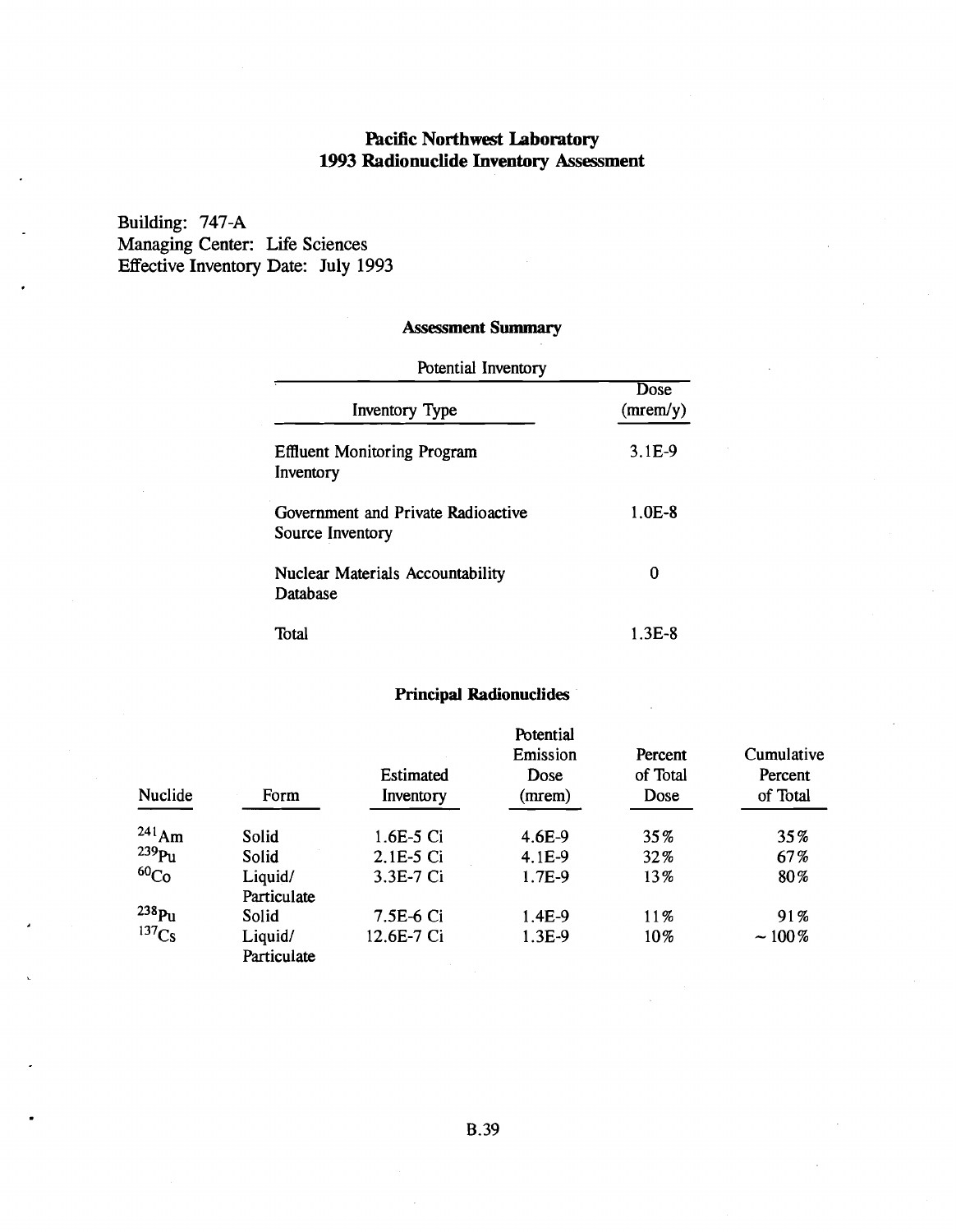# Pacific Northwest Laboratory
# 1993 Radionuclide Inventory Assessment

Building: 747-A
Managing Center: Life Sciences
Effective Inventory Date: July 1993

## Assessment Summary

Potential Inventory

| Inventory Type | Dose (mrem/y) |
|---|---|
| Effluent Monitoring Program Inventory | 3.1E-9 |
| Government and Private Radioactive Source Inventory | 1.0E-8 |
| Nuclear Materials Accountability Database | 0 |
| Total | 1.3E-8 |

## Principal Radionuclides

| Nuclide | Form | Estimated Inventory | Potential Emission Dose (mrem) | Percent of Total Dose | Cumulative Percent of Total |
|---|---|---|---|---|---|
| $^{241}Am$ | Solid | 1.6E-5 Ci | 4.6E-9 | 35% | 35% |
| $^{239}Pu$ | Solid | 2.1E-5 Ci | 4.1E-9 | 32% | 67% |
| $^{60}Co$ | Liquid/ Particulate | 3.3E-7 Ci | 1.7E-9 | 13% | 80% |
| $^{238}Pu$ | Solid | 7.5E-6 Ci | 1.4E-9 | 11% | 91% |
| $^{137}Cs$ | Liquid/ Particulate | 12.6E-7 Ci | 1.3E-9 | 10% | ~100% |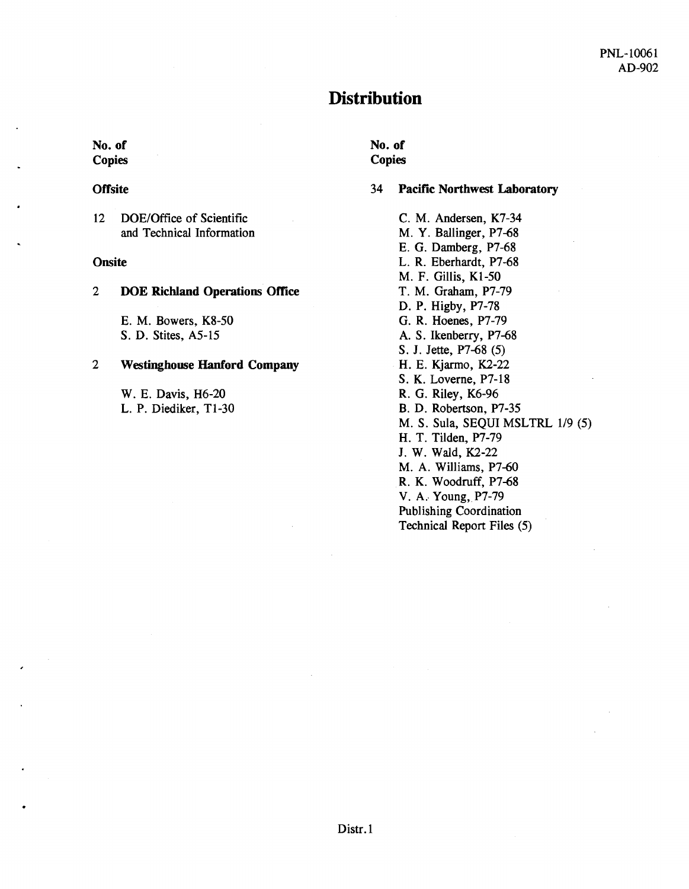PNL-10061
AD-902

# Distribution

**No. of Copies**

**Offsite**

12 DOE/Office of Scientific and Technical Information

**Onsite**

2 **DOE Richland Operations Office**

E. M. Bowers, K8-50
S. D. Stites, A5-15

2 **Westinghouse Hanford Company**

W. E. Davis, H6-20
L. P. Diediker, T1-30

**No. of Copies**

34 **Pacific Northwest Laboratory**

C. M. Andersen, K7-34
M. Y. Ballinger, P7-68
E. G. Damberg, P7-68
L. R. Eberhardt, P7-68
M. F. Gillis, K1-50
T. M. Graham, P7-79
D. P. Higby, P7-78
G. R. Hoenes, P7-79
A. S. Ikenberry, P7-68
S. J. Jette, P7-68 (5)
H. E. Kjarmo, K2-22
S. K. Loverne, P7-18
R. G. Riley, K6-96
B. D. Robertson, P7-35
M. S. Sula, SEQUI MSLTRL 1/9 (5)
H. T. Tilden, P7-79
J. W. Wald, K2-22
M. A. Williams, P7-60
R. K. Woodruff, P7-68
V. A. Young, P7-79
Publishing Coordination
Technical Report Files (5)